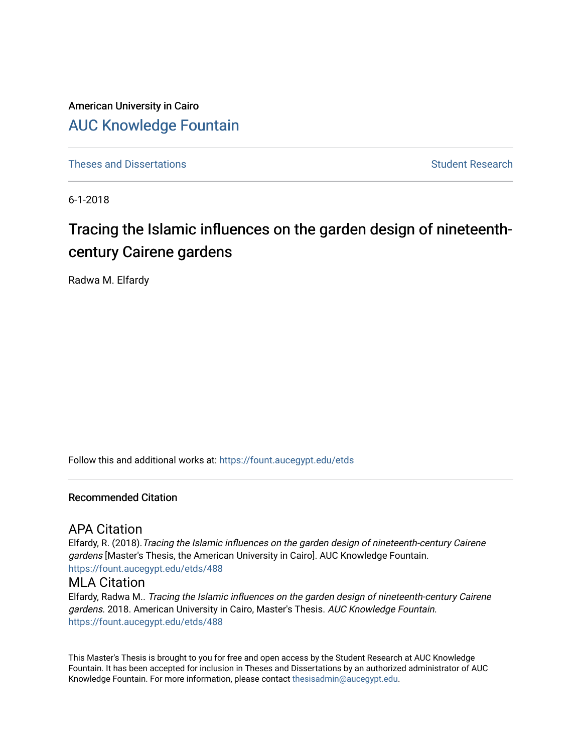American University in Cairo

# AUC Knowledge Fountain

Theses and Dissertations

Student Research

6-1-2018

## Tracing the Islamic influences on the garden design of nineteenth-century Cairene gardens

Radwa M. Elfardy

Follow this and additional works at: https://fount.aucegypt.edu/etds

### Recommended Citation

#### APA Citation

Elfardy, R. (2018).*Tracing the Islamic influences on the garden design of nineteenth-century Cairene gardens* [Master's Thesis, the American University in Cairo]. AUC Knowledge Fountain.
https://fount.aucegypt.edu/etds/488

#### MLA Citation

Elfardy, Radwa M.. *Tracing the Islamic influences on the garden design of nineteenth-century Cairene gardens*. 2018. American University in Cairo, Master's Thesis. *AUC Knowledge Fountain*.
https://fount.aucegypt.edu/etds/488

This Master's Thesis is brought to you for free and open access by the Student Research at AUC Knowledge Fountain. It has been accepted for inclusion in Theses and Dissertations by an authorized administrator of AUC Knowledge Fountain. For more information, please contact thesisadmin@aucegypt.edu.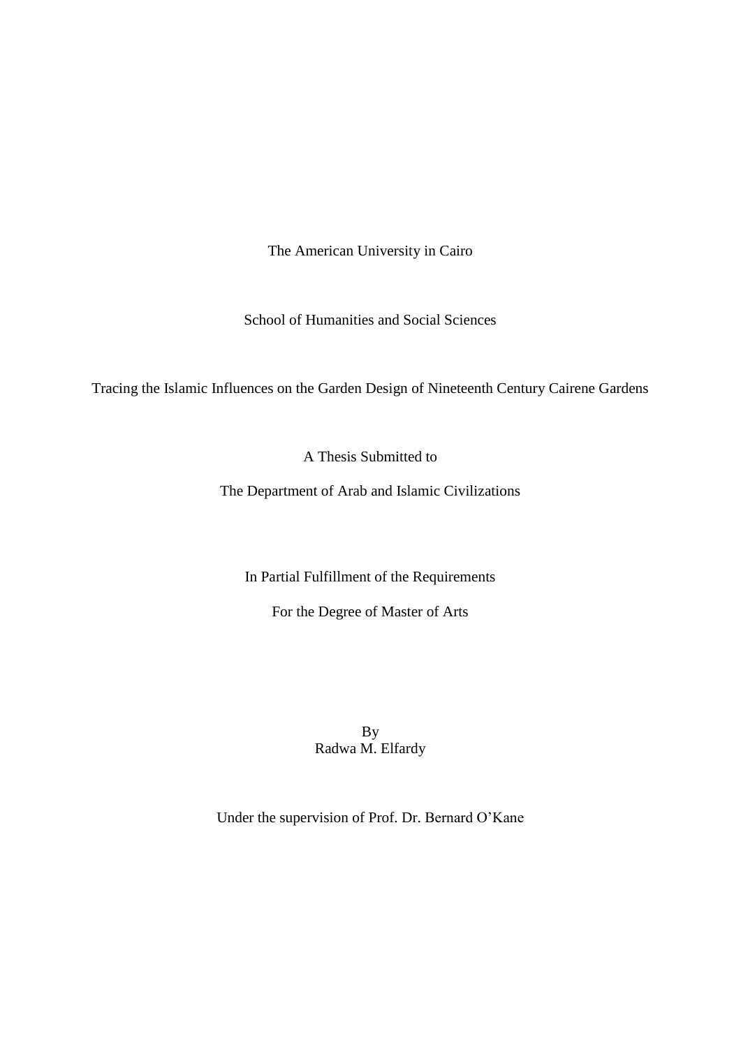The American University in Cairo

School of Humanities and Social Sciences

Tracing the Islamic Influences on the Garden Design of Nineteenth Century Cairene Gardens

A Thesis Submitted to

The Department of Arab and Islamic Civilizations

In Partial Fulfillment of the Requirements

For the Degree of Master of Arts

By
Radwa M. Elfardy

Under the supervision of Prof. Dr. Bernard O'Kane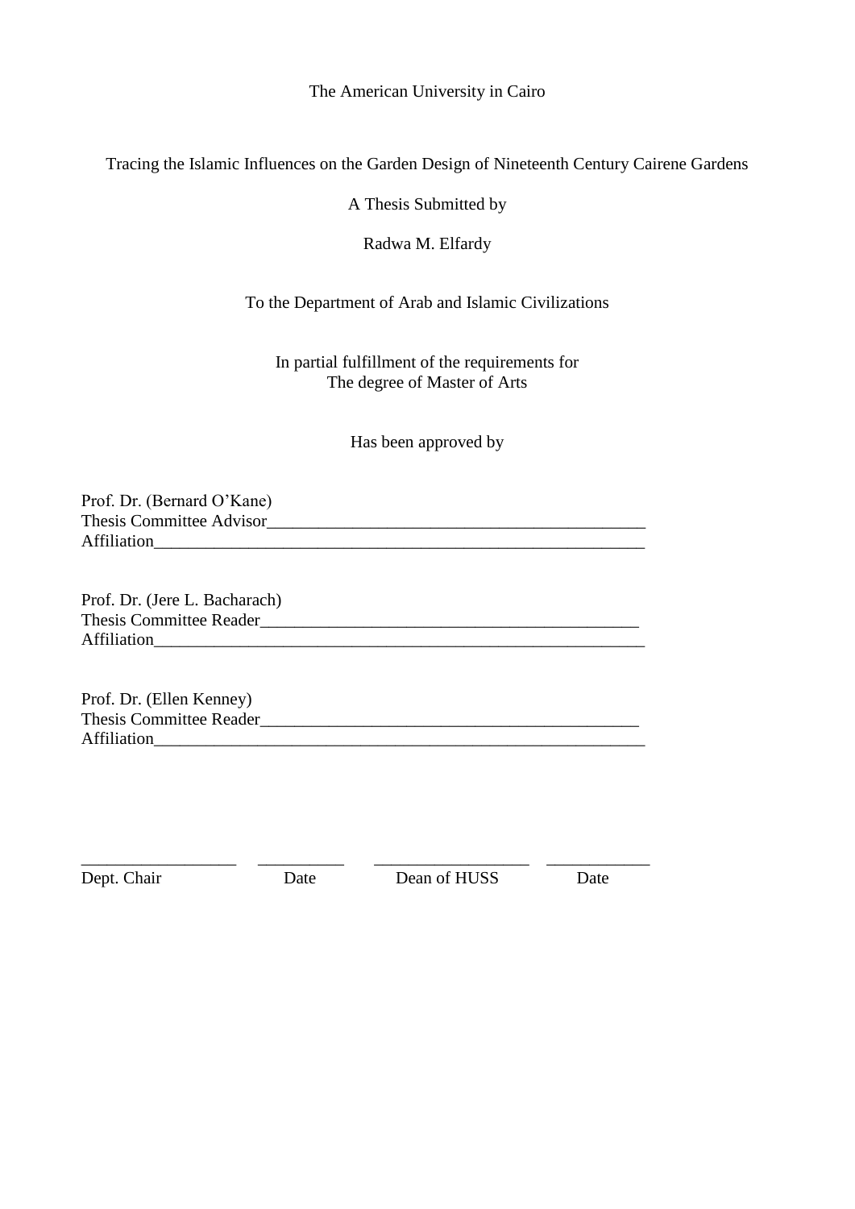The American University in Cairo

Tracing the Islamic Influences on the Garden Design of Nineteenth Century Cairene Gardens

A Thesis Submitted by

Radwa M. Elfardy

To the Department of Arab and Islamic Civilizations

In partial fulfillment of the requirements for
The degree of Master of Arts

Has been approved by

Prof. Dr. (Bernard O'Kane)
Thesis Committee Advisor_____________________________________________
Affiliation_______________________________________________________

Prof. Dr. (Jere L. Bacharach)
Thesis Committee Reader_____________________________________________
Affiliation_______________________________________________________

Prof. Dr. (Ellen Kenney)
Thesis Committee Reader_____________________________________________
Affiliation_______________________________________________________

| __________________ | __________ | __________________ | ____________ |
|---|---|---|---|
| Dept. Chair | Date | Dean of HUSS | Date |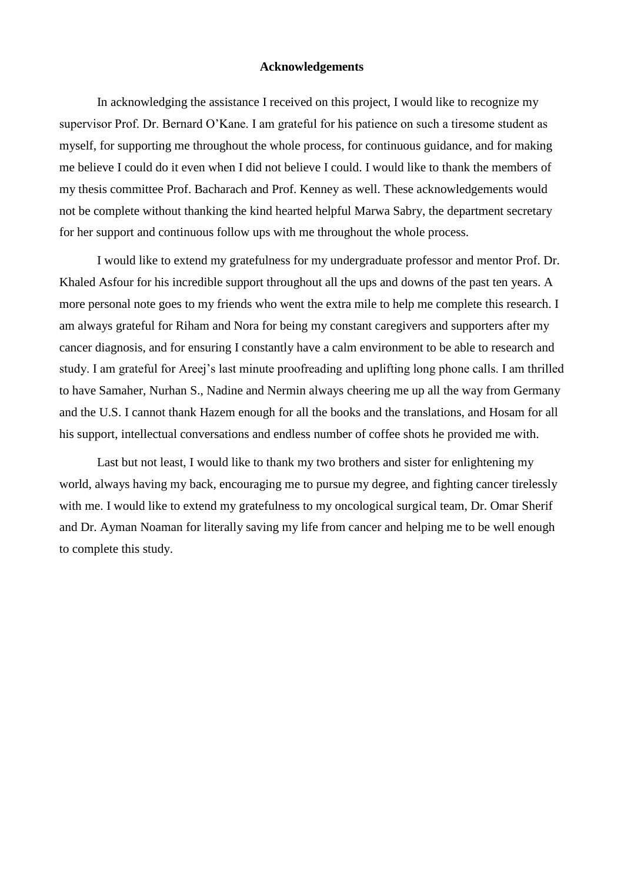# Acknowledgements

In acknowledging the assistance I received on this project, I would like to recognize my supervisor Prof. Dr. Bernard O'Kane. I am grateful for his patience on such a tiresome student as myself, for supporting me throughout the whole process, for continuous guidance, and for making me believe I could do it even when I did not believe I could. I would like to thank the members of my thesis committee Prof. Bacharach and Prof. Kenney as well. These acknowledgements would not be complete without thanking the kind hearted helpful Marwa Sabry, the department secretary for her support and continuous follow ups with me throughout the whole process.

I would like to extend my gratefulness for my undergraduate professor and mentor Prof. Dr. Khaled Asfour for his incredible support throughout all the ups and downs of the past ten years. A more personal note goes to my friends who went the extra mile to help me complete this research. I am always grateful for Riham and Nora for being my constant caregivers and supporters after my cancer diagnosis, and for ensuring I constantly have a calm environment to be able to research and study. I am grateful for Areej's last minute proofreading and uplifting long phone calls. I am thrilled to have Samaher, Nurhan S., Nadine and Nermin always cheering me up all the way from Germany and the U.S. I cannot thank Hazem enough for all the books and the translations, and Hosam for all his support, intellectual conversations and endless number of coffee shots he provided me with.

Last but not least, I would like to thank my two brothers and sister for enlightening my world, always having my back, encouraging me to pursue my degree, and fighting cancer tirelessly with me. I would like to extend my gratefulness to my oncological surgical team, Dr. Omar Sherif and Dr. Ayman Noaman for literally saving my life from cancer and helping me to be well enough to complete this study.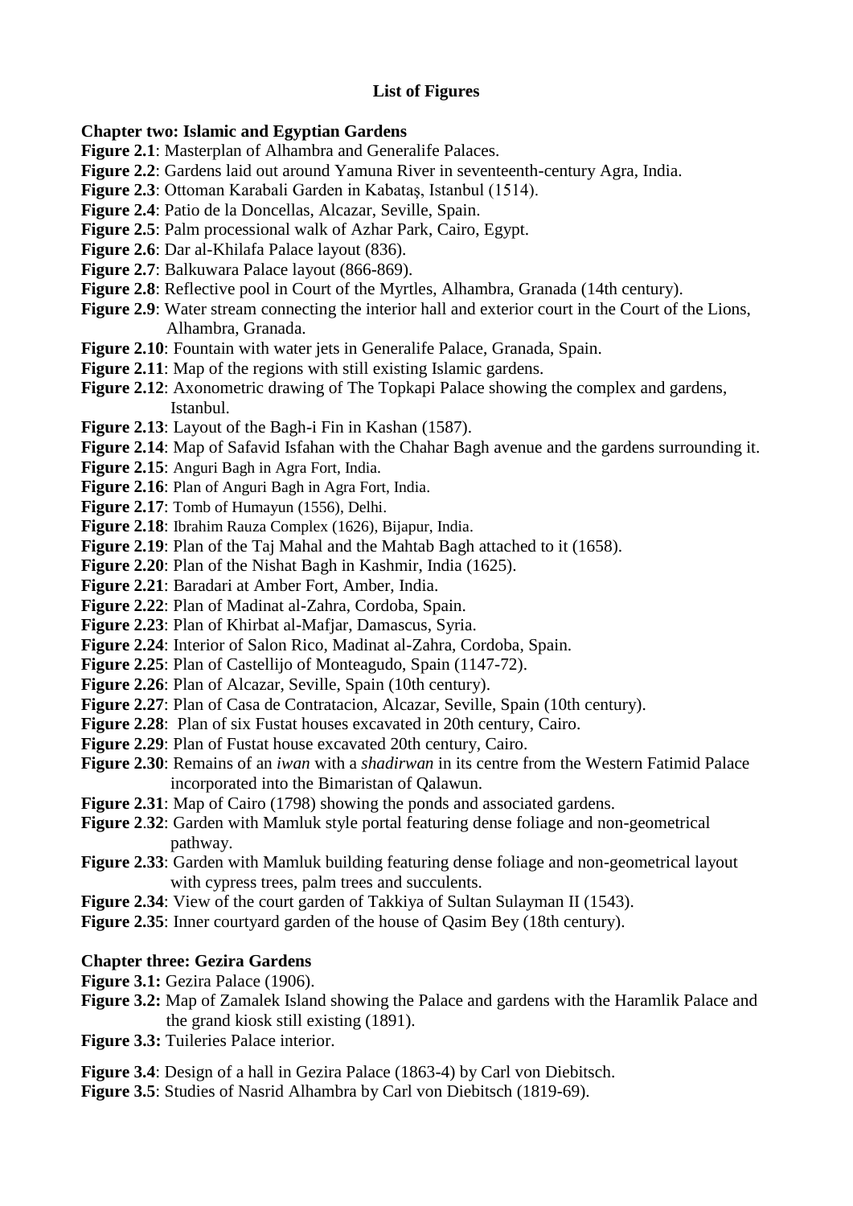# List of Figures

**Chapter two: Islamic and Egyptian Gardens**

**Figure 2.1**: Masterplan of Alhambra and Generalife Palaces.
**Figure 2.2**: Gardens laid out around Yamuna River in seventeenth-century Agra, India.
**Figure 2.3**: Ottoman Karabali Garden in Kabataş, Istanbul (1514).
**Figure 2.4**: Patio de la Doncellas, Alcazar, Seville, Spain.
**Figure 2.5**: Palm processional walk of Azhar Park, Cairo, Egypt.
**Figure 2.6**: Dar al-Khilafa Palace layout (836).
**Figure 2.7**: Balkuwara Palace layout (866-869).
**Figure 2.8**: Reflective pool in Court of the Myrtles, Alhambra, Granada (14th century).
**Figure 2.9**: Water stream connecting the interior hall and exterior court in the Court of the Lions, Alhambra, Granada.
**Figure 2.10**: Fountain with water jets in Generalife Palace, Granada, Spain.
**Figure 2.11**: Map of the regions with still existing Islamic gardens.
**Figure 2.12**: Axonometric drawing of The Topkapi Palace showing the complex and gardens, Istanbul.
**Figure 2.13**: Layout of the Bagh-i Fin in Kashan (1587).
**Figure 2.14**: Map of Safavid Isfahan with the Chahar Bagh avenue and the gardens surrounding it.
**Figure 2.15**: Anguri Bagh in Agra Fort, India.
**Figure 2.16**: Plan of Anguri Bagh in Agra Fort, India.
**Figure 2.17**: Tomb of Humayun (1556), Delhi.
**Figure 2.18**: Ibrahim Rauza Complex (1626), Bijapur, India.
**Figure 2.19**: Plan of the Taj Mahal and the Mahtab Bagh attached to it (1658).
**Figure 2.20**: Plan of the Nishat Bagh in Kashmir, India (1625).
**Figure 2.21**: Baradari at Amber Fort, Amber, India.
**Figure 2.22**: Plan of Madinat al-Zahra, Cordoba, Spain.
**Figure 2.23**: Plan of Khirbat al-Mafjar, Damascus, Syria.
**Figure 2.24**: Interior of Salon Rico, Madinat al-Zahra, Cordoba, Spain.
**Figure 2.25**: Plan of Castellijo of Monteagudo, Spain (1147-72).
**Figure 2.26**: Plan of Alcazar, Seville, Spain (10th century).
**Figure 2.27**: Plan of Casa de Contratacion, Alcazar, Seville, Spain (10th century).
**Figure 2.28**: Plan of six Fustat houses excavated in 20th century, Cairo.
**Figure 2.29**: Plan of Fustat house excavated 20th century, Cairo.
**Figure 2.30**: Remains of an *iwan* with a *shadirwan* in its centre from the Western Fatimid Palace incorporated into the Bimaristan of Qalawun.
**Figure 2.31**: Map of Cairo (1798) showing the ponds and associated gardens.
**Figure 2.32**: Garden with Mamluk style portal featuring dense foliage and non-geometrical pathway.
**Figure 2.33**: Garden with Mamluk building featuring dense foliage and non-geometrical layout with cypress trees, palm trees and succulents.
**Figure 2.34**: View of the court garden of Takkiya of Sultan Sulayman II (1543).
**Figure 2.35**: Inner courtyard garden of the house of Qasim Bey (18th century).

**Chapter three: Gezira Gardens**

**Figure 3.1:** Gezira Palace (1906).
**Figure 3.2:** Map of Zamalek Island showing the Palace and gardens with the Haramlik Palace and the grand kiosk still existing (1891).
**Figure 3.3:** Tuileries Palace interior.
**Figure 3.4**: Design of a hall in Gezira Palace (1863-4) by Carl von Diebitsch.
**Figure 3.5**: Studies of Nasrid Alhambra by Carl von Diebitsch (1819-69).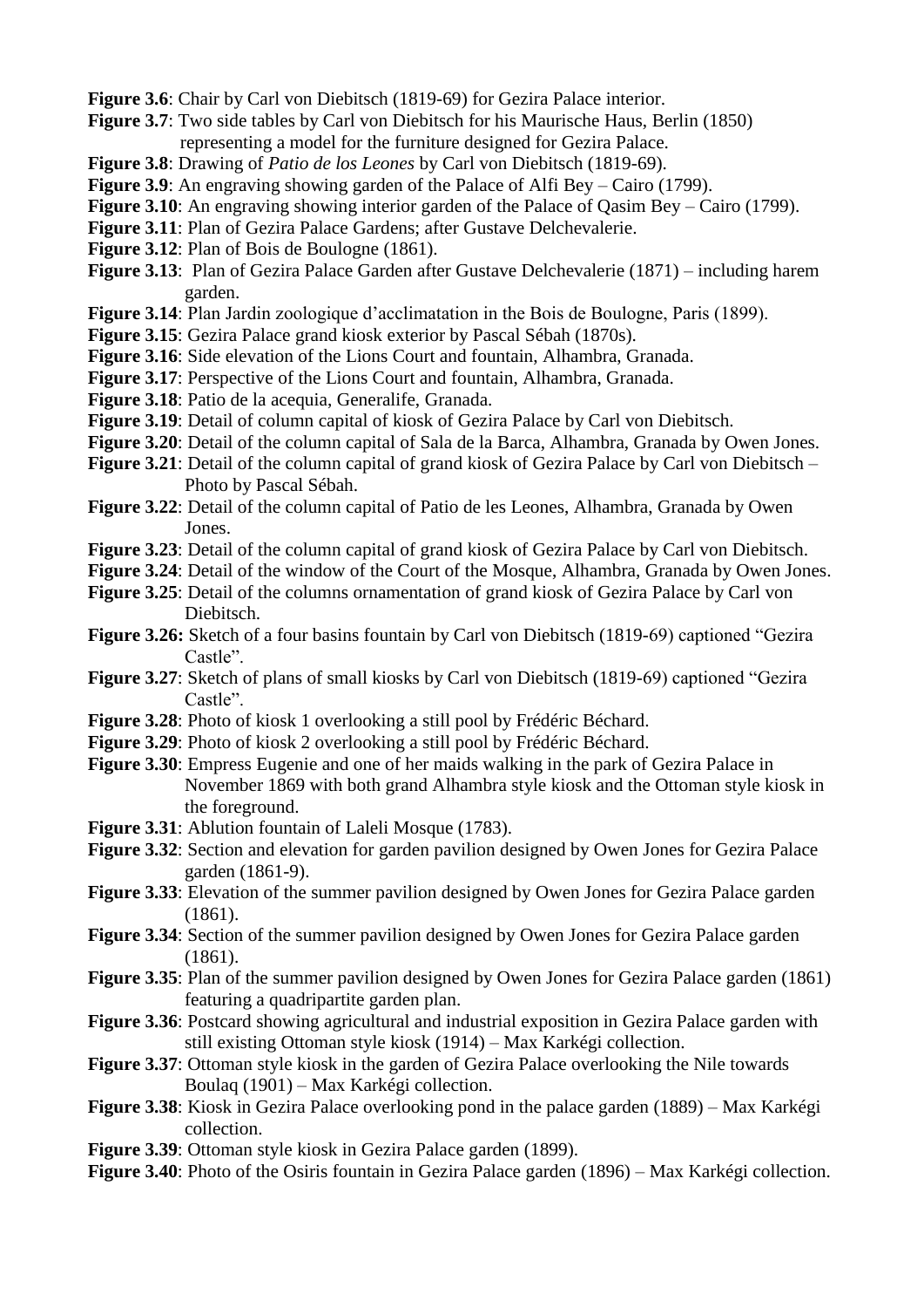**Figure 3.6**: Chair by Carl von Diebitsch (1819-69) for Gezira Palace interior.

**Figure 3.7**: Two side tables by Carl von Diebitsch for his Maurische Haus, Berlin (1850) representing a model for the furniture designed for Gezira Palace.

**Figure 3.8**: Drawing of *Patio de los Leones* by Carl von Diebitsch (1819-69).

**Figure 3.9**: An engraving showing garden of the Palace of Alfi Bey – Cairo (1799).

**Figure 3.10**: An engraving showing interior garden of the Palace of Qasim Bey – Cairo (1799).

**Figure 3.11**: Plan of Gezira Palace Gardens; after Gustave Delchevalerie.

**Figure 3.12**: Plan of Bois de Boulogne (1861).

**Figure 3.13**: Plan of Gezira Palace Garden after Gustave Delchevalerie (1871) – including harem garden.

**Figure 3.14**: Plan Jardin zoologique d'acclimatation in the Bois de Boulogne, Paris (1899).

**Figure 3.15**: Gezira Palace grand kiosk exterior by Pascal Sébah (1870s).

**Figure 3.16**: Side elevation of the Lions Court and fountain, Alhambra, Granada.

**Figure 3.17**: Perspective of the Lions Court and fountain, Alhambra, Granada.

**Figure 3.18**: Patio de la acequia, Generalife, Granada.

**Figure 3.19**: Detail of column capital of kiosk of Gezira Palace by Carl von Diebitsch.

**Figure 3.20**: Detail of the column capital of Sala de la Barca, Alhambra, Granada by Owen Jones.

**Figure 3.21**: Detail of the column capital of grand kiosk of Gezira Palace by Carl von Diebitsch – Photo by Pascal Sébah.

**Figure 3.22**: Detail of the column capital of Patio de les Leones, Alhambra, Granada by Owen Jones.

**Figure 3.23**: Detail of the column capital of grand kiosk of Gezira Palace by Carl von Diebitsch.

**Figure 3.24**: Detail of the window of the Court of the Mosque, Alhambra, Granada by Owen Jones.

**Figure 3.25**: Detail of the columns ornamentation of grand kiosk of Gezira Palace by Carl von Diebitsch.

**Figure 3.26:** Sketch of a four basins fountain by Carl von Diebitsch (1819-69) captioned "Gezira Castle".

**Figure 3.27**: Sketch of plans of small kiosks by Carl von Diebitsch (1819-69) captioned "Gezira Castle".

**Figure 3.28**: Photo of kiosk 1 overlooking a still pool by Frédéric Béchard.

**Figure 3.29**: Photo of kiosk 2 overlooking a still pool by Frédéric Béchard.

**Figure 3.30**: Empress Eugenie and one of her maids walking in the park of Gezira Palace in November 1869 with both grand Alhambra style kiosk and the Ottoman style kiosk in the foreground.

**Figure 3.31**: Ablution fountain of Laleli Mosque (1783).

**Figure 3.32**: Section and elevation for garden pavilion designed by Owen Jones for Gezira Palace garden (1861-9).

**Figure 3.33**: Elevation of the summer pavilion designed by Owen Jones for Gezira Palace garden (1861).

**Figure 3.34**: Section of the summer pavilion designed by Owen Jones for Gezira Palace garden (1861).

**Figure 3.35**: Plan of the summer pavilion designed by Owen Jones for Gezira Palace garden (1861) featuring a quadripartite garden plan.

**Figure 3.36**: Postcard showing agricultural and industrial exposition in Gezira Palace garden with still existing Ottoman style kiosk (1914) – Max Karkégi collection.

**Figure 3.37**: Ottoman style kiosk in the garden of Gezira Palace overlooking the Nile towards Boulaq (1901) – Max Karkégi collection.

**Figure 3.38**: Kiosk in Gezira Palace overlooking pond in the palace garden (1889) – Max Karkégi collection.

**Figure 3.39**: Ottoman style kiosk in Gezira Palace garden (1899).

**Figure 3.40**: Photo of the Osiris fountain in Gezira Palace garden (1896) – Max Karkégi collection.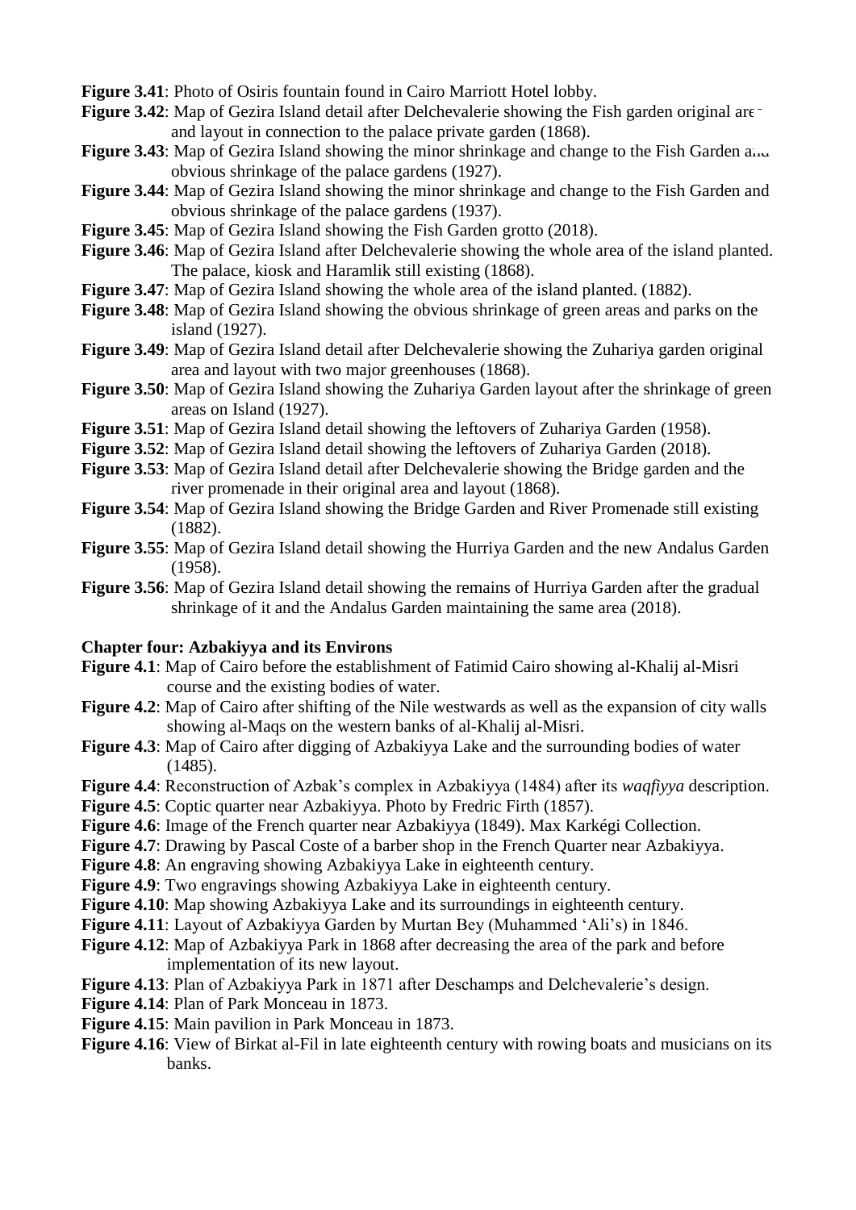**Figure 3.41**: Photo of Osiris fountain found in Cairo Marriott Hotel lobby.

**Figure 3.42**: Map of Gezira Island detail after Delchevalerie showing the Fish garden original area and layout in connection to the palace private garden (1868).

**Figure 3.43**: Map of Gezira Island showing the minor shrinkage and change to the Fish Garden and obvious shrinkage of the palace gardens (1927).

**Figure 3.44**: Map of Gezira Island showing the minor shrinkage and change to the Fish Garden and obvious shrinkage of the palace gardens (1937).

**Figure 3.45**: Map of Gezira Island showing the Fish Garden grotto (2018).

**Figure 3.46**: Map of Gezira Island after Delchevalerie showing the whole area of the island planted. The palace, kiosk and Haramlik still existing (1868).

**Figure 3.47**: Map of Gezira Island showing the whole area of the island planted. (1882).

**Figure 3.48**: Map of Gezira Island showing the obvious shrinkage of green areas and parks on the island (1927).

**Figure 3.49**: Map of Gezira Island detail after Delchevalerie showing the Zuhariya garden original area and layout with two major greenhouses (1868).

**Figure 3.50**: Map of Gezira Island showing the Zuhariya Garden layout after the shrinkage of green areas on Island (1927).

**Figure 3.51**: Map of Gezira Island detail showing the leftovers of Zuhariya Garden (1958).

**Figure 3.52**: Map of Gezira Island detail showing the leftovers of Zuhariya Garden (2018).

**Figure 3.53**: Map of Gezira Island detail after Delchevalerie showing the Bridge garden and the river promenade in their original area and layout (1868).

**Figure 3.54**: Map of Gezira Island showing the Bridge Garden and River Promenade still existing (1882).

**Figure 3.55**: Map of Gezira Island detail showing the Hurriya Garden and the new Andalus Garden (1958).

**Figure 3.56**: Map of Gezira Island detail showing the remains of Hurriya Garden after the gradual shrinkage of it and the Andalus Garden maintaining the same area (2018).

**Chapter four: Azbakiyya and its Environs**

**Figure 4.1**: Map of Cairo before the establishment of Fatimid Cairo showing al-Khalij al-Misri course and the existing bodies of water.

**Figure 4.2**: Map of Cairo after shifting of the Nile westwards as well as the expansion of city walls showing al-Maqs on the western banks of al-Khalij al-Misri.

**Figure 4.3**: Map of Cairo after digging of Azbakiyya Lake and the surrounding bodies of water (1485).

**Figure 4.4**: Reconstruction of Azbak's complex in Azbakiyya (1484) after its *waqfiyya* description.

**Figure 4.5**: Coptic quarter near Azbakiyya. Photo by Fredric Firth (1857).

**Figure 4.6**: Image of the French quarter near Azbakiyya (1849). Max Karkégi Collection.

**Figure 4.7**: Drawing by Pascal Coste of a barber shop in the French Quarter near Azbakiyya.

**Figure 4.8**: An engraving showing Azbakiyya Lake in eighteenth century.

**Figure 4.9**: Two engravings showing Azbakiyya Lake in eighteenth century.

**Figure 4.10**: Map showing Azbakiyya Lake and its surroundings in eighteenth century.

**Figure 4.11**: Layout of Azbakiyya Garden by Murtan Bey (Muhammed 'Ali's) in 1846.

**Figure 4.12**: Map of Azbakiyya Park in 1868 after decreasing the area of the park and before implementation of its new layout.

**Figure 4.13**: Plan of Azbakiyya Park in 1871 after Deschamps and Delchevalerie's design.

**Figure 4.14**: Plan of Park Monceau in 1873.

**Figure 4.15**: Main pavilion in Park Monceau in 1873.

**Figure 4.16**: View of Birkat al-Fil in late eighteenth century with rowing boats and musicians on its banks.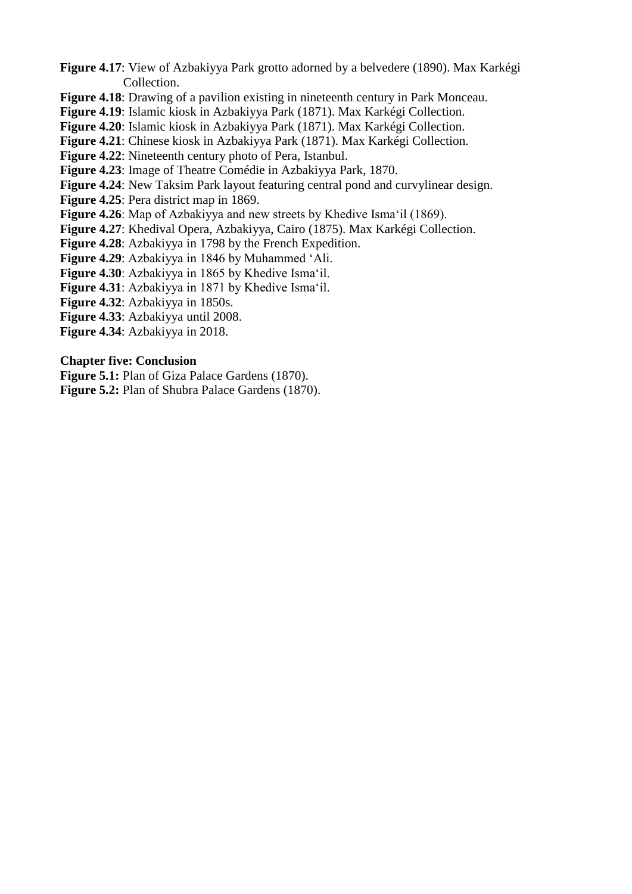**Figure 4.17**: View of Azbakiyya Park grotto adorned by a belvedere (1890). Max Karkégi Collection.

**Figure 4.18**: Drawing of a pavilion existing in nineteenth century in Park Monceau.

**Figure 4.19**: Islamic kiosk in Azbakiyya Park (1871). Max Karkégi Collection.

**Figure 4.20**: Islamic kiosk in Azbakiyya Park (1871). Max Karkégi Collection.

**Figure 4.21**: Chinese kiosk in Azbakiyya Park (1871). Max Karkégi Collection.

**Figure 4.22**: Nineteenth century photo of Pera, Istanbul.

**Figure 4.23**: Image of Theatre Comédie in Azbakiyya Park, 1870.

**Figure 4.24**: New Taksim Park layout featuring central pond and curvylinear design.

**Figure 4.25**: Pera district map in 1869.

**Figure 4.26**: Map of Azbakiyya and new streets by Khedive Isma‘il (1869).

**Figure 4.27**: Khedival Opera, Azbakiyya, Cairo (1875). Max Karkégi Collection.

**Figure 4.28**: Azbakiyya in 1798 by the French Expedition.

**Figure 4.29**: Azbakiyya in 1846 by Muhammed ‘Ali.

**Figure 4.30**: Azbakiyya in 1865 by Khedive Isma‘il.

**Figure 4.31**: Azbakiyya in 1871 by Khedive Isma‘il.

**Figure 4.32**: Azbakiyya in 1850s.

**Figure 4.33**: Azbakiyya until 2008.

**Figure 4.34**: Azbakiyya in 2018.

**Chapter five: Conclusion**

**Figure 5.1:** Plan of Giza Palace Gardens (1870).

**Figure 5.2:** Plan of Shubra Palace Gardens (1870).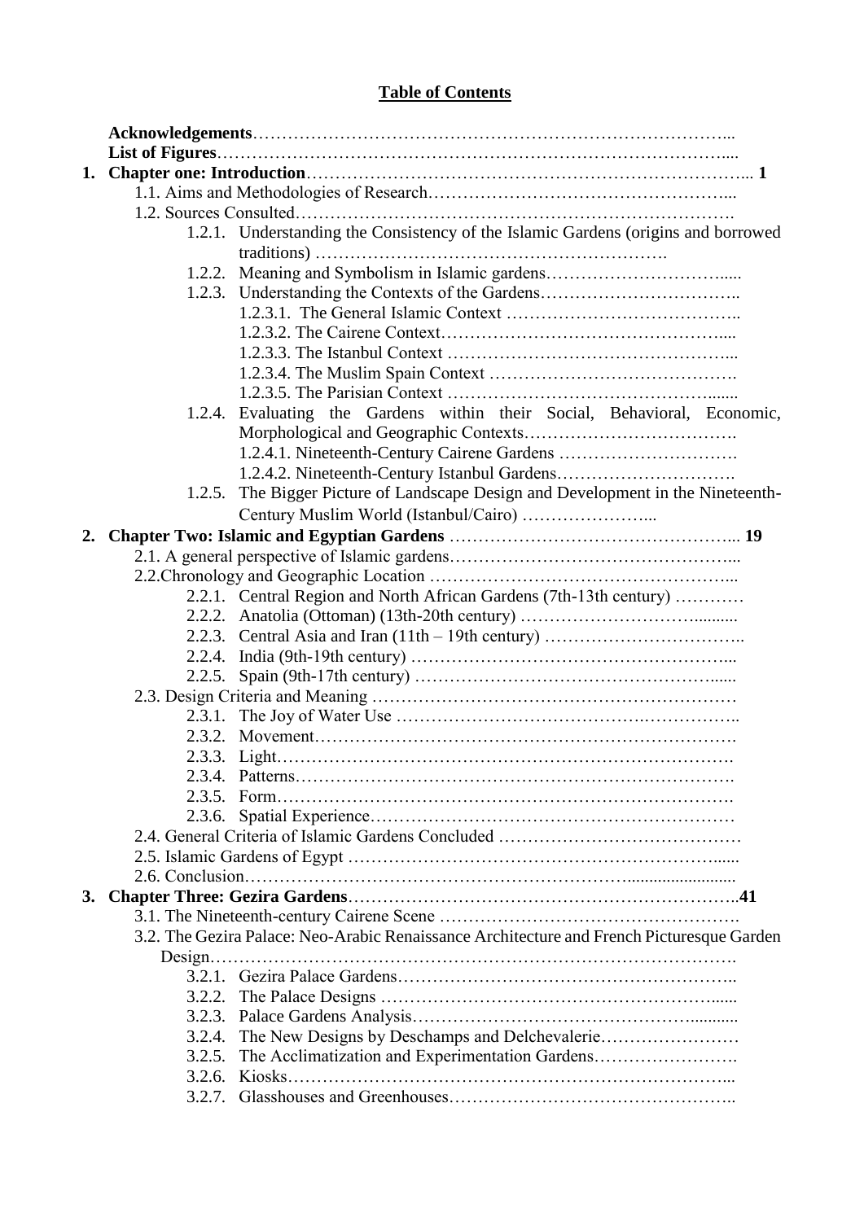**Table of Contents**

**Acknowledgements**…………………………………………………………………………...
**List of Figures**……………………………………………………………………………....

1. **Chapter one: Introduction**………………………………………………………………... **1**
    - 1.1. Aims and Methodologies of Research…………………………………………….....
    - 1.2. Sources Consulted………………………………………………………………….
        - 1.2.1. Understanding the Consistency of the Islamic Gardens (origins and borrowed traditions) ……………………………………………………….
        - 1.2.2. Meaning and Symbolism in Islamic gardens………………………….....
        - 1.2.3. Understanding the Contexts of the Gardens……………………………..
            - 1.2.3.1. The General Islamic Context …………………………………..
            - 1.2.3.2. The Cairene Context………………………………………....
            - 1.2.3.3. The Istanbul Context ………………………………………...
            - 1.2.3.4. The Muslim Spain Context …………………………………….
            - 1.2.3.5. The Parisian Context …………………………………….......
        - 1.2.4. Evaluating the Gardens within their Social, Behavioral, Economic, Morphological and Geographic Contexts……………………………….
            - 1.2.4.1. Nineteenth-Century Cairene Gardens ………………………….
            - 1.2.4.2. Nineteenth-Century Istanbul Gardens………………………….
        - 1.2.5. The Bigger Picture of Landscape Design and Development in the Nineteenth-Century Muslim World (Istanbul/Cairo) …………………...
2. **Chapter Two: Islamic and Egyptian Gardens** ………………………………………... **19**
    - 2.1. A general perspective of Islamic gardens………………………………………...
    - 2.2.Chronology and Geographic Location ……………………………………………...
        - 2.2.1. Central Region and North African Gardens (7th-13th century) …………
        - 2.2.2. Anatolia (Ottoman) (13th-20th century) ………………………..........
        - 2.2.3. Central Asia and Iran (11th – 19th century) ……………………………..
        - 2.2.4. India (9th-19th century) ………………………………………………...
        - 2.2.5. Spain (9th-17th century) ………………………………………….......
    - 2.3. Design Criteria and Meaning ……………………………………………………
        - 2.3.1. The Joy of Water Use …………………………………….…………..
        - 2.3.2. Movement……………………………………………………………….
        - 2.3.3. Light…………………………………………………………………….
        - 2.3.4. Patterns………………………………………………………………….
        - 2.3.5. Form…………………………………………………………………….
        - 2.3.6. Spatial Experience………………………………………………………
    - 2.4. General Criteria of Islamic Gardens Concluded ……………………………………
    - 2.5. Islamic Gardens of Egypt ……………………………………………………......
    - 2.6. Conclusion………………………………………………………........................
3. **Chapter Three: Gezira Gardens**…………………………………………………………..**41**
    - 3.1. The Nineteenth-century Cairene Scene …………………………………………….
    - 3.2. The Gezira Palace: Neo-Arabic Renaissance Architecture and French Picturesque Garden Design…………………………………………………………………………….
        - 3.2.1. Gezira Palace Gardens…………………………………………………..
        - 3.2.2. The Palace Designs …………………………………………………......
        - 3.2.3. Palace Gardens Analysis…………………………………………...........
        - 3.2.4. The New Designs by Deschamps and Delchevalerie……………………
        - 3.2.5. The Acclimatization and Experimentation Gardens…………………….
        - 3.2.6. Kiosks…………………………………………………………………...
        - 3.2.7. Glasshouses and Greenhouses………………………………………….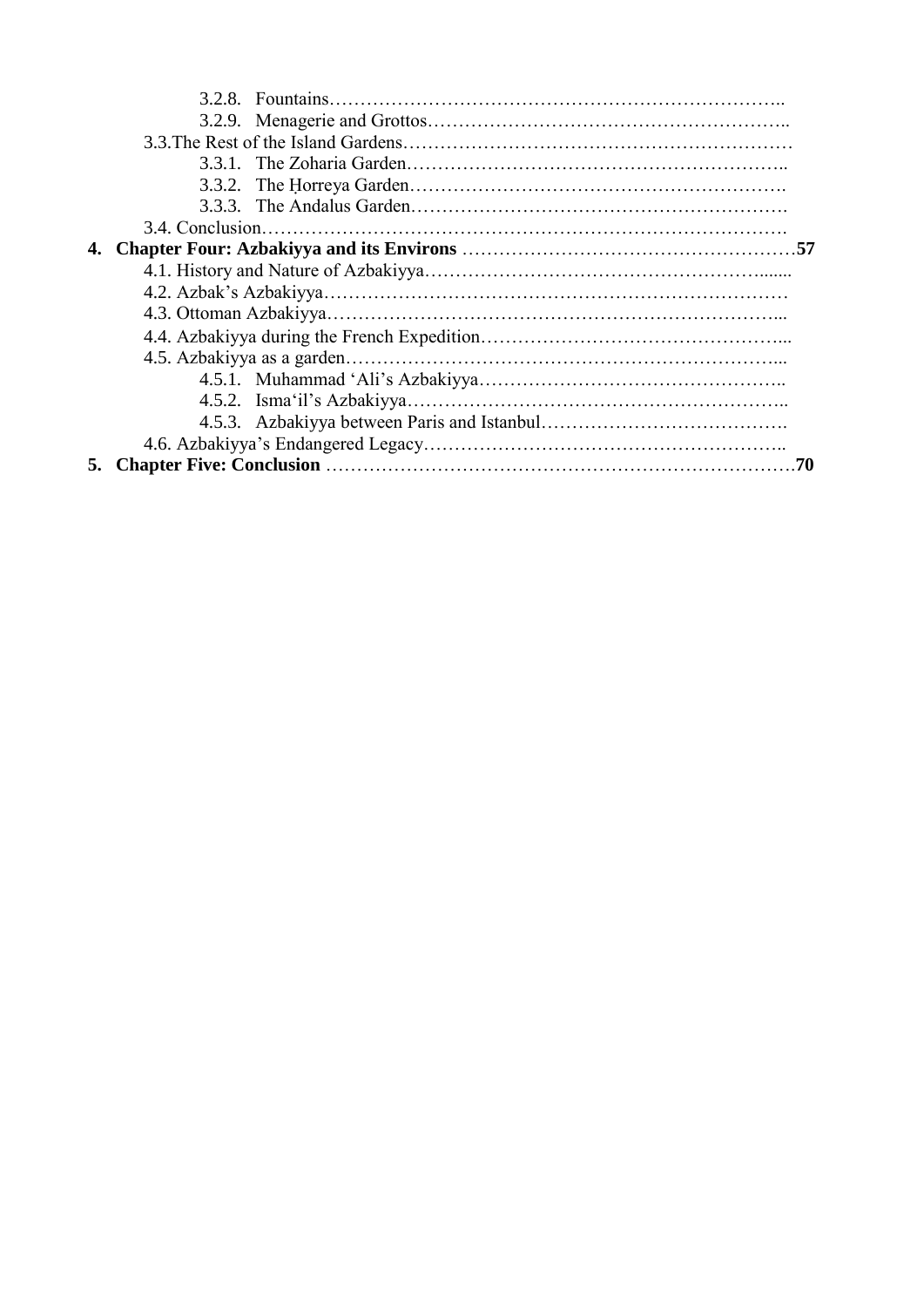- 3.2.8. Fountains………………………………………………………………..
- 3.2.9. Menagerie and Grottos……………………………………………………..

3.3.The Rest of the Island Gardens………………………………………………………

- 3.3.1. The Zoharia Garden……………………………………………………..
- 3.3.2. The Ḥorreya Garden…………………………………………………….
- 3.3.3. The Andalus Garden…………………………………………………….

3.4. Conclusion……………………………………………………………………….

4. **Chapter Four: Azbakiyya and its Environs** ………………………………………………57

4.1. History and Nature of Azbakiyya……………………………………………........

4.2. Azbak's Azbakiyya………………………………………………………………

4.3. Ottoman Azbakiyya……………………………………………………………...

4.4. Azbakiyya during the French Expedition………………………………………....

4.5. Azbakiyya as a garden……………………………………………………………...

- 4.5.1. Muhammad 'Ali's Azbakiyya………………………………………..
- 4.5.2. Isma'il's Azbakiyya……………………………………………………..
- 4.5.3. Azbakiyya between Paris and Istanbul………………………………….

4.6. Azbakiyya's Endangered Legacy…………………………………………………..

5. **Chapter Five: Conclusion** ……………………………………………………………….70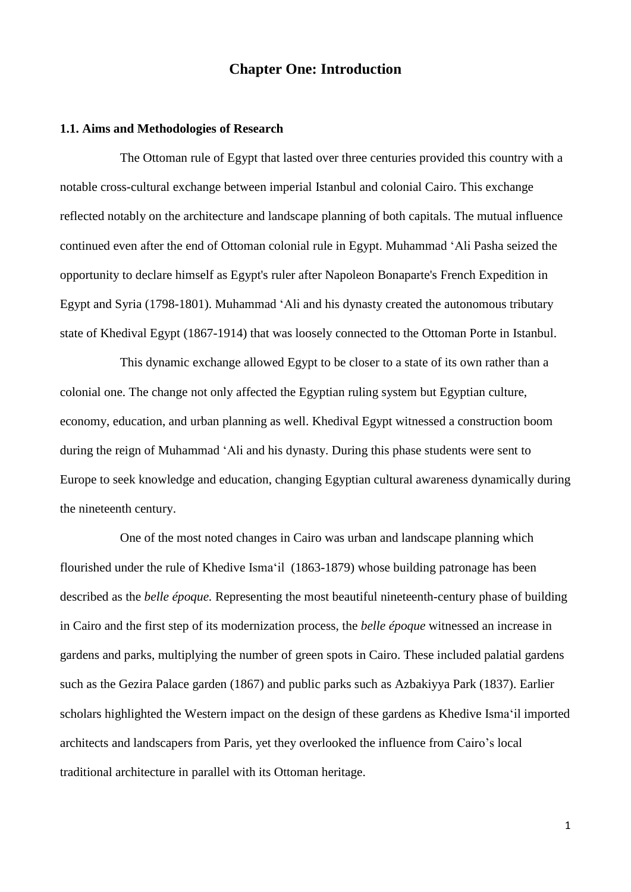# Chapter One: Introduction

## 1.1. Aims and Methodologies of Research

The Ottoman rule of Egypt that lasted over three centuries provided this country with a notable cross-cultural exchange between imperial Istanbul and colonial Cairo. This exchange reflected notably on the architecture and landscape planning of both capitals. The mutual influence continued even after the end of Ottoman colonial rule in Egypt. Muhammad ʻAli Pasha seized the opportunity to declare himself as Egypt's ruler after Napoleon Bonaparte's French Expedition in Egypt and Syria (1798-1801). Muhammad ʻAli and his dynasty created the autonomous tributary state of Khedival Egypt (1867-1914) that was loosely connected to the Ottoman Porte in Istanbul.

This dynamic exchange allowed Egypt to be closer to a state of its own rather than a colonial one. The change not only affected the Egyptian ruling system but Egyptian culture, economy, education, and urban planning as well. Khedival Egypt witnessed a construction boom during the reign of Muhammad ʻAli and his dynasty. During this phase students were sent to Europe to seek knowledge and education, changing Egyptian cultural awareness dynamically during the nineteenth century.

One of the most noted changes in Cairo was urban and landscape planning which flourished under the rule of Khedive Ismaʻil (1863-1879) whose building patronage has been described as the *belle époque.* Representing the most beautiful nineteenth-century phase of building in Cairo and the first step of its modernization process, the *belle époque* witnessed an increase in gardens and parks, multiplying the number of green spots in Cairo. These included palatial gardens such as the Gezira Palace garden (1867) and public parks such as Azbakiyya Park (1837). Earlier scholars highlighted the Western impact on the design of these gardens as Khedive Ismaʻil imported architects and landscapers from Paris, yet they overlooked the influence from Cairo's local traditional architecture in parallel with its Ottoman heritage.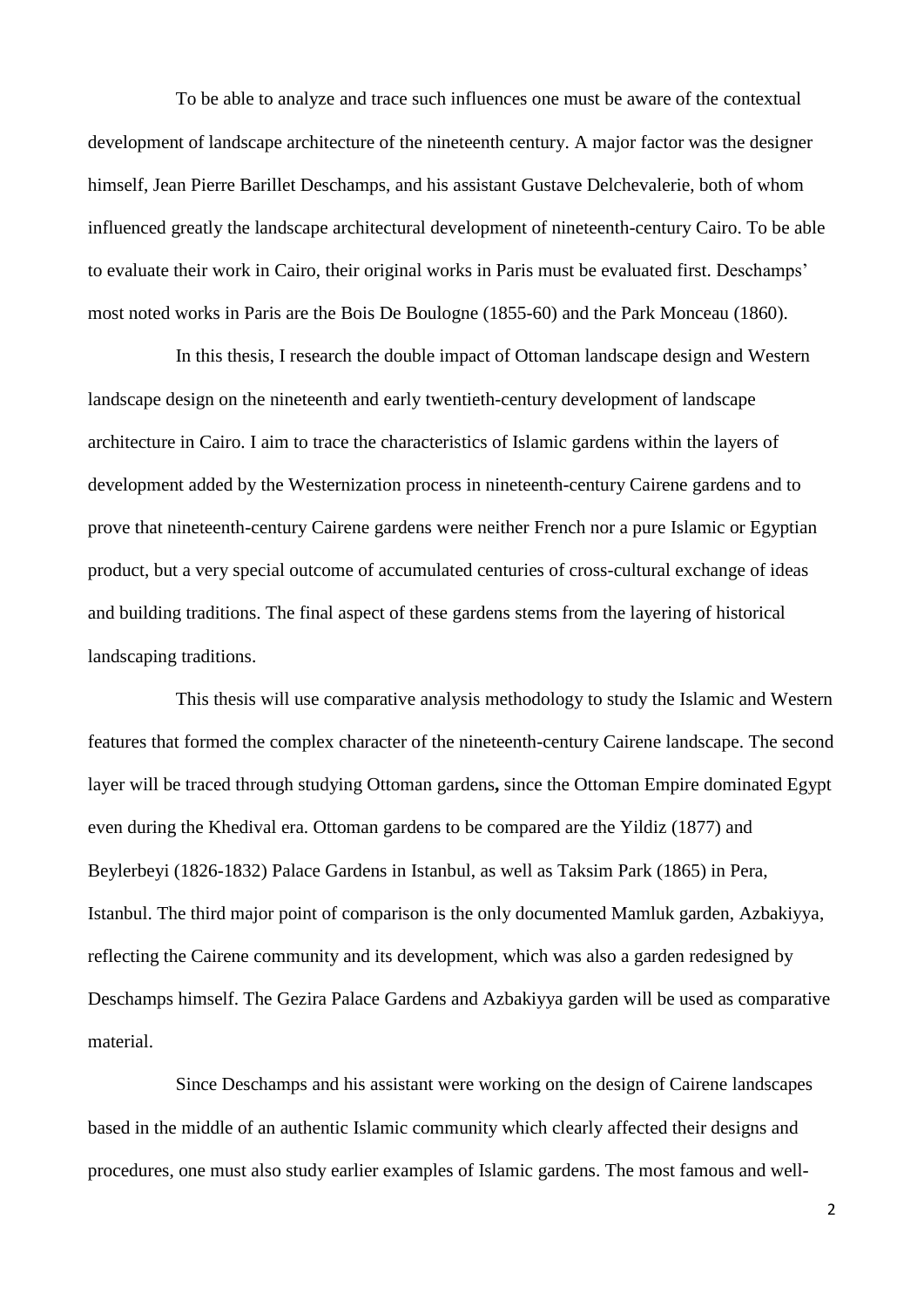To be able to analyze and trace such influences one must be aware of the contextual development of landscape architecture of the nineteenth century. A major factor was the designer himself, Jean Pierre Barillet Deschamps, and his assistant Gustave Delchevalerie, both of whom influenced greatly the landscape architectural development of nineteenth-century Cairo. To be able to evaluate their work in Cairo, their original works in Paris must be evaluated first. Deschamps' most noted works in Paris are the Bois De Boulogne (1855-60) and the Park Monceau (1860).

In this thesis, I research the double impact of Ottoman landscape design and Western landscape design on the nineteenth and early twentieth-century development of landscape architecture in Cairo. I aim to trace the characteristics of Islamic gardens within the layers of development added by the Westernization process in nineteenth-century Cairene gardens and to prove that nineteenth-century Cairene gardens were neither French nor a pure Islamic or Egyptian product, but a very special outcome of accumulated centuries of cross-cultural exchange of ideas and building traditions. The final aspect of these gardens stems from the layering of historical landscaping traditions.

This thesis will use comparative analysis methodology to study the Islamic and Western features that formed the complex character of the nineteenth-century Cairene landscape. The second layer will be traced through studying Ottoman gardens**,** since the Ottoman Empire dominated Egypt even during the Khedival era. Ottoman gardens to be compared are the Yildiz (1877) and Beylerbeyi (1826-1832) Palace Gardens in Istanbul, as well as Taksim Park (1865) in Pera, Istanbul. The third major point of comparison is the only documented Mamluk garden, Azbakiyya, reflecting the Cairene community and its development, which was also a garden redesigned by Deschamps himself. The Gezira Palace Gardens and Azbakiyya garden will be used as comparative material.

Since Deschamps and his assistant were working on the design of Cairene landscapes based in the middle of an authentic Islamic community which clearly affected their designs and procedures, one must also study earlier examples of Islamic gardens. The most famous and well-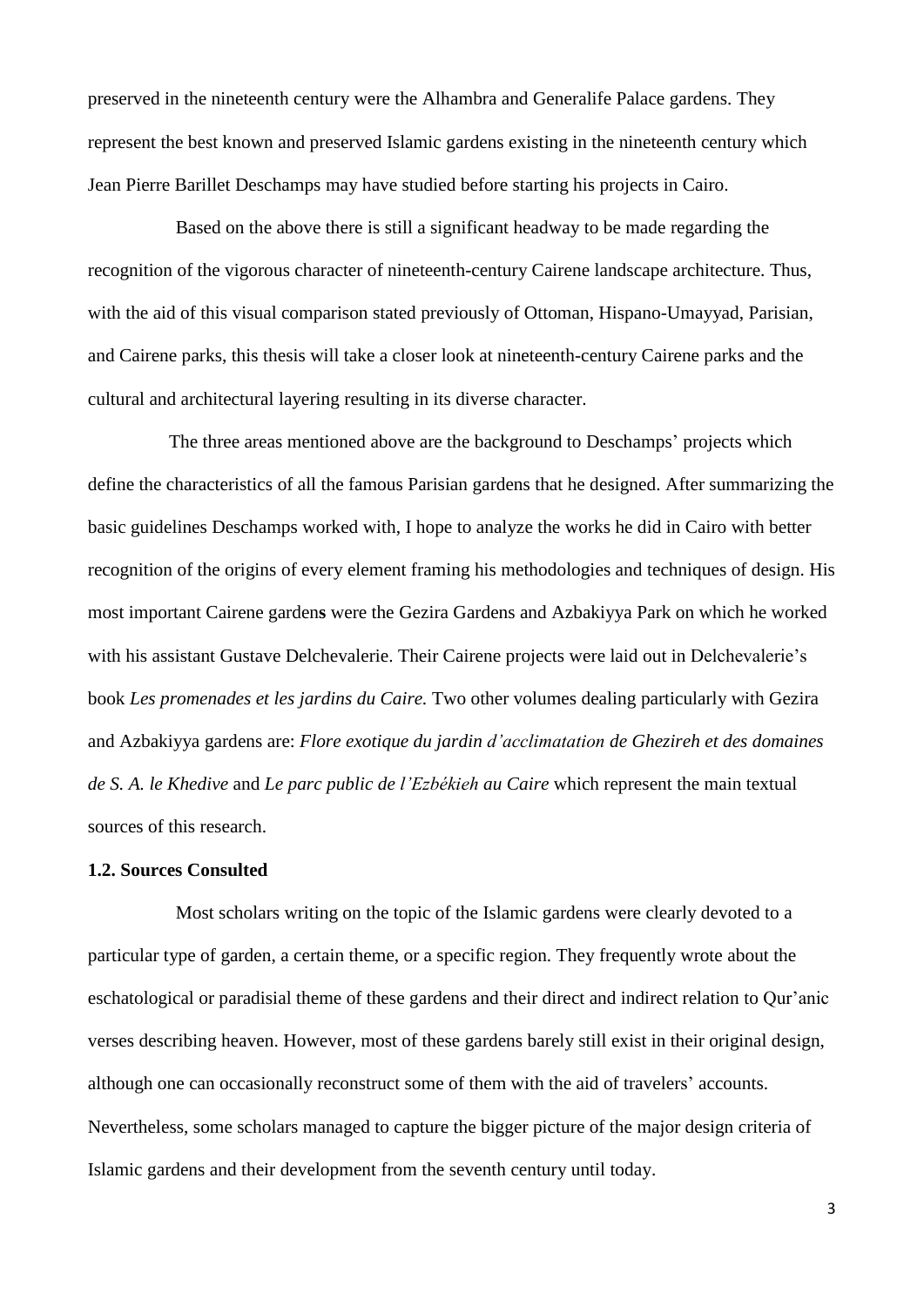preserved in the nineteenth century were the Alhambra and Generalife Palace gardens. They represent the best known and preserved Islamic gardens existing in the nineteenth century which Jean Pierre Barillet Deschamps may have studied before starting his projects in Cairo.

Based on the above there is still a significant headway to be made regarding the recognition of the vigorous character of nineteenth-century Cairene landscape architecture. Thus, with the aid of this visual comparison stated previously of Ottoman, Hispano-Umayyad, Parisian, and Cairene parks, this thesis will take a closer look at nineteenth-century Cairene parks and the cultural and architectural layering resulting in its diverse character.

The three areas mentioned above are the background to Deschamps' projects which define the characteristics of all the famous Parisian gardens that he designed. After summarizing the basic guidelines Deschamps worked with, I hope to analyze the works he did in Cairo with better recognition of the origins of every element framing his methodologies and techniques of design. His most important Cairene garden**s** were the Gezira Gardens and Azbakiyya Park on which he worked with his assistant Gustave Delchevalerie. Their Cairene projects were laid out in Delchevalerie's book *Les promenades et les jardins du Caire.* Two other volumes dealing particularly with Gezira and Azbakiyya gardens are: *Flore exotique du jardin d'acclimatation de Ghezireh et des domaines de S. A. le Khedive* and *Le parc public de l'Ezbékieh au Caire* which represent the main textual sources of this research.

### 1.2. Sources Consulted

Most scholars writing on the topic of the Islamic gardens were clearly devoted to a particular type of garden, a certain theme, or a specific region. They frequently wrote about the eschatological or paradisial theme of these gardens and their direct and indirect relation to Qur'anic verses describing heaven. However, most of these gardens barely still exist in their original design, although one can occasionally reconstruct some of them with the aid of travelers' accounts. Nevertheless, some scholars managed to capture the bigger picture of the major design criteria of Islamic gardens and their development from the seventh century until today.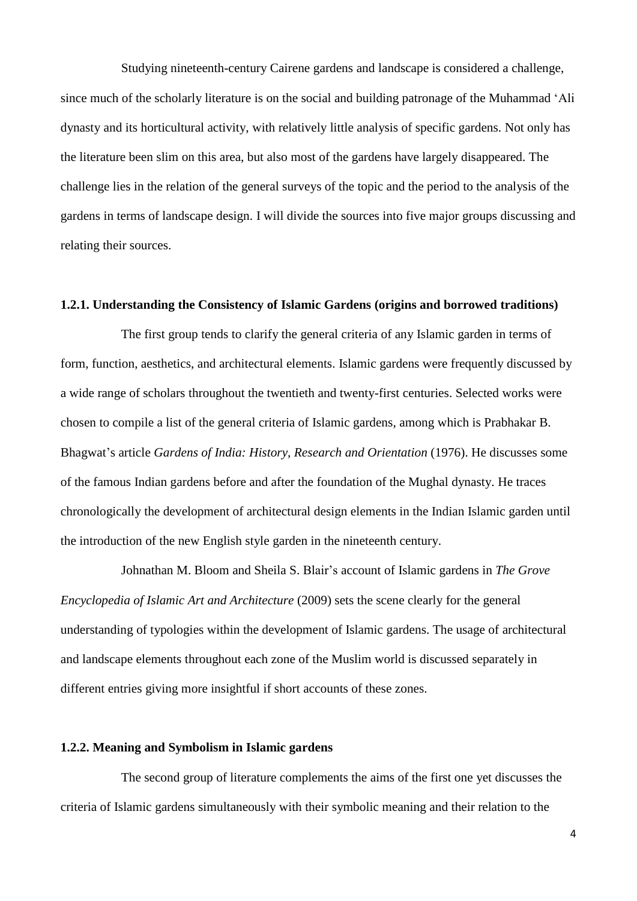Studying nineteenth-century Cairene gardens and landscape is considered a challenge, since much of the scholarly literature is on the social and building patronage of the Muhammad ‘Ali dynasty and its horticultural activity, with relatively little analysis of specific gardens. Not only has the literature been slim on this area, but also most of the gardens have largely disappeared. The challenge lies in the relation of the general surveys of the topic and the period to the analysis of the gardens in terms of landscape design. I will divide the sources into five major groups discussing and relating their sources.

### 1.2.1. Understanding the Consistency of Islamic Gardens (origins and borrowed traditions)

The first group tends to clarify the general criteria of any Islamic garden in terms of form, function, aesthetics, and architectural elements. Islamic gardens were frequently discussed by a wide range of scholars throughout the twentieth and twenty-first centuries. Selected works were chosen to compile a list of the general criteria of Islamic gardens, among which is Prabhakar B. Bhagwat’s article *Gardens of India: History, Research and Orientation* (1976). He discusses some of the famous Indian gardens before and after the foundation of the Mughal dynasty. He traces chronologically the development of architectural design elements in the Indian Islamic garden until the introduction of the new English style garden in the nineteenth century.

Johnathan M. Bloom and Sheila S. Blair’s account of Islamic gardens in *The Grove Encyclopedia of Islamic Art and Architecture* (2009) sets the scene clearly for the general understanding of typologies within the development of Islamic gardens. The usage of architectural and landscape elements throughout each zone of the Muslim world is discussed separately in different entries giving more insightful if short accounts of these zones.

### 1.2.2. Meaning and Symbolism in Islamic gardens

The second group of literature complements the aims of the first one yet discusses the criteria of Islamic gardens simultaneously with their symbolic meaning and their relation to the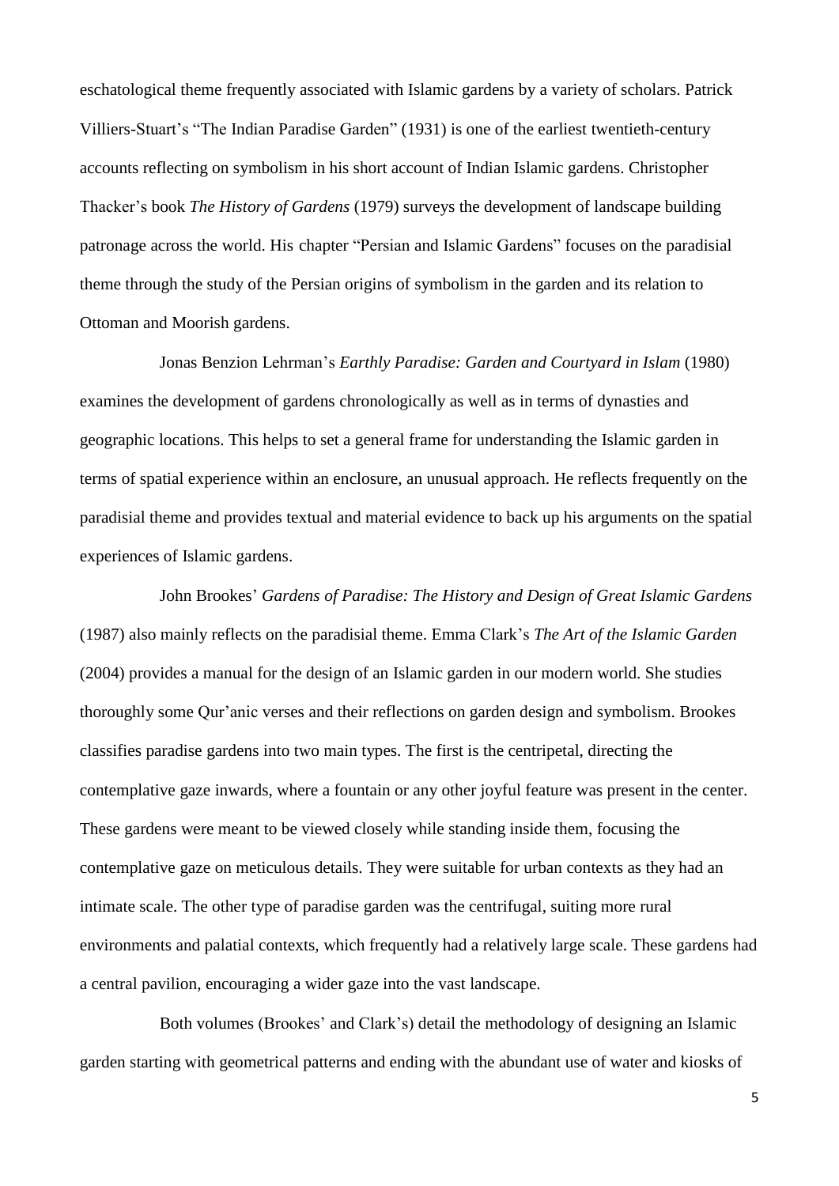eschatological theme frequently associated with Islamic gardens by a variety of scholars. Patrick Villiers-Stuart's "The Indian Paradise Garden" (1931) is one of the earliest twentieth-century accounts reflecting on symbolism in his short account of Indian Islamic gardens. Christopher Thacker's book *The History of Gardens* (1979) surveys the development of landscape building patronage across the world. His chapter "Persian and Islamic Gardens" focuses on the paradisial theme through the study of the Persian origins of symbolism in the garden and its relation to Ottoman and Moorish gardens.

Jonas Benzion Lehrman's *Earthly Paradise: Garden and Courtyard in Islam* (1980) examines the development of gardens chronologically as well as in terms of dynasties and geographic locations. This helps to set a general frame for understanding the Islamic garden in terms of spatial experience within an enclosure, an unusual approach. He reflects frequently on the paradisial theme and provides textual and material evidence to back up his arguments on the spatial experiences of Islamic gardens.

John Brookes' *Gardens of Paradise: The History and Design of Great Islamic Gardens* (1987) also mainly reflects on the paradisial theme. Emma Clark's *The Art of the Islamic Garden* (2004) provides a manual for the design of an Islamic garden in our modern world. She studies thoroughly some Qur'anic verses and their reflections on garden design and symbolism. Brookes classifies paradise gardens into two main types. The first is the centripetal, directing the contemplative gaze inwards, where a fountain or any other joyful feature was present in the center. These gardens were meant to be viewed closely while standing inside them, focusing the contemplative gaze on meticulous details. They were suitable for urban contexts as they had an intimate scale. The other type of paradise garden was the centrifugal, suiting more rural environments and palatial contexts, which frequently had a relatively large scale. These gardens had a central pavilion, encouraging a wider gaze into the vast landscape.

Both volumes (Brookes' and Clark's) detail the methodology of designing an Islamic garden starting with geometrical patterns and ending with the abundant use of water and kiosks of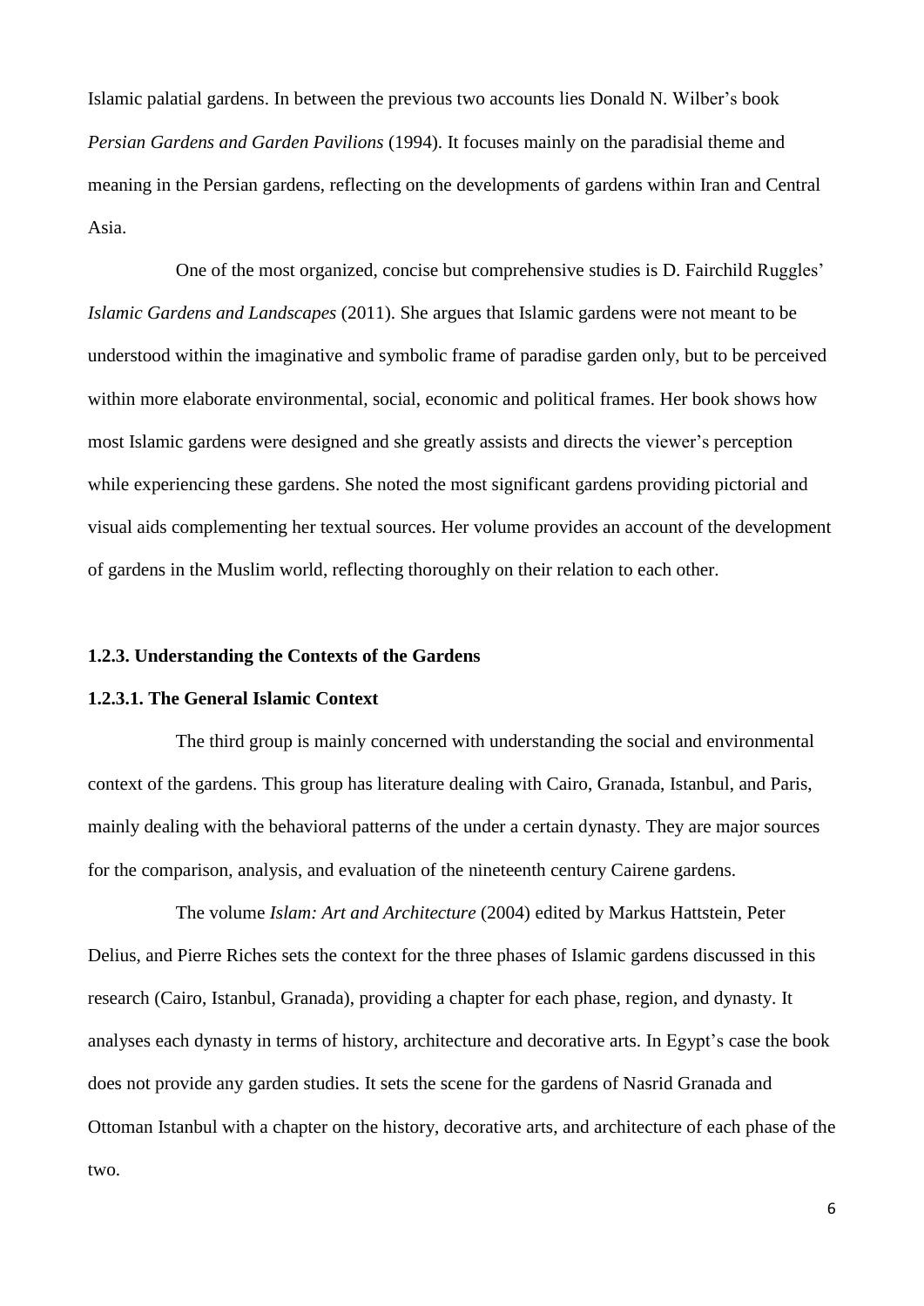Islamic palatial gardens. In between the previous two accounts lies Donald N. Wilber's book *Persian Gardens and Garden Pavilions* (1994). It focuses mainly on the paradisial theme and meaning in the Persian gardens, reflecting on the developments of gardens within Iran and Central Asia.

One of the most organized, concise but comprehensive studies is D. Fairchild Ruggles' *Islamic Gardens and Landscapes* (2011). She argues that Islamic gardens were not meant to be understood within the imaginative and symbolic frame of paradise garden only, but to be perceived within more elaborate environmental, social, economic and political frames. Her book shows how most Islamic gardens were designed and she greatly assists and directs the viewer's perception while experiencing these gardens. She noted the most significant gardens providing pictorial and visual aids complementing her textual sources. Her volume provides an account of the development of gardens in the Muslim world, reflecting thoroughly on their relation to each other.

### 1.2.3. Understanding the Contexts of the Gardens

#### 1.2.3.1. The General Islamic Context

The third group is mainly concerned with understanding the social and environmental context of the gardens. This group has literature dealing with Cairo, Granada, Istanbul, and Paris, mainly dealing with the behavioral patterns of the under a certain dynasty. They are major sources for the comparison, analysis, and evaluation of the nineteenth century Cairene gardens.

The volume *Islam: Art and Architecture* (2004) edited by Markus Hattstein, Peter Delius, and Pierre Riches sets the context for the three phases of Islamic gardens discussed in this research (Cairo, Istanbul, Granada), providing a chapter for each phase, region, and dynasty. It analyses each dynasty in terms of history, architecture and decorative arts. In Egypt's case the book does not provide any garden studies. It sets the scene for the gardens of Nasrid Granada and Ottoman Istanbul with a chapter on the history, decorative arts, and architecture of each phase of the two.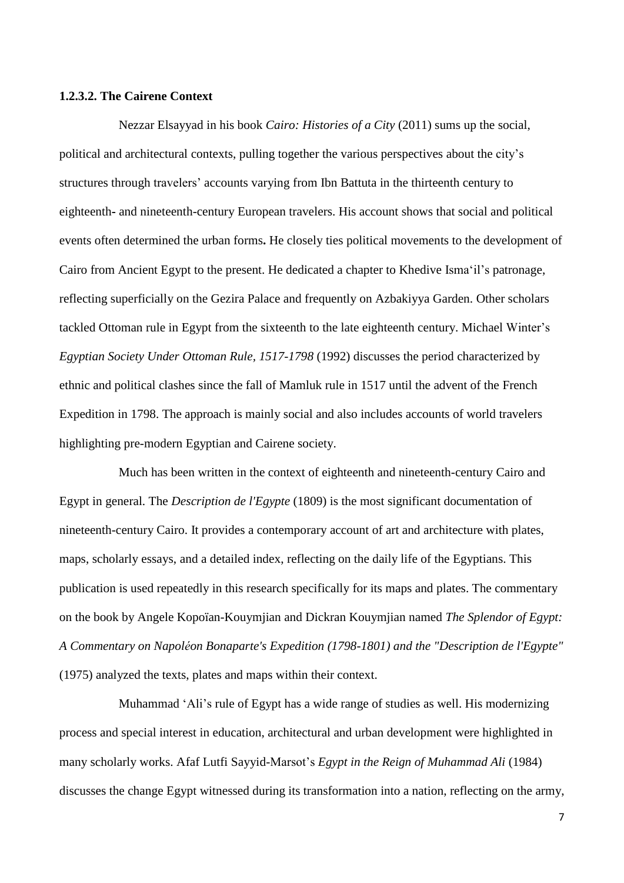#### 1.2.3.2. The Cairene Context

Nezzar Elsayyad in his book *Cairo: Histories of a City* (2011) sums up the social, political and architectural contexts, pulling together the various perspectives about the city's structures through travelers' accounts varying from Ibn Battuta in the thirteenth century to eighteenth- and nineteenth-century European travelers. His account shows that social and political events often determined the urban forms**.** He closely ties political movements to the development of Cairo from Ancient Egypt to the present. He dedicated a chapter to Khedive Isma'il's patronage, reflecting superficially on the Gezira Palace and frequently on Azbakiyya Garden. Other scholars tackled Ottoman rule in Egypt from the sixteenth to the late eighteenth century. Michael Winter's *Egyptian Society Under Ottoman Rule, 1517-1798* (1992) discusses the period characterized by ethnic and political clashes since the fall of Mamluk rule in 1517 until the advent of the French Expedition in 1798. The approach is mainly social and also includes accounts of world travelers highlighting pre-modern Egyptian and Cairene society.

Much has been written in the context of eighteenth and nineteenth-century Cairo and Egypt in general. The *Description de l'Egypte* (1809) is the most significant documentation of nineteenth-century Cairo. It provides a contemporary account of art and architecture with plates, maps, scholarly essays, and a detailed index, reflecting on the daily life of the Egyptians. This publication is used repeatedly in this research specifically for its maps and plates. The commentary on the book by Angele Kopoïan-Kouymjian and Dickran Kouymjian named *The Splendor of Egypt: A Commentary on Napoléon Bonaparte's Expedition (1798-1801) and the "Description de l'Egypte"* (1975) analyzed the texts, plates and maps within their context.

Muhammad 'Ali's rule of Egypt has a wide range of studies as well. His modernizing process and special interest in education, architectural and urban development were highlighted in many scholarly works. Afaf Lutfi Sayyid-Marsot's *Egypt in the Reign of Muhammad Ali* (1984) discusses the change Egypt witnessed during its transformation into a nation, reflecting on the army,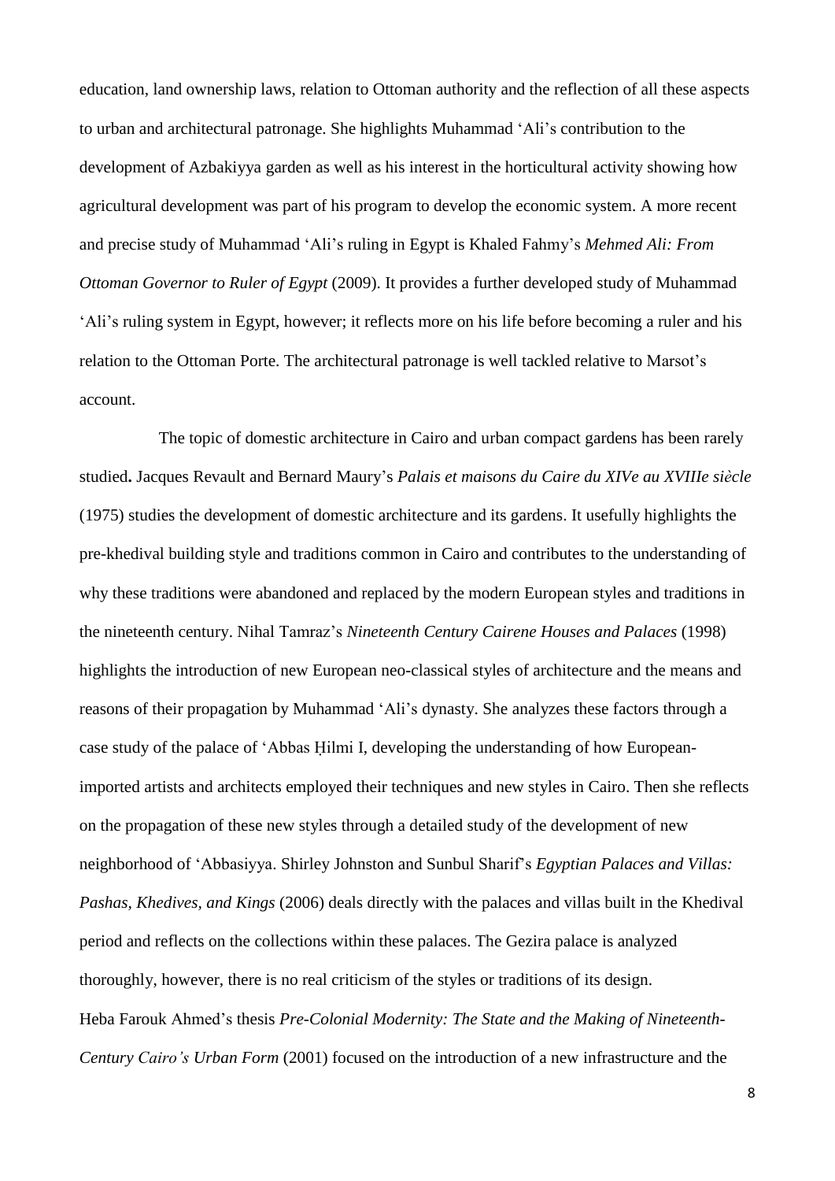education, land ownership laws, relation to Ottoman authority and the reflection of all these aspects to urban and architectural patronage. She highlights Muhammad 'Ali's contribution to the development of Azbakiyya garden as well as his interest in the horticultural activity showing how agricultural development was part of his program to develop the economic system. A more recent and precise study of Muhammad 'Ali's ruling in Egypt is Khaled Fahmy's *Mehmed Ali: From Ottoman Governor to Ruler of Egypt* (2009). It provides a further developed study of Muhammad 'Ali's ruling system in Egypt, however; it reflects more on his life before becoming a ruler and his relation to the Ottoman Porte. The architectural patronage is well tackled relative to Marsot's account.

The topic of domestic architecture in Cairo and urban compact gardens has been rarely studied**.** Jacques Revault and Bernard Maury's *Palais et maisons du Caire du XIVe au XVIIIe siècle* (1975) studies the development of domestic architecture and its gardens. It usefully highlights the pre-khedival building style and traditions common in Cairo and contributes to the understanding of why these traditions were abandoned and replaced by the modern European styles and traditions in the nineteenth century. Nihal Tamraz's *Nineteenth Century Cairene Houses and Palaces* (1998) highlights the introduction of new European neo-classical styles of architecture and the means and reasons of their propagation by Muhammad 'Ali's dynasty. She analyzes these factors through a case study of the palace of 'Abbas Ḥilmi I, developing the understanding of how European-imported artists and architects employed their techniques and new styles in Cairo. Then she reflects on the propagation of these new styles through a detailed study of the development of new neighborhood of 'Abbasiyya. Shirley Johnston and Sunbul Sharif's *Egyptian Palaces and Villas: Pashas, Khedives, and Kings* (2006) deals directly with the palaces and villas built in the Khedival period and reflects on the collections within these palaces. The Gezira palace is analyzed thoroughly, however, there is no real criticism of the styles or traditions of its design.
Heba Farouk Ahmed's thesis *Pre-Colonial Modernity: The State and the Making of Nineteenth-Century Cairo's Urban Form* (2001) focused on the introduction of a new infrastructure and the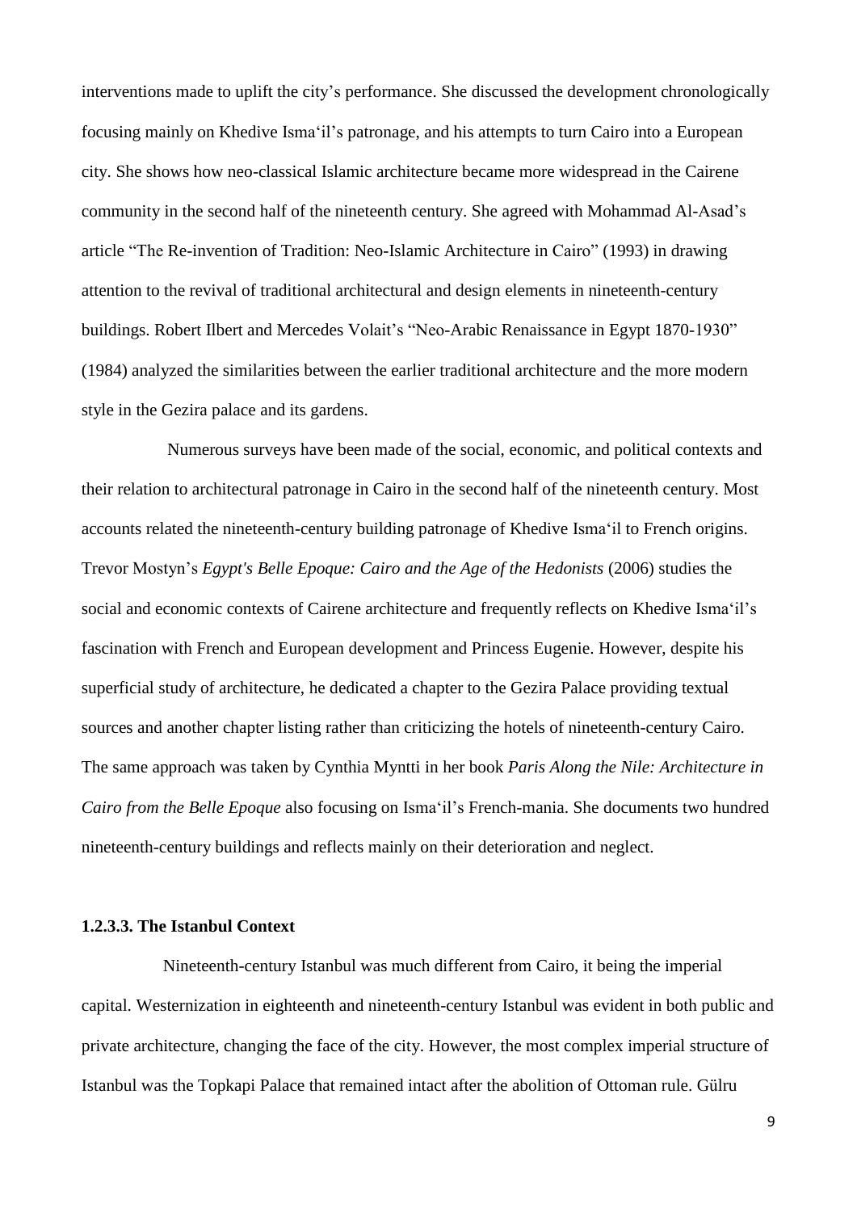interventions made to uplift the city's performance. She discussed the development chronologically focusing mainly on Khedive Isma'il's patronage, and his attempts to turn Cairo into a European city. She shows how neo-classical Islamic architecture became more widespread in the Cairene community in the second half of the nineteenth century. She agreed with Mohammad Al-Asad's article "The Re-invention of Tradition: Neo-Islamic Architecture in Cairo" (1993) in drawing attention to the revival of traditional architectural and design elements in nineteenth-century buildings. Robert Ilbert and Mercedes Volait's "Neo-Arabic Renaissance in Egypt 1870-1930" (1984) analyzed the similarities between the earlier traditional architecture and the more modern style in the Gezira palace and its gardens.

Numerous surveys have been made of the social, economic, and political contexts and their relation to architectural patronage in Cairo in the second half of the nineteenth century. Most accounts related the nineteenth-century building patronage of Khedive Isma'il to French origins. Trevor Mostyn's *Egypt's Belle Epoque: Cairo and the Age of the Hedonists* (2006) studies the social and economic contexts of Cairene architecture and frequently reflects on Khedive Isma'il's fascination with French and European development and Princess Eugenie. However, despite his superficial study of architecture, he dedicated a chapter to the Gezira Palace providing textual sources and another chapter listing rather than criticizing the hotels of nineteenth-century Cairo. The same approach was taken by Cynthia Myntti in her book *Paris Along the Nile: Architecture in Cairo from the Belle Epoque* also focusing on Isma'il's French-mania. She documents two hundred nineteenth-century buildings and reflects mainly on their deterioration and neglect.

#### 1.2.3.3. The Istanbul Context

Nineteenth-century Istanbul was much different from Cairo, it being the imperial capital. Westernization in eighteenth and nineteenth-century Istanbul was evident in both public and private architecture, changing the face of the city. However, the most complex imperial structure of Istanbul was the Topkapi Palace that remained intact after the abolition of Ottoman rule. Gülru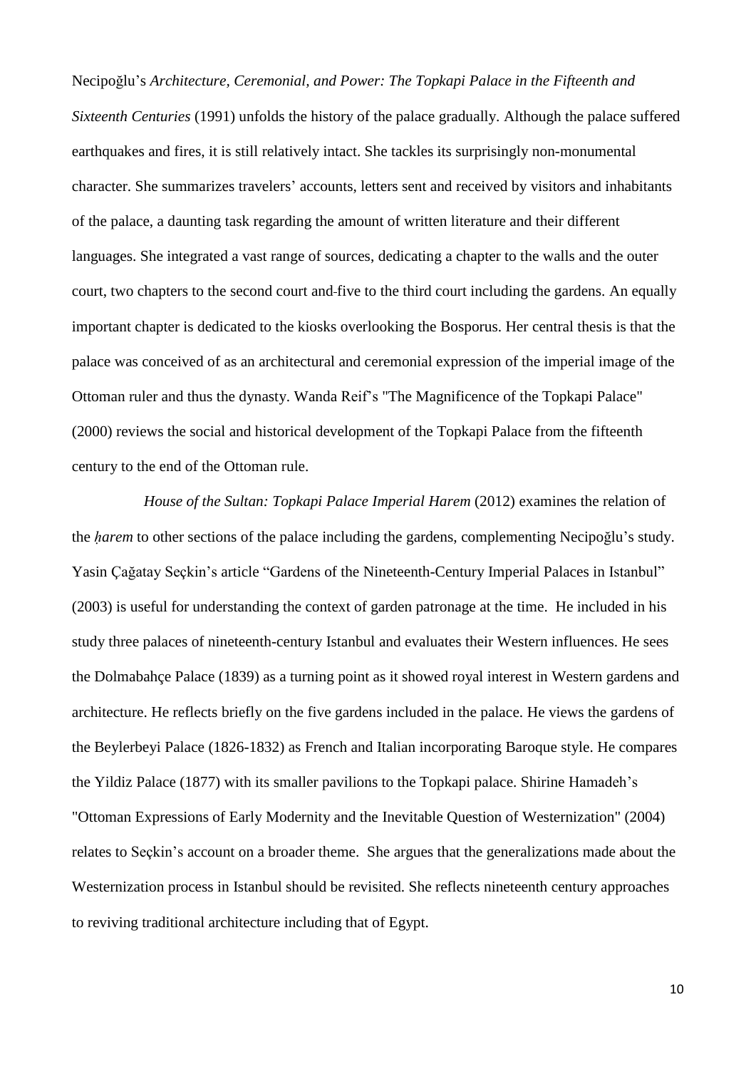Necipoğlu's *Architecture, Ceremonial, and Power: The Topkapi Palace in the Fifteenth and Sixteenth Centuries* (1991) unfolds the history of the palace gradually. Although the palace suffered earthquakes and fires, it is still relatively intact. She tackles its surprisingly non-monumental character. She summarizes travelers' accounts, letters sent and received by visitors and inhabitants of the palace, a daunting task regarding the amount of written literature and their different languages. She integrated a vast range of sources, dedicating a chapter to the walls and the outer court, two chapters to the second court and five to the third court including the gardens. An equally important chapter is dedicated to the kiosks overlooking the Bosporus. Her central thesis is that the palace was conceived of as an architectural and ceremonial expression of the imperial image of the Ottoman ruler and thus the dynasty. Wanda Reif's "The Magnificence of the Topkapi Palace" (2000) reviews the social and historical development of the Topkapi Palace from the fifteenth century to the end of the Ottoman rule.

*House of the Sultan: Topkapi Palace Imperial Harem* (2012) examines the relation of the *ḥarem* to other sections of the palace including the gardens, complementing Necipoğlu's study. Yasin Çağatay Seçkin's article "Gardens of the Nineteenth-Century Imperial Palaces in Istanbul" (2003) is useful for understanding the context of garden patronage at the time. He included in his study three palaces of nineteenth-century Istanbul and evaluates their Western influences. He sees the Dolmabahçe Palace (1839) as a turning point as it showed royal interest in Western gardens and architecture. He reflects briefly on the five gardens included in the palace. He views the gardens of the Beylerbeyi Palace (1826-1832) as French and Italian incorporating Baroque style. He compares the Yildiz Palace (1877) with its smaller pavilions to the Topkapi palace. Shirine Hamadeh's "Ottoman Expressions of Early Modernity and the Inevitable Question of Westernization" (2004) relates to Seçkin's account on a broader theme. She argues that the generalizations made about the Westernization process in Istanbul should be revisited. She reflects nineteenth century approaches to reviving traditional architecture including that of Egypt.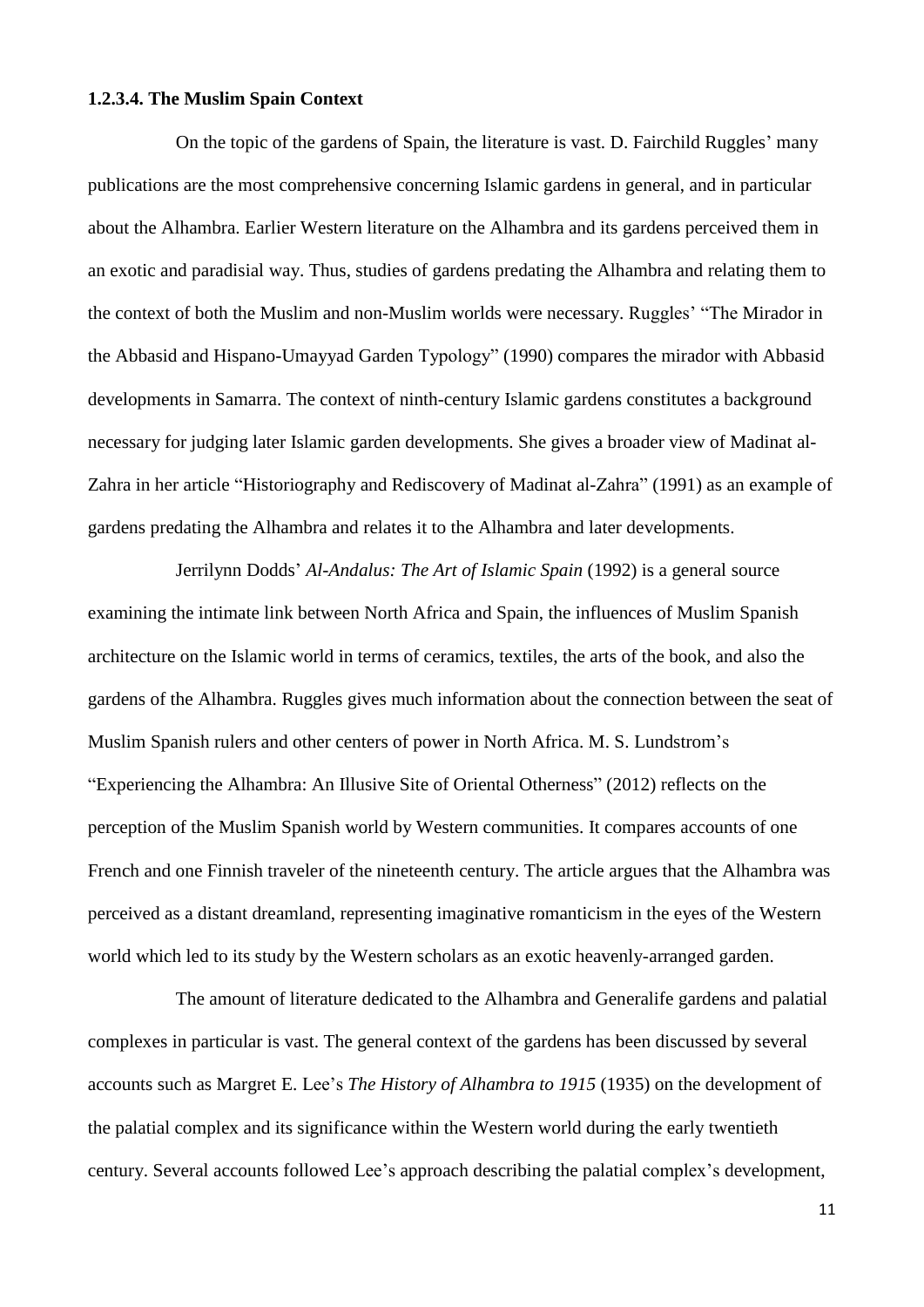**1.2.3.4. The Muslim Spain Context**

On the topic of the gardens of Spain, the literature is vast. D. Fairchild Ruggles' many publications are the most comprehensive concerning Islamic gardens in general, and in particular about the Alhambra. Earlier Western literature on the Alhambra and its gardens perceived them in an exotic and paradisial way. Thus, studies of gardens predating the Alhambra and relating them to the context of both the Muslim and non-Muslim worlds were necessary. Ruggles' "The Mirador in the Abbasid and Hispano-Umayyad Garden Typology" (1990) compares the mirador with Abbasid developments in Samarra. The context of ninth-century Islamic gardens constitutes a background necessary for judging later Islamic garden developments. She gives a broader view of Madinat al-Zahra in her article "Historiography and Rediscovery of Madinat al-Zahra" (1991) as an example of gardens predating the Alhambra and relates it to the Alhambra and later developments.

Jerrilynn Dodds' *Al-Andalus: The Art of Islamic Spain* (1992) is a general source examining the intimate link between North Africa and Spain, the influences of Muslim Spanish architecture on the Islamic world in terms of ceramics, textiles, the arts of the book, and also the gardens of the Alhambra. Ruggles gives much information about the connection between the seat of Muslim Spanish rulers and other centers of power in North Africa. M. S. Lundstrom's "Experiencing the Alhambra: An Illusive Site of Oriental Otherness" (2012) reflects on the perception of the Muslim Spanish world by Western communities. It compares accounts of one French and one Finnish traveler of the nineteenth century. The article argues that the Alhambra was perceived as a distant dreamland, representing imaginative romanticism in the eyes of the Western world which led to its study by the Western scholars as an exotic heavenly-arranged garden.

The amount of literature dedicated to the Alhambra and Generalife gardens and palatial complexes in particular is vast. The general context of the gardens has been discussed by several accounts such as Margret E. Lee's *The History of Alhambra to 1915* (1935) on the development of the palatial complex and its significance within the Western world during the early twentieth century. Several accounts followed Lee's approach describing the palatial complex's development,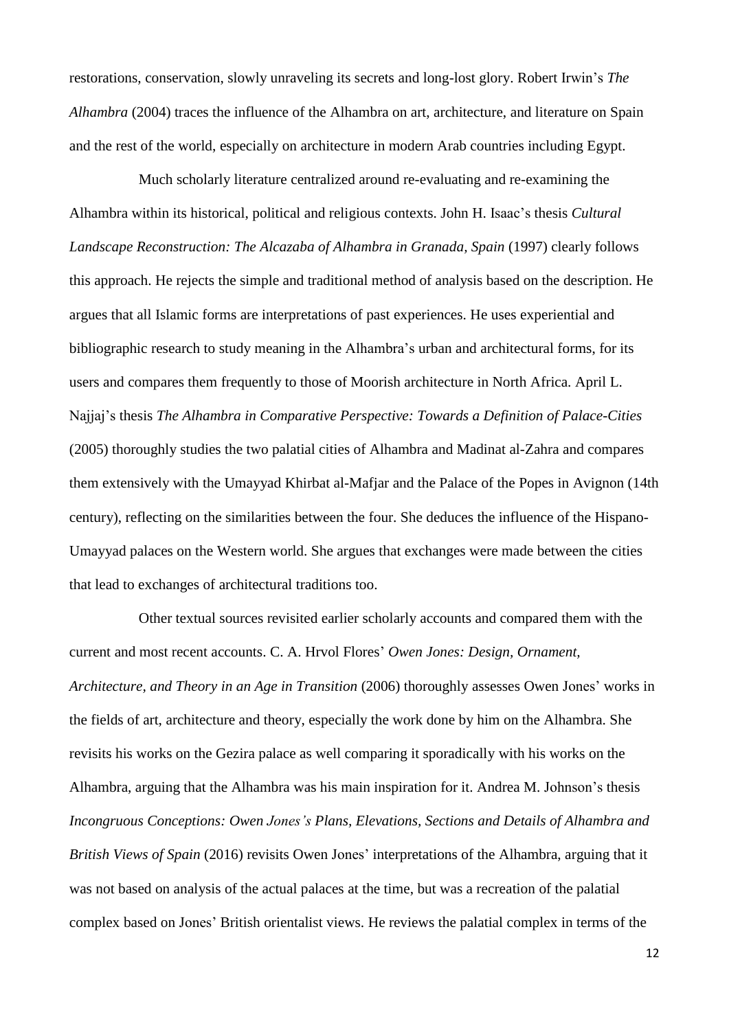restorations, conservation, slowly unraveling its secrets and long-lost glory. Robert Irwin's *The Alhambra* (2004) traces the influence of the Alhambra on art, architecture, and literature on Spain and the rest of the world, especially on architecture in modern Arab countries including Egypt.

Much scholarly literature centralized around re-evaluating and re-examining the Alhambra within its historical, political and religious contexts. John H. Isaac's thesis *Cultural Landscape Reconstruction: The Alcazaba of Alhambra in Granada, Spain* (1997) clearly follows this approach. He rejects the simple and traditional method of analysis based on the description. He argues that all Islamic forms are interpretations of past experiences. He uses experiential and bibliographic research to study meaning in the Alhambra's urban and architectural forms, for its users and compares them frequently to those of Moorish architecture in North Africa. April L. Najjaj's thesis *The Alhambra in Comparative Perspective: Towards a Definition of Palace-Cities* (2005) thoroughly studies the two palatial cities of Alhambra and Madinat al-Zahra and compares them extensively with the Umayyad Khirbat al-Mafjar and the Palace of the Popes in Avignon (14th century), reflecting on the similarities between the four. She deduces the influence of the Hispano-Umayyad palaces on the Western world. She argues that exchanges were made between the cities that lead to exchanges of architectural traditions too.

Other textual sources revisited earlier scholarly accounts and compared them with the current and most recent accounts. C. A. Hrvol Flores' *Owen Jones: Design, Ornament, Architecture, and Theory in an Age in Transition* (2006) thoroughly assesses Owen Jones' works in the fields of art, architecture and theory, especially the work done by him on the Alhambra. She revisits his works on the Gezira palace as well comparing it sporadically with his works on the Alhambra, arguing that the Alhambra was his main inspiration for it. Andrea M. Johnson's thesis *Incongruous Conceptions: Owen Jones's Plans, Elevations, Sections and Details of Alhambra and British Views of Spain* (2016) revisits Owen Jones' interpretations of the Alhambra, arguing that it was not based on analysis of the actual palaces at the time, but was a recreation of the palatial complex based on Jones' British orientalist views. He reviews the palatial complex in terms of the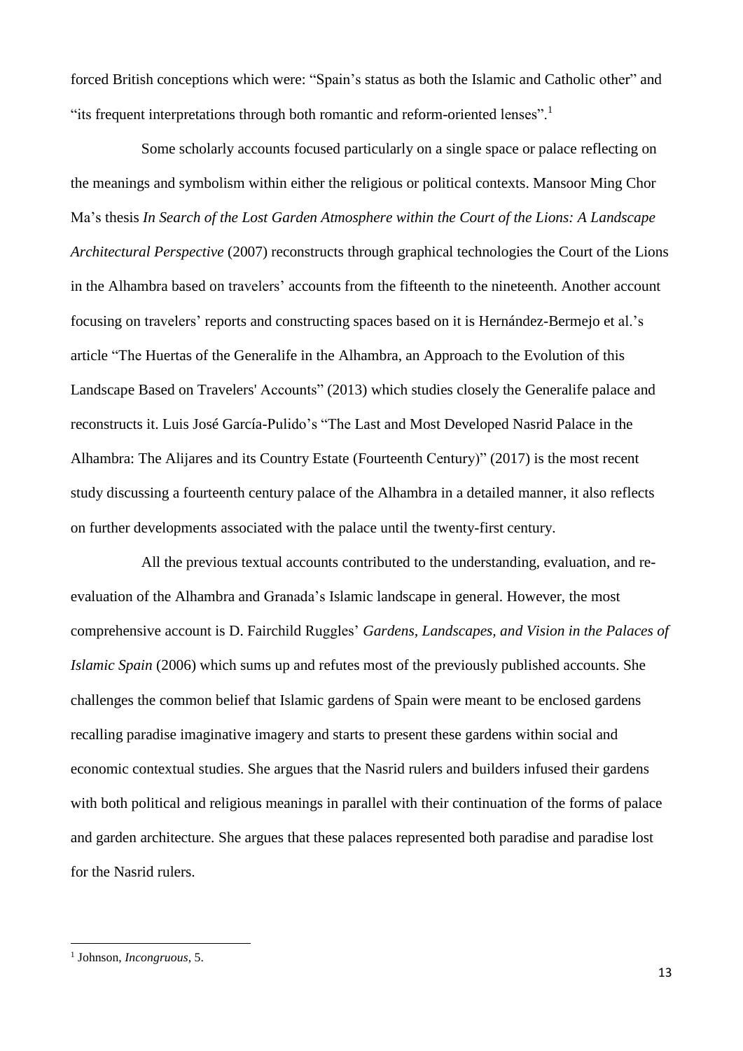forced British conceptions which were: "Spain's status as both the Islamic and Catholic other" and "its frequent interpretations through both romantic and reform-oriented lenses".[1]

Some scholarly accounts focused particularly on a single space or palace reflecting on the meanings and symbolism within either the religious or political contexts. Mansoor Ming Chor Ma's thesis *In Search of the Lost Garden Atmosphere within the Court of the Lions: A Landscape Architectural Perspective* (2007) reconstructs through graphical technologies the Court of the Lions in the Alhambra based on travelers' accounts from the fifteenth to the nineteenth. Another account focusing on travelers' reports and constructing spaces based on it is Hernández-Bermejo et al.'s article "The Huertas of the Generalife in the Alhambra, an Approach to the Evolution of this Landscape Based on Travelers' Accounts" (2013) which studies closely the Generalife palace and reconstructs it. Luis José García-Pulido's "The Last and Most Developed Nasrid Palace in the Alhambra: The Alijares and its Country Estate (Fourteenth Century)" (2017) is the most recent study discussing a fourteenth century palace of the Alhambra in a detailed manner, it also reflects on further developments associated with the palace until the twenty-first century.

All the previous textual accounts contributed to the understanding, evaluation, and re-evaluation of the Alhambra and Granada's Islamic landscape in general. However, the most comprehensive account is D. Fairchild Ruggles' *Gardens, Landscapes, and Vision in the Palaces of Islamic Spain* (2006) which sums up and refutes most of the previously published accounts. She challenges the common belief that Islamic gardens of Spain were meant to be enclosed gardens recalling paradise imaginative imagery and starts to present these gardens within social and economic contextual studies. She argues that the Nasrid rulers and builders infused their gardens with both political and religious meanings in parallel with their continuation of the forms of palace and garden architecture. She argues that these palaces represented both paradise and paradise lost for the Nasrid rulers.

[1] Johnson, *Incongruous*, 5.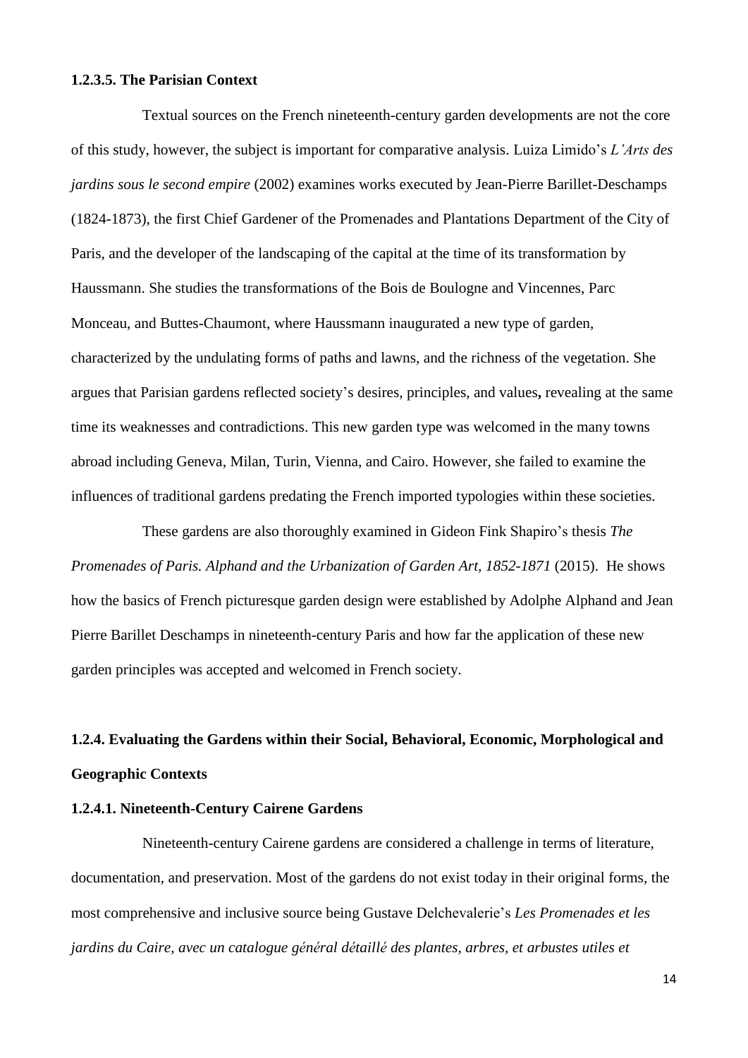#### 1.2.3.5. The Parisian Context

Textual sources on the French nineteenth-century garden developments are not the core of this study, however, the subject is important for comparative analysis. Luiza Limido's *L'Arts des jardins sous le second empire* (2002) examines works executed by Jean-Pierre Barillet-Deschamps (1824-1873), the first Chief Gardener of the Promenades and Plantations Department of the City of Paris, and the developer of the landscaping of the capital at the time of its transformation by Haussmann. She studies the transformations of the Bois de Boulogne and Vincennes, Parc Monceau, and Buttes-Chaumont, where Haussmann inaugurated a new type of garden, characterized by the undulating forms of paths and lawns, and the richness of the vegetation. She argues that Parisian gardens reflected society's desires, principles, and values**,** revealing at the same time its weaknesses and contradictions. This new garden type was welcomed in the many towns abroad including Geneva, Milan, Turin, Vienna, and Cairo. However, she failed to examine the influences of traditional gardens predating the French imported typologies within these societies.

These gardens are also thoroughly examined in Gideon Fink Shapiro's thesis *The Promenades of Paris. Alphand and the Urbanization of Garden Art, 1852-1871* (2015). He shows how the basics of French picturesque garden design were established by Adolphe Alphand and Jean Pierre Barillet Deschamps in nineteenth-century Paris and how far the application of these new garden principles was accepted and welcomed in French society.

### 1.2.4. Evaluating the Gardens within their Social, Behavioral, Economic, Morphological and Geographic Contexts

#### 1.2.4.1. Nineteenth-Century Cairene Gardens

Nineteenth-century Cairene gardens are considered a challenge in terms of literature, documentation, and preservation. Most of the gardens do not exist today in their original forms, the most comprehensive and inclusive source being Gustave Delchevalerie's *Les Promenades et les jardins du Caire, avec un catalogue général détaillé des plantes, arbres, et arbustes utiles et*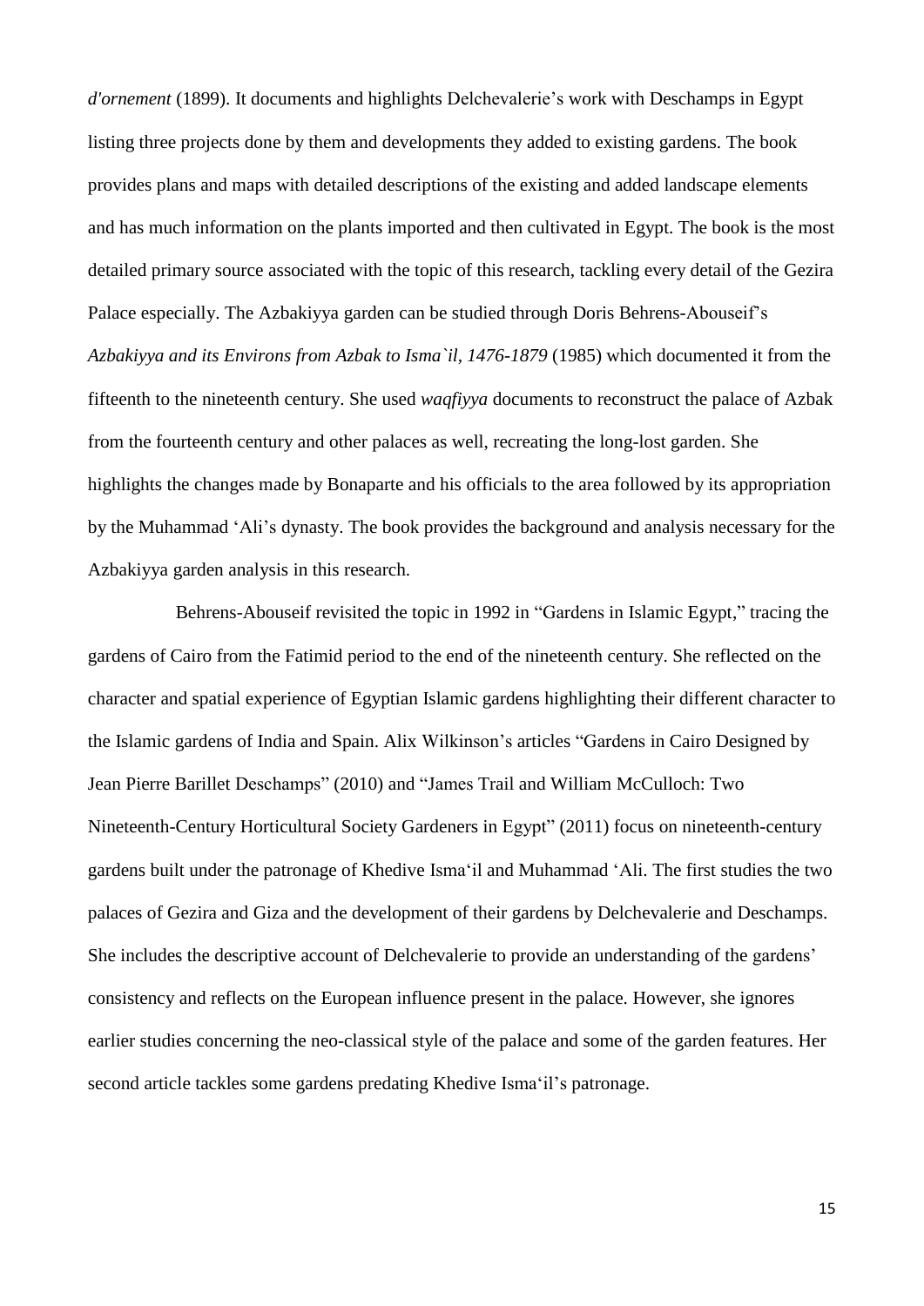*d'ornement* (1899). It documents and highlights Delchevalerie's work with Deschamps in Egypt listing three projects done by them and developments they added to existing gardens. The book provides plans and maps with detailed descriptions of the existing and added landscape elements and has much information on the plants imported and then cultivated in Egypt. The book is the most detailed primary source associated with the topic of this research, tackling every detail of the Gezira Palace especially. The Azbakiyya garden can be studied through Doris Behrens-Abouseif's *Azbakiyya and its Environs from Azbak to Isma`il, 1476-1879* (1985) which documented it from the fifteenth to the nineteenth century. She used *waqfiyya* documents to reconstruct the palace of Azbak from the fourteenth century and other palaces as well, recreating the long-lost garden. She highlights the changes made by Bonaparte and his officials to the area followed by its appropriation by the Muhammad 'Ali's dynasty. The book provides the background and analysis necessary for the Azbakiyya garden analysis in this research.

Behrens-Abouseif revisited the topic in 1992 in "Gardens in Islamic Egypt," tracing the gardens of Cairo from the Fatimid period to the end of the nineteenth century. She reflected on the character and spatial experience of Egyptian Islamic gardens highlighting their different character to the Islamic gardens of India and Spain. Alix Wilkinson's articles "Gardens in Cairo Designed by Jean Pierre Barillet Deschamps" (2010) and "James Trail and William McCulloch: Two Nineteenth-Century Horticultural Society Gardeners in Egypt" (2011) focus on nineteenth-century gardens built under the patronage of Khedive Isma'il and Muhammad 'Ali. The first studies the two palaces of Gezira and Giza and the development of their gardens by Delchevalerie and Deschamps. She includes the descriptive account of Delchevalerie to provide an understanding of the gardens' consistency and reflects on the European influence present in the palace. However, she ignores earlier studies concerning the neo-classical style of the palace and some of the garden features. Her second article tackles some gardens predating Khedive Isma'il's patronage.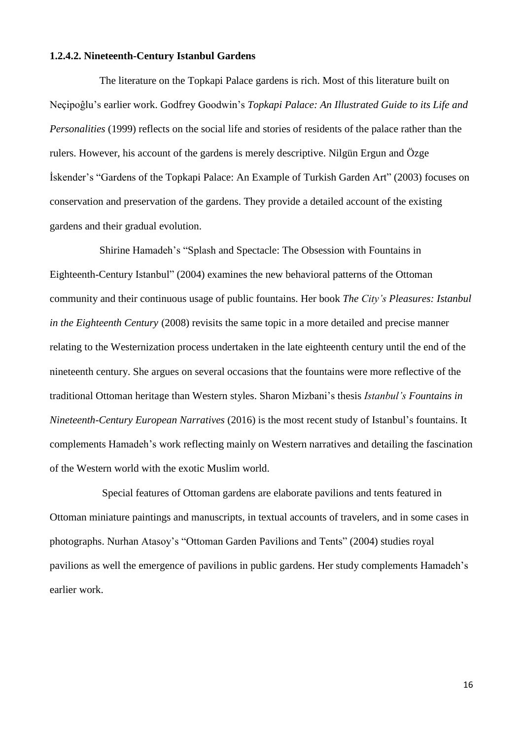#### 1.2.4.2. Nineteenth-Century Istanbul Gardens

The literature on the Topkapi Palace gardens is rich. Most of this literature built on Neçipoĝlu's earlier work. Godfrey Goodwin's *Topkapi Palace: An Illustrated Guide to its Life and Personalities* (1999) reflects on the social life and stories of residents of the palace rather than the rulers. However, his account of the gardens is merely descriptive. Nilgün Ergun and Özge İskender's "Gardens of the Topkapi Palace: An Example of Turkish Garden Art" (2003) focuses on conservation and preservation of the gardens. They provide a detailed account of the existing gardens and their gradual evolution.

Shirine Hamadeh's "Splash and Spectacle: The Obsession with Fountains in Eighteenth-Century Istanbul" (2004) examines the new behavioral patterns of the Ottoman community and their continuous usage of public fountains. Her book *The City's Pleasures: Istanbul in the Eighteenth Century* (2008) revisits the same topic in a more detailed and precise manner relating to the Westernization process undertaken in the late eighteenth century until the end of the nineteenth century. She argues on several occasions that the fountains were more reflective of the traditional Ottoman heritage than Western styles. Sharon Mizbani's thesis *Istanbul's Fountains in Nineteenth-Century European Narratives* (2016) is the most recent study of Istanbul's fountains. It complements Hamadeh's work reflecting mainly on Western narratives and detailing the fascination of the Western world with the exotic Muslim world.

Special features of Ottoman gardens are elaborate pavilions and tents featured in Ottoman miniature paintings and manuscripts, in textual accounts of travelers, and in some cases in photographs. Nurhan Atasoy's "Ottoman Garden Pavilions and Tents" (2004) studies royal pavilions as well the emergence of pavilions in public gardens. Her study complements Hamadeh's earlier work.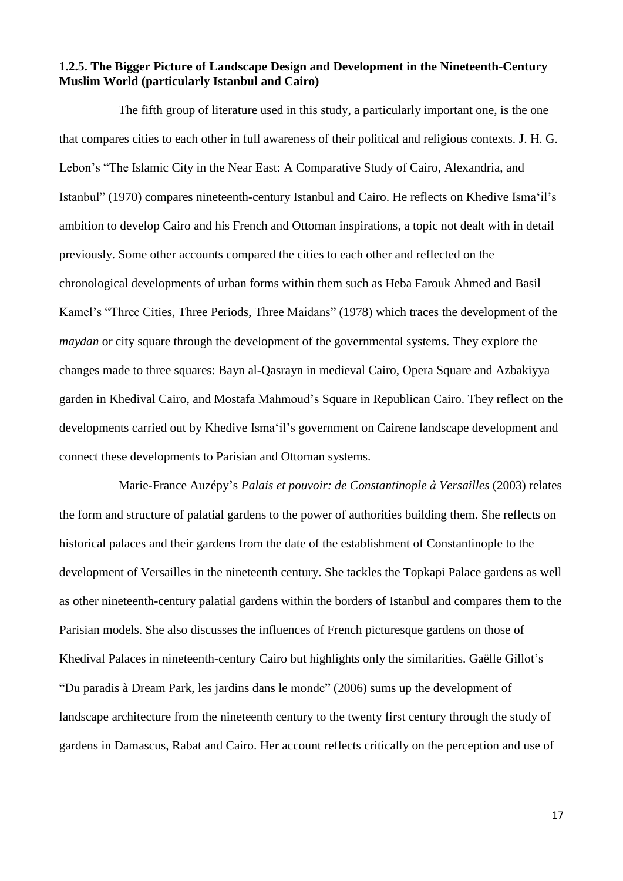### 1.2.5. The Bigger Picture of Landscape Design and Development in the Nineteenth-Century Muslim World (particularly Istanbul and Cairo)

The fifth group of literature used in this study, a particularly important one, is the one that compares cities to each other in full awareness of their political and religious contexts. J. H. G. Lebon's "The Islamic City in the Near East: A Comparative Study of Cairo, Alexandria, and Istanbul" (1970) compares nineteenth-century Istanbul and Cairo. He reflects on Khedive Isma'il's ambition to develop Cairo and his French and Ottoman inspirations, a topic not dealt with in detail previously. Some other accounts compared the cities to each other and reflected on the chronological developments of urban forms within them such as Heba Farouk Ahmed and Basil Kamel's "Three Cities, Three Periods, Three Maidans" (1978) which traces the development of the *maydan* or city square through the development of the governmental systems. They explore the changes made to three squares: Bayn al-Qasrayn in medieval Cairo, Opera Square and Azbakiyya garden in Khedival Cairo, and Mostafa Mahmoud's Square in Republican Cairo. They reflect on the developments carried out by Khedive Isma'il's government on Cairene landscape development and connect these developments to Parisian and Ottoman systems.

Marie-France Auzépy's *Palais et pouvoir: de Constantinople à Versailles* (2003) relates the form and structure of palatial gardens to the power of authorities building them. She reflects on historical palaces and their gardens from the date of the establishment of Constantinople to the development of Versailles in the nineteenth century. She tackles the Topkapi Palace gardens as well as other nineteenth-century palatial gardens within the borders of Istanbul and compares them to the Parisian models. She also discusses the influences of French picturesque gardens on those of Khedival Palaces in nineteenth-century Cairo but highlights only the similarities. Gaëlle Gillot's "Du paradis à Dream Park, les jardins dans le monde" (2006) sums up the development of landscape architecture from the nineteenth century to the twenty first century through the study of gardens in Damascus, Rabat and Cairo. Her account reflects critically on the perception and use of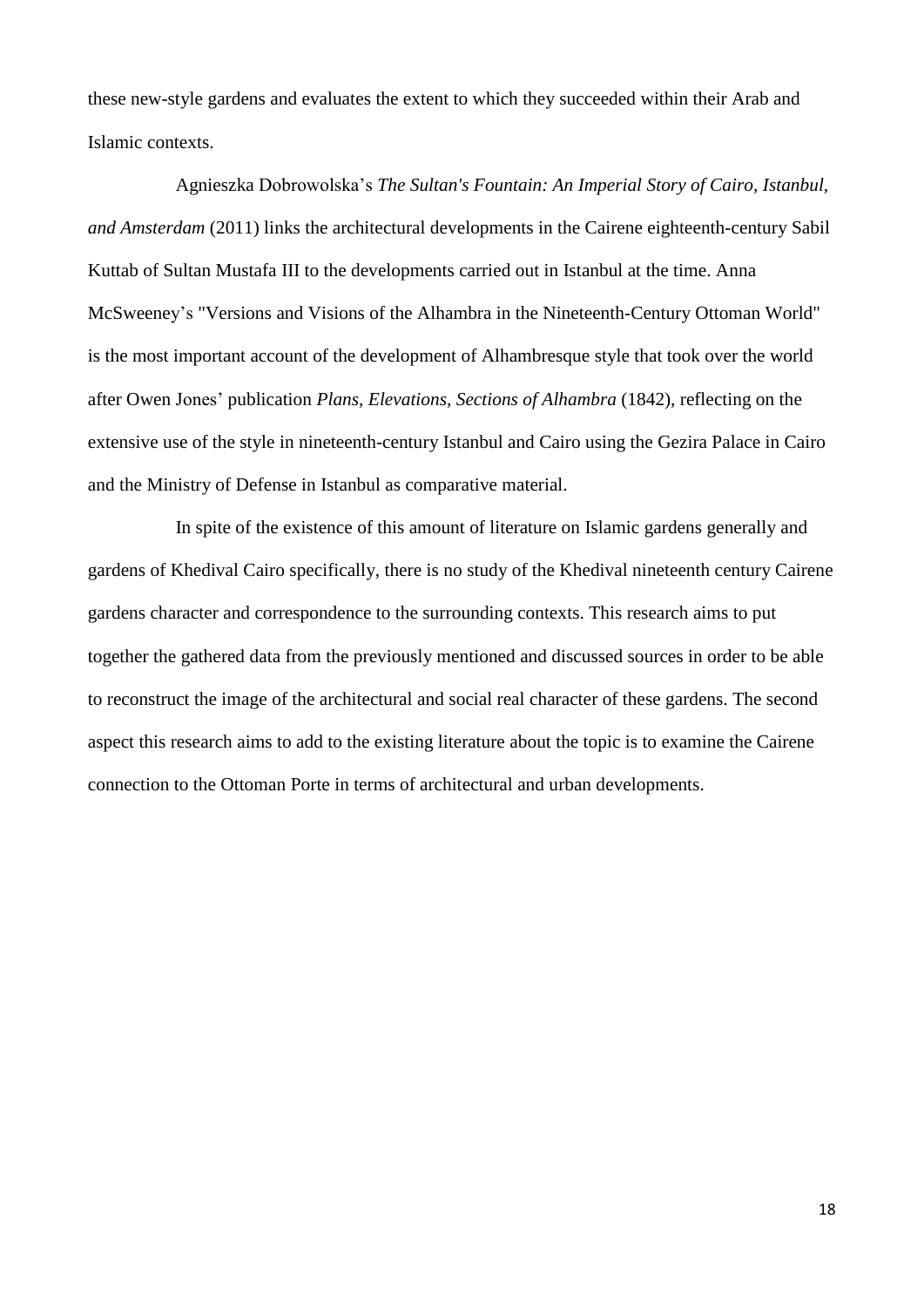these new-style gardens and evaluates the extent to which they succeeded within their Arab and Islamic contexts.

Agnieszka Dobrowolska's *The Sultan's Fountain: An Imperial Story of Cairo, Istanbul, and Amsterdam* (2011) links the architectural developments in the Cairene eighteenth-century Sabil Kuttab of Sultan Mustafa III to the developments carried out in Istanbul at the time. Anna McSweeney's "Versions and Visions of the Alhambra in the Nineteenth-Century Ottoman World" is the most important account of the development of Alhambresque style that took over the world after Owen Jones' publication *Plans, Elevations, Sections of Alhambra* (1842), reflecting on the extensive use of the style in nineteenth-century Istanbul and Cairo using the Gezira Palace in Cairo and the Ministry of Defense in Istanbul as comparative material.

In spite of the existence of this amount of literature on Islamic gardens generally and gardens of Khedival Cairo specifically, there is no study of the Khedival nineteenth century Cairene gardens character and correspondence to the surrounding contexts. This research aims to put together the gathered data from the previously mentioned and discussed sources in order to be able to reconstruct the image of the architectural and social real character of these gardens. The second aspect this research aims to add to the existing literature about the topic is to examine the Cairene connection to the Ottoman Porte in terms of architectural and urban developments.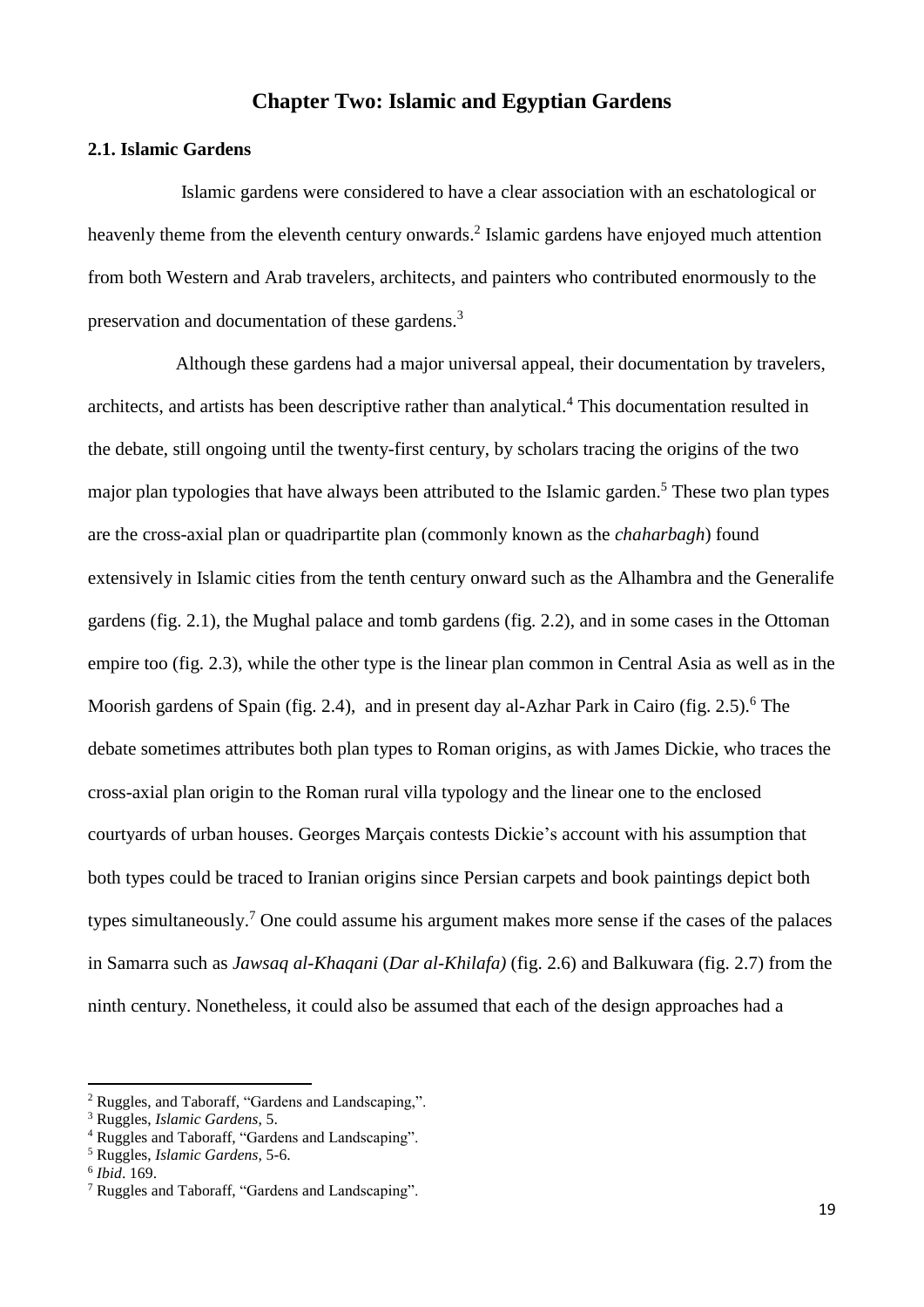# Chapter Two: Islamic and Egyptian Gardens

## 2.1. Islamic Gardens

Islamic gardens were considered to have a clear association with an eschatological or heavenly theme from the eleventh century onwards.[2] Islamic gardens have enjoyed much attention from both Western and Arab travelers, architects, and painters who contributed enormously to the preservation and documentation of these gardens.[3]

Although these gardens had a major universal appeal, their documentation by travelers, architects, and artists has been descriptive rather than analytical.[4] This documentation resulted in the debate, still ongoing until the twenty-first century, by scholars tracing the origins of the two major plan typologies that have always been attributed to the Islamic garden.[5] These two plan types are the cross-axial plan or quadripartite plan (commonly known as the *chaharbagh*) found extensively in Islamic cities from the tenth century onward such as the Alhambra and the Generalife gardens (fig. 2.1), the Mughal palace and tomb gardens (fig. 2.2), and in some cases in the Ottoman empire too (fig. 2.3), while the other type is the linear plan common in Central Asia as well as in the Moorish gardens of Spain (fig. 2.4), and in present day al-Azhar Park in Cairo (fig. 2.5).[6] The debate sometimes attributes both plan types to Roman origins, as with James Dickie, who traces the cross-axial plan origin to the Roman rural villa typology and the linear one to the enclosed courtyards of urban houses. Georges Marçais contests Dickie's account with his assumption that both types could be traced to Iranian origins since Persian carpets and book paintings depict both types simultaneously.[7] One could assume his argument makes more sense if the cases of the palaces in Samarra such as *Jawsaq al-Khaqani* (*Dar al-Khilafa)* (fig. 2.6) and Balkuwara (fig. 2.7) from the ninth century. Nonetheless, it could also be assumed that each of the design approaches had a

---

[2] Ruggles, and Taboraff, "Gardens and Landscaping,".

[3] Ruggles, *Islamic Gardens*, 5.

[4] Ruggles and Taboraff, "Gardens and Landscaping".

[5] Ruggles, *Islamic Gardens*, 5-6.

[6] *Ibid*. 169.

[7] Ruggles and Taboraff, "Gardens and Landscaping".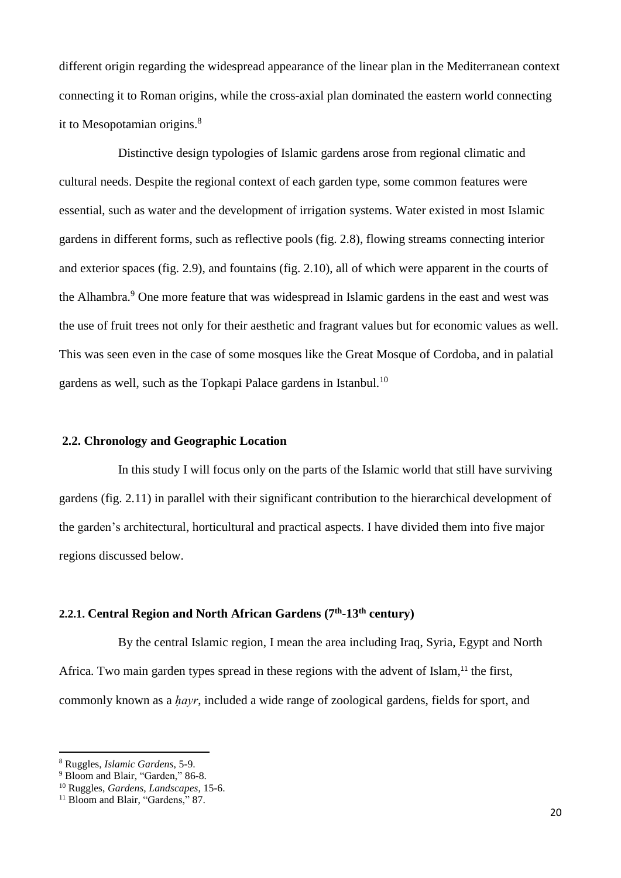different origin regarding the widespread appearance of the linear plan in the Mediterranean context connecting it to Roman origins, while the cross-axial plan dominated the eastern world connecting it to Mesopotamian origins.[8]

Distinctive design typologies of Islamic gardens arose from regional climatic and cultural needs. Despite the regional context of each garden type, some common features were essential, such as water and the development of irrigation systems. Water existed in most Islamic gardens in different forms, such as reflective pools (fig. 2.8), flowing streams connecting interior and exterior spaces (fig. 2.9), and fountains (fig. 2.10), all of which were apparent in the courts of the Alhambra.[9] One more feature that was widespread in Islamic gardens in the east and west was the use of fruit trees not only for their aesthetic and fragrant values but for economic values as well. This was seen even in the case of some mosques like the Great Mosque of Cordoba, and in palatial gardens as well, such as the Topkapi Palace gardens in Istanbul.[10]

## 2.2. Chronology and Geographic Location

In this study I will focus only on the parts of the Islamic world that still have surviving gardens (fig. 2.11) in parallel with their significant contribution to the hierarchical development of the garden's architectural, horticultural and practical aspects. I have divided them into five major regions discussed below.

### 2.2.1. Central Region and North African Gardens (7th-13th century)

By the central Islamic region, I mean the area including Iraq, Syria, Egypt and North Africa. Two main garden types spread in these regions with the advent of Islam,[11] the first, commonly known as a *ḥayr*, included a wide range of zoological gardens, fields for sport, and

---

[8] Ruggles, *Islamic Gardens*, 5-9.

[9] Bloom and Blair, "Garden," 86-8.

[10] Ruggles, *Gardens, Landscapes,* 15-6.

[11] Bloom and Blair, "Gardens," 87.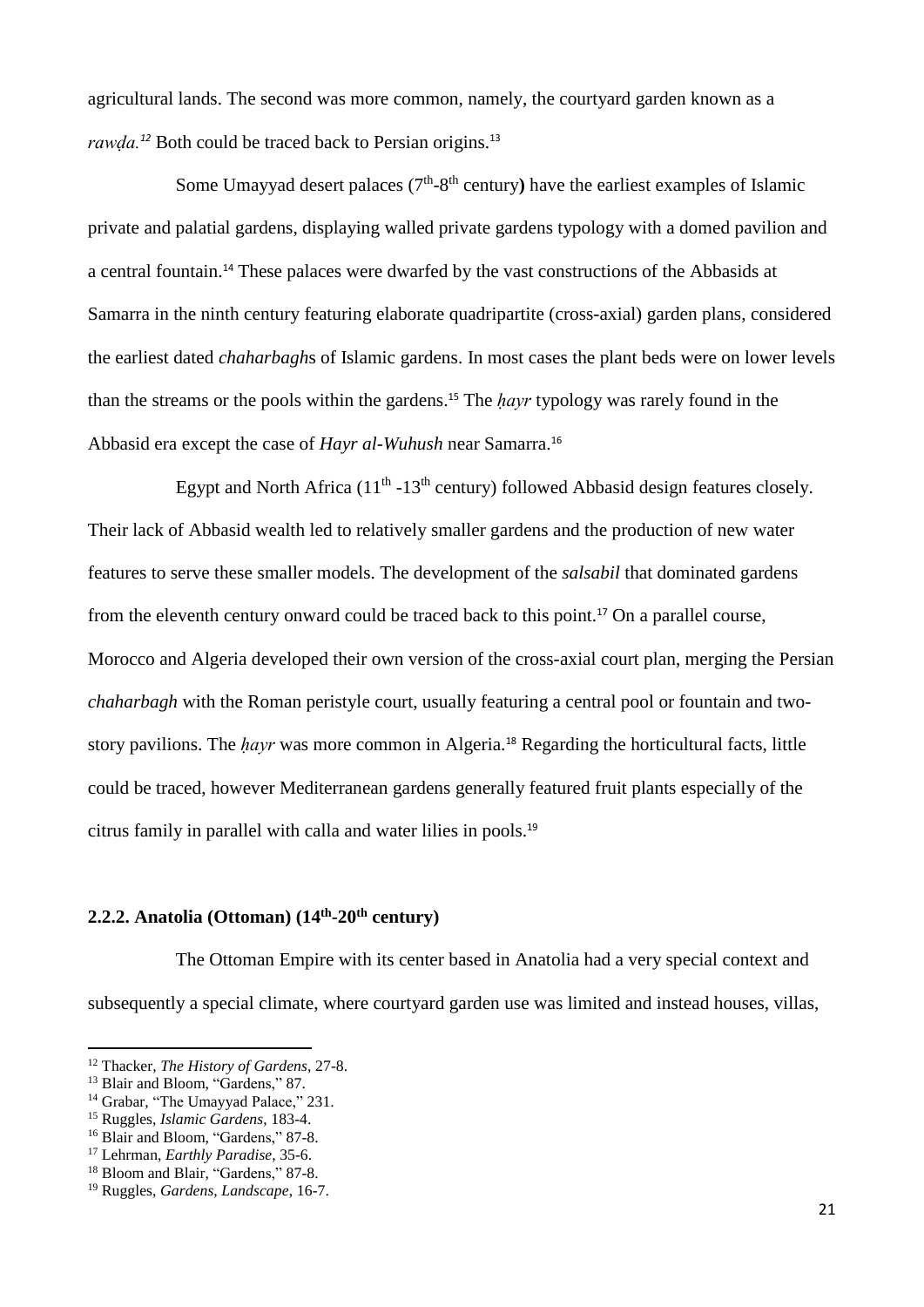agricultural lands. The second was more common, namely, the courtyard garden known as a *rawḍa.*[12] Both could be traced back to Persian origins.[13]

Some Umayyad desert palaces (7th-8th century**)** have the earliest examples of Islamic private and palatial gardens, displaying walled private gardens typology with a domed pavilion and a central fountain.[14] These palaces were dwarfed by the vast constructions of the Abbasids at Samarra in the ninth century featuring elaborate quadripartite (cross-axial) garden plans, considered the earliest dated *chaharbagh*s of Islamic gardens. In most cases the plant beds were on lower levels than the streams or the pools within the gardens.[15] The *ḥayr* typology was rarely found in the Abbasid era except the case of *Hayr al-Wuhush* near Samarra.[16]

Egypt and North Africa (11th -13th century) followed Abbasid design features closely. Their lack of Abbasid wealth led to relatively smaller gardens and the production of new water features to serve these smaller models. The development of the *salsabil* that dominated gardens from the eleventh century onward could be traced back to this point.[17] On a parallel course, Morocco and Algeria developed their own version of the cross-axial court plan, merging the Persian *chaharbagh* with the Roman peristyle court, usually featuring a central pool or fountain and two-story pavilions. The *ḥayr* was more common in Algeria.[18] Regarding the horticultural facts, little could be traced, however Mediterranean gardens generally featured fruit plants especially of the citrus family in parallel with calla and water lilies in pools.[19]

### 2.2.2. Anatolia (Ottoman) (14th-20th century)

The Ottoman Empire with its center based in Anatolia had a very special context and subsequently a special climate, where courtyard garden use was limited and instead houses, villas,

---

[12] Thacker, *The History of Gardens*, 27-8.
[13] Blair and Bloom, "Gardens," 87.
[14] Grabar, "The Umayyad Palace," 231.
[15] Ruggles, *Islamic Gardens*, 183-4.
[16] Blair and Bloom, "Gardens," 87-8.
[17] Lehrman, *Earthly Paradise*, 35-6.
[18] Bloom and Blair, "Gardens," 87-8.
[19] Ruggles, *Gardens, Landscape*, 16-7.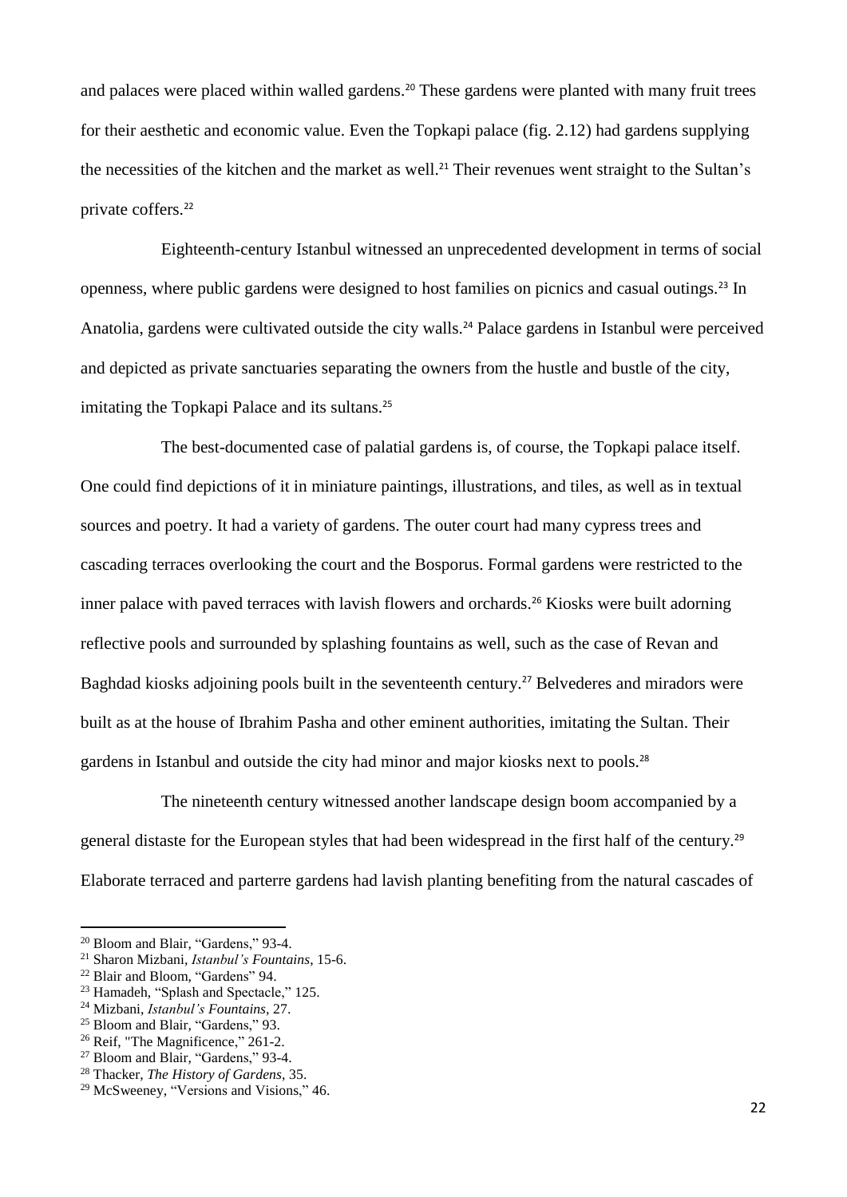and palaces were placed within walled gardens.[20] These gardens were planted with many fruit trees for their aesthetic and economic value. Even the Topkapi palace (fig. 2.12) had gardens supplying the necessities of the kitchen and the market as well.[21] Their revenues went straight to the Sultan's private coffers.[22]

Eighteenth-century Istanbul witnessed an unprecedented development in terms of social openness, where public gardens were designed to host families on picnics and casual outings.[23] In Anatolia, gardens were cultivated outside the city walls.[24] Palace gardens in Istanbul were perceived and depicted as private sanctuaries separating the owners from the hustle and bustle of the city, imitating the Topkapi Palace and its sultans.[25]

The best-documented case of palatial gardens is, of course, the Topkapi palace itself. One could find depictions of it in miniature paintings, illustrations, and tiles, as well as in textual sources and poetry. It had a variety of gardens. The outer court had many cypress trees and cascading terraces overlooking the court and the Bosporus. Formal gardens were restricted to the inner palace with paved terraces with lavish flowers and orchards.[26] Kiosks were built adorning reflective pools and surrounded by splashing fountains as well, such as the case of Revan and Baghdad kiosks adjoining pools built in the seventeenth century.[27] Belvederes and miradors were built as at the house of Ibrahim Pasha and other eminent authorities, imitating the Sultan. Their gardens in Istanbul and outside the city had minor and major kiosks next to pools.[28]

The nineteenth century witnessed another landscape design boom accompanied by a general distaste for the European styles that had been widespread in the first half of the century.[29] Elaborate terraced and parterre gardens had lavish planting benefiting from the natural cascades of

---

[20] Bloom and Blair, "Gardens," 93-4.
[21] Sharon Mizbani, *Istanbul's Fountains*, 15-6.
[22] Blair and Bloom, "Gardens" 94.
[23] Hamadeh, "Splash and Spectacle," 125.
[24] Mizbani, *Istanbul's Fountains*, 27.
[25] Bloom and Blair, "Gardens," 93.
[26] Reif, "The Magnificence," 261-2.
[27] Bloom and Blair, "Gardens," 93-4.
[28] Thacker, *The History of Gardens*, 35.
[29] McSweeney, "Versions and Visions," 46.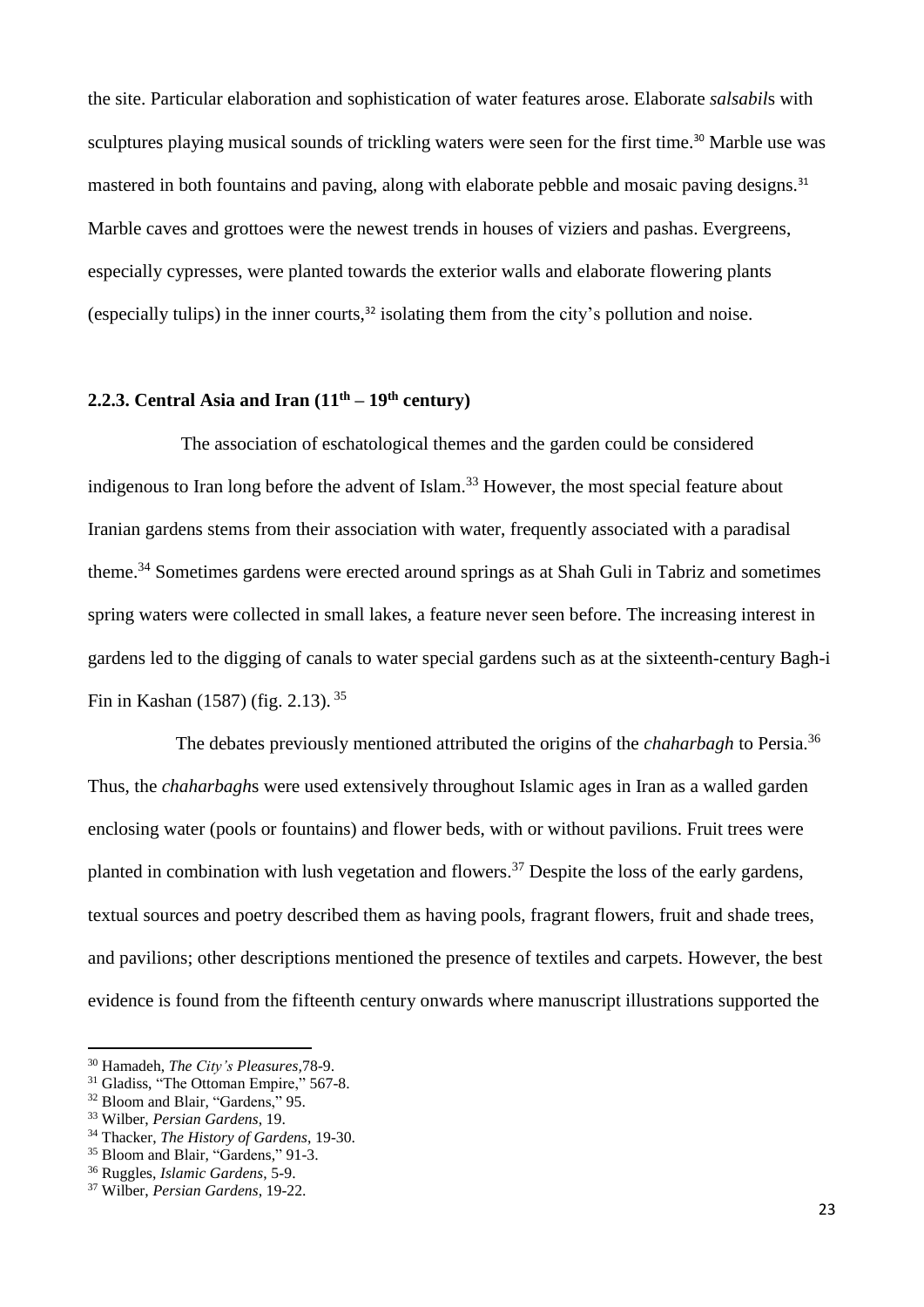the site. Particular elaboration and sophistication of water features arose. Elaborate *salsabil*s with sculptures playing musical sounds of trickling waters were seen for the first time.[30] Marble use was mastered in both fountains and paving, along with elaborate pebble and mosaic paving designs.[31] Marble caves and grottoes were the newest trends in houses of viziers and pashas. Evergreens, especially cypresses, were planted towards the exterior walls and elaborate flowering plants (especially tulips) in the inner courts,[32] isolating them from the city's pollution and noise.

### 2.2.3. Central Asia and Iran (11th – 19th century)

The association of eschatological themes and the garden could be considered indigenous to Iran long before the advent of Islam.[33] However, the most special feature about Iranian gardens stems from their association with water, frequently associated with a paradisal theme.[34] Sometimes gardens were erected around springs as at Shah Guli in Tabriz and sometimes spring waters were collected in small lakes, a feature never seen before. The increasing interest in gardens led to the digging of canals to water special gardens such as at the sixteenth-century Bagh-i Fin in Kashan (1587) (fig. 2.13).[35]

The debates previously mentioned attributed the origins of the *chaharbagh* to Persia.[36] Thus, the *chaharbagh*s were used extensively throughout Islamic ages in Iran as a walled garden enclosing water (pools or fountains) and flower beds, with or without pavilions. Fruit trees were planted in combination with lush vegetation and flowers.[37] Despite the loss of the early gardens, textual sources and poetry described them as having pools, fragrant flowers, fruit and shade trees, and pavilions; other descriptions mentioned the presence of textiles and carpets. However, the best evidence is found from the fifteenth century onwards where manuscript illustrations supported the

---

[30] Hamadeh, *The City's Pleasures*,78-9.
[31] Gladiss, "The Ottoman Empire," 567-8.
[32] Bloom and Blair, "Gardens," 95.
[33] Wilber, *Persian Gardens*, 19.
[34] Thacker, *The History of Gardens*, 19-30.
[35] Bloom and Blair, "Gardens," 91-3.
[36] Ruggles, *Islamic Gardens*, 5-9.
[37] Wilber, *Persian Gardens*, 19-22.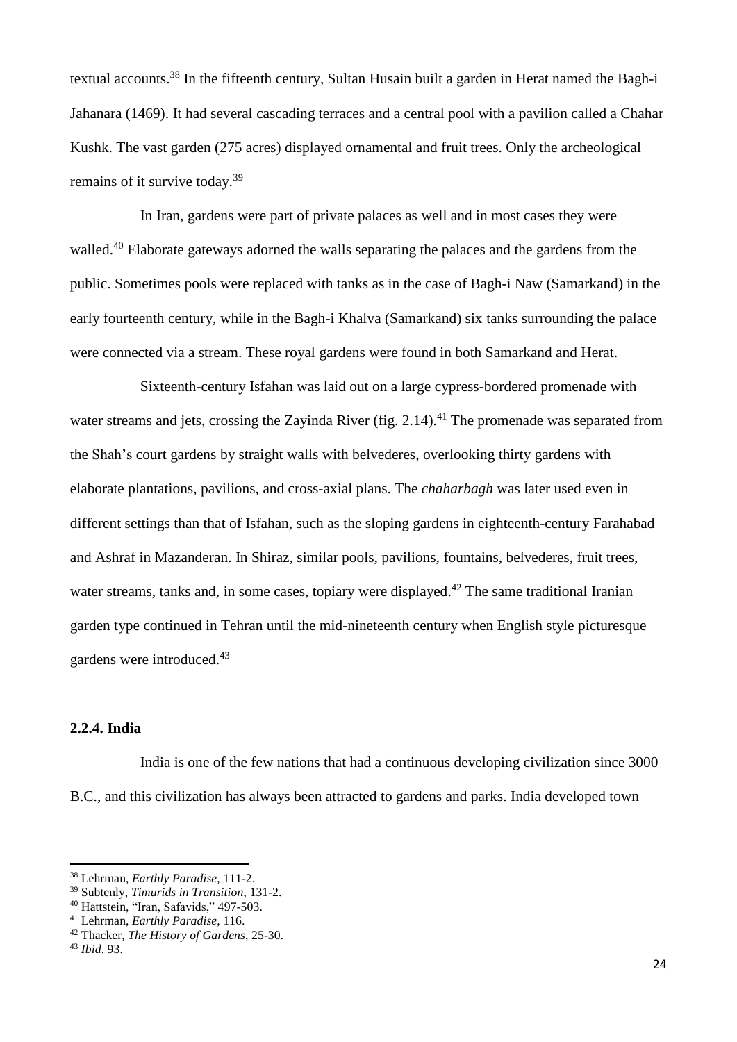textual accounts.[38] In the fifteenth century, Sultan Husain built a garden in Herat named the Bagh-i Jahanara (1469). It had several cascading terraces and a central pool with a pavilion called a Chahar Kushk. The vast garden (275 acres) displayed ornamental and fruit trees. Only the archeological remains of it survive today.[39]

In Iran, gardens were part of private palaces as well and in most cases they were walled.[40] Elaborate gateways adorned the walls separating the palaces and the gardens from the public. Sometimes pools were replaced with tanks as in the case of Bagh-i Naw (Samarkand) in the early fourteenth century, while in the Bagh-i Khalva (Samarkand) six tanks surrounding the palace were connected via a stream. These royal gardens were found in both Samarkand and Herat.

Sixteenth-century Isfahan was laid out on a large cypress-bordered promenade with water streams and jets, crossing the Zayinda River (fig. 2.14).[41] The promenade was separated from the Shah's court gardens by straight walls with belvederes, overlooking thirty gardens with elaborate plantations, pavilions, and cross-axial plans. The *chaharbagh* was later used even in different settings than that of Isfahan, such as the sloping gardens in eighteenth-century Farahabad and Ashraf in Mazanderan. In Shiraz, similar pools, pavilions, fountains, belvederes, fruit trees, water streams, tanks and, in some cases, topiary were displayed.[42] The same traditional Iranian garden type continued in Tehran until the mid-nineteenth century when English style picturesque gardens were introduced.[43]

### 2.2.4. India

India is one of the few nations that had a continuous developing civilization since 3000 B.C., and this civilization has always been attracted to gardens and parks. India developed town

---

[38] Lehrman, *Earthly Paradise*, 111-2.
[39] Subtenly, *Timurids in Transition*, 131-2.
[40] Hattstein, "Iran, Safavids," 497-503.
[41] Lehrman, *Earthly Paradise*, 116.
[42] Thacker, *The History of Gardens*, 25-30.
[43] *Ibid*. 93.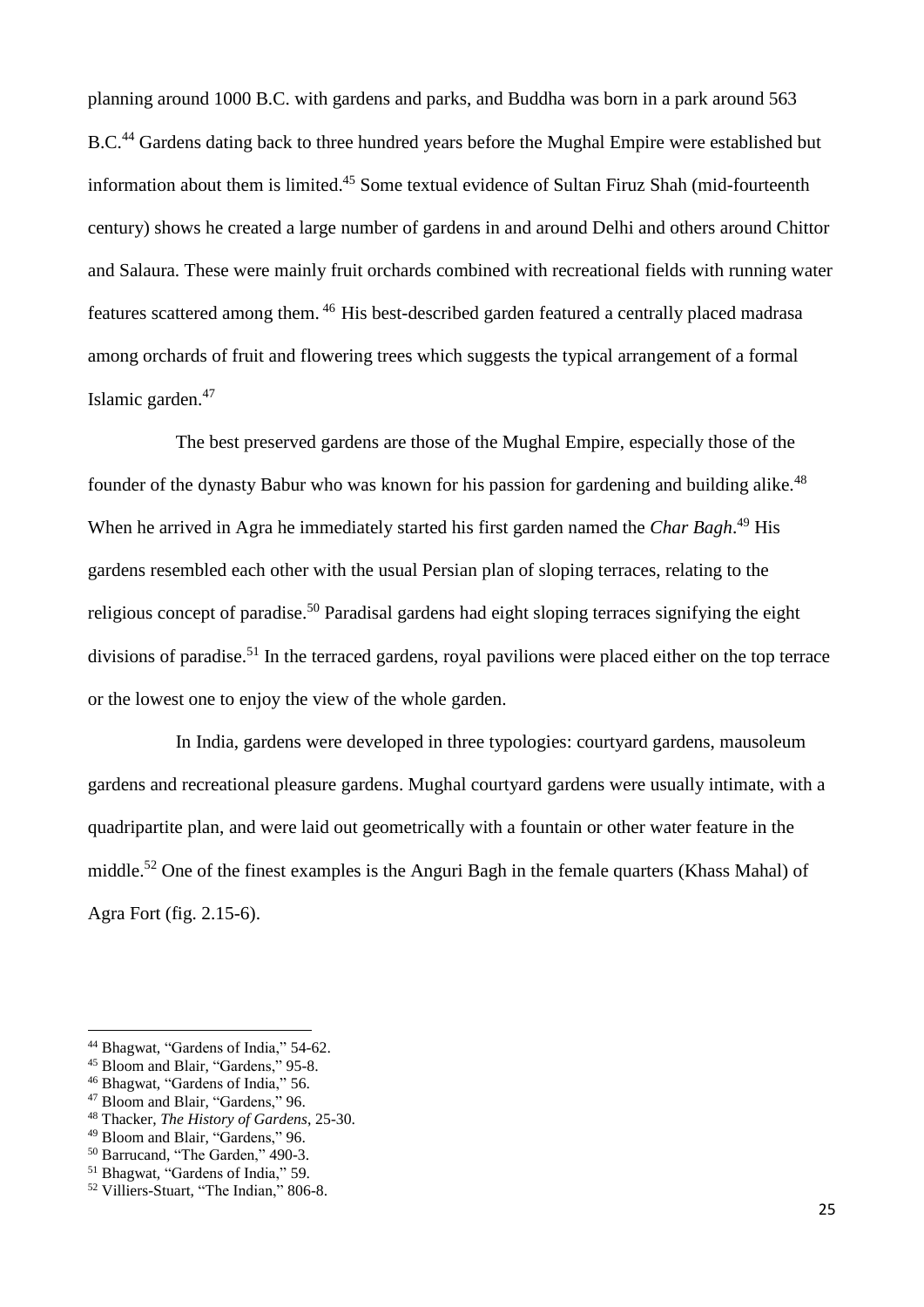planning around 1000 B.C. with gardens and parks, and Buddha was born in a park around 563 B.C.[44] Gardens dating back to three hundred years before the Mughal Empire were established but information about them is limited.[45] Some textual evidence of Sultan Firuz Shah (mid-fourteenth century) shows he created a large number of gardens in and around Delhi and others around Chittor and Salaura. These were mainly fruit orchards combined with recreational fields with running water features scattered among them.[46] His best-described garden featured a centrally placed madrasa among orchards of fruit and flowering trees which suggests the typical arrangement of a formal Islamic garden.[47]

The best preserved gardens are those of the Mughal Empire, especially those of the founder of the dynasty Babur who was known for his passion for gardening and building alike.[48] When he arrived in Agra he immediately started his first garden named the *Char Bagh*.[49] His gardens resembled each other with the usual Persian plan of sloping terraces, relating to the religious concept of paradise.[50] Paradisal gardens had eight sloping terraces signifying the eight divisions of paradise.[51] In the terraced gardens, royal pavilions were placed either on the top terrace or the lowest one to enjoy the view of the whole garden.

In India, gardens were developed in three typologies: courtyard gardens, mausoleum gardens and recreational pleasure gardens. Mughal courtyard gardens were usually intimate, with a quadripartite plan, and were laid out geometrically with a fountain or other water feature in the middle.[52] One of the finest examples is the Anguri Bagh in the female quarters (Khass Mahal) of Agra Fort (fig. 2.15-6).

---

[44] Bhagwat, "Gardens of India," 54-62.
[45] Bloom and Blair, "Gardens," 95-8.
[46] Bhagwat, "Gardens of India," 56.
[47] Bloom and Blair, "Gardens," 96.
[48] Thacker, *The History of Gardens*, 25-30.
[49] Bloom and Blair, "Gardens," 96.
[50] Barrucand, "The Garden," 490-3.
[51] Bhagwat, "Gardens of India," 59.
[52] Villiers-Stuart, "The Indian," 806-8.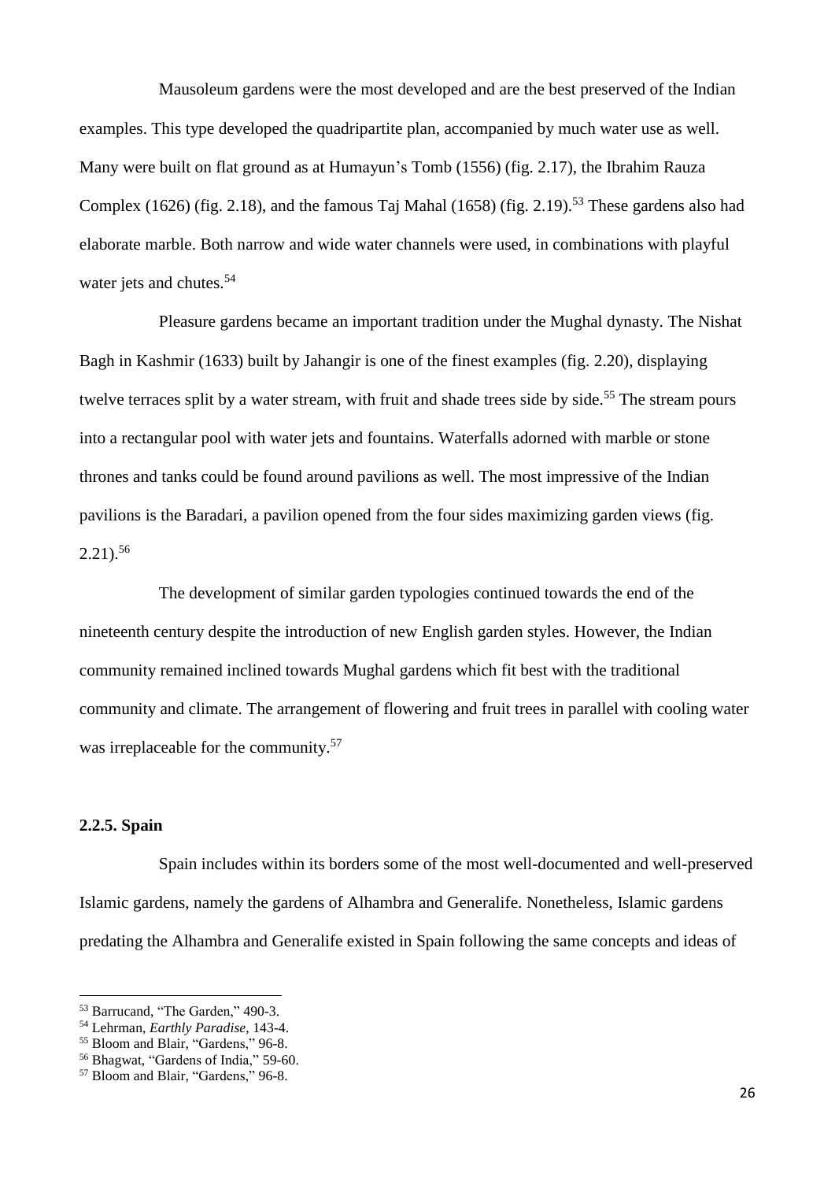Mausoleum gardens were the most developed and are the best preserved of the Indian examples. This type developed the quadripartite plan, accompanied by much water use as well. Many were built on flat ground as at Humayun's Tomb (1556) (fig. 2.17), the Ibrahim Rauza Complex (1626) (fig. 2.18), and the famous Taj Mahal (1658) (fig. 2.19).[53] These gardens also had elaborate marble. Both narrow and wide water channels were used, in combinations with playful water jets and chutes.[54]

Pleasure gardens became an important tradition under the Mughal dynasty. The Nishat Bagh in Kashmir (1633) built by Jahangir is one of the finest examples (fig. 2.20), displaying twelve terraces split by a water stream, with fruit and shade trees side by side.[55] The stream pours into a rectangular pool with water jets and fountains. Waterfalls adorned with marble or stone thrones and tanks could be found around pavilions as well. The most impressive of the Indian pavilions is the Baradari, a pavilion opened from the four sides maximizing garden views (fig. 2.21).[56]

The development of similar garden typologies continued towards the end of the nineteenth century despite the introduction of new English garden styles. However, the Indian community remained inclined towards Mughal gardens which fit best with the traditional community and climate. The arrangement of flowering and fruit trees in parallel with cooling water was irreplaceable for the community.[57]

### 2.2.5. Spain

Spain includes within its borders some of the most well-documented and well-preserved Islamic gardens, namely the gardens of Alhambra and Generalife. Nonetheless, Islamic gardens predating the Alhambra and Generalife existed in Spain following the same concepts and ideas of

---

[53] Barrucand, "The Garden," 490-3.

[54] Lehrman, *Earthly Paradise*, 143-4.

[55] Bloom and Blair, "Gardens," 96-8.

[56] Bhagwat, "Gardens of India," 59-60.

[57] Bloom and Blair, "Gardens," 96-8.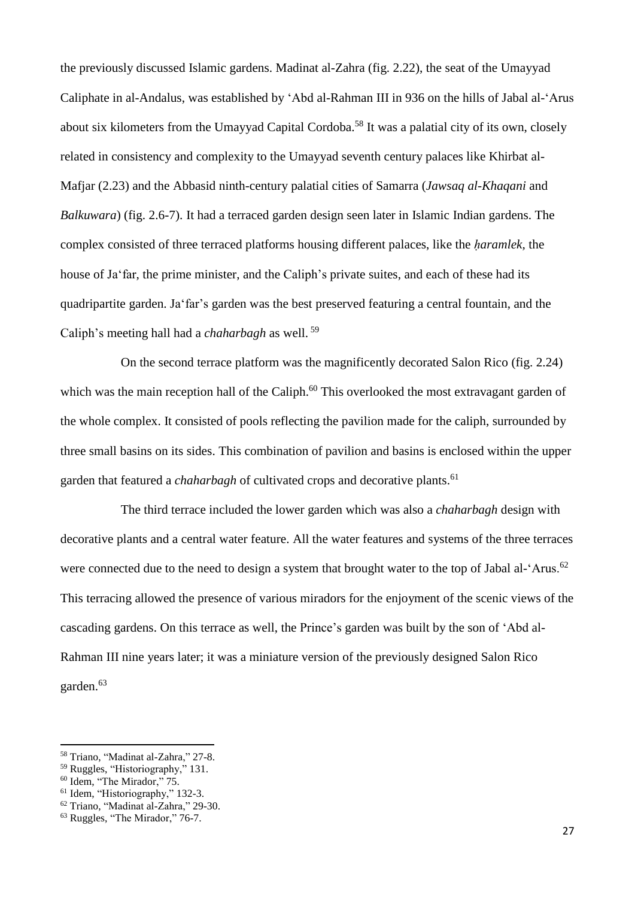the previously discussed Islamic gardens. Madinat al-Zahra (fig. 2.22), the seat of the Umayyad Caliphate in al-Andalus, was established by ʻAbd al-Rahman III in 936 on the hills of Jabal al-ʻArus about six kilometers from the Umayyad Capital Cordoba.[58] It was a palatial city of its own, closely related in consistency and complexity to the Umayyad seventh century palaces like Khirbat al-Mafjar (2.23) and the Abbasid ninth-century palatial cities of Samarra (*Jawsaq al-Khaqani* and *Balkuwara*) (fig. 2.6-7). It had a terraced garden design seen later in Islamic Indian gardens. The complex consisted of three terraced platforms housing different palaces, like the *ḥaramlek,* the house of Jaʻfar, the prime minister, and the Caliph's private suites, and each of these had its quadripartite garden. Jaʻfar's garden was the best preserved featuring a central fountain, and the Caliph's meeting hall had a *chaharbagh* as well.[59]

On the second terrace platform was the magnificently decorated Salon Rico (fig. 2.24) which was the main reception hall of the Caliph.[60] This overlooked the most extravagant garden of the whole complex. It consisted of pools reflecting the pavilion made for the caliph, surrounded by three small basins on its sides. This combination of pavilion and basins is enclosed within the upper garden that featured a *chaharbagh* of cultivated crops and decorative plants.[61]

The third terrace included the lower garden which was also a *chaharbagh* design with decorative plants and a central water feature. All the water features and systems of the three terraces were connected due to the need to design a system that brought water to the top of Jabal al-ʻArus.[62] This terracing allowed the presence of various miradors for the enjoyment of the scenic views of the cascading gardens. On this terrace as well, the Prince's garden was built by the son of ʻAbd al-Rahman III nine years later; it was a miniature version of the previously designed Salon Rico garden.[63]

---

[58] Triano, "Madinat al-Zahra," 27-8.
[59] Ruggles, "Historiography," 131.
[60] Idem, "The Mirador," 75.
[61] Idem, "Historiography," 132-3.
[62] Triano, "Madinat al-Zahra," 29-30.
[63] Ruggles, "The Mirador," 76-7.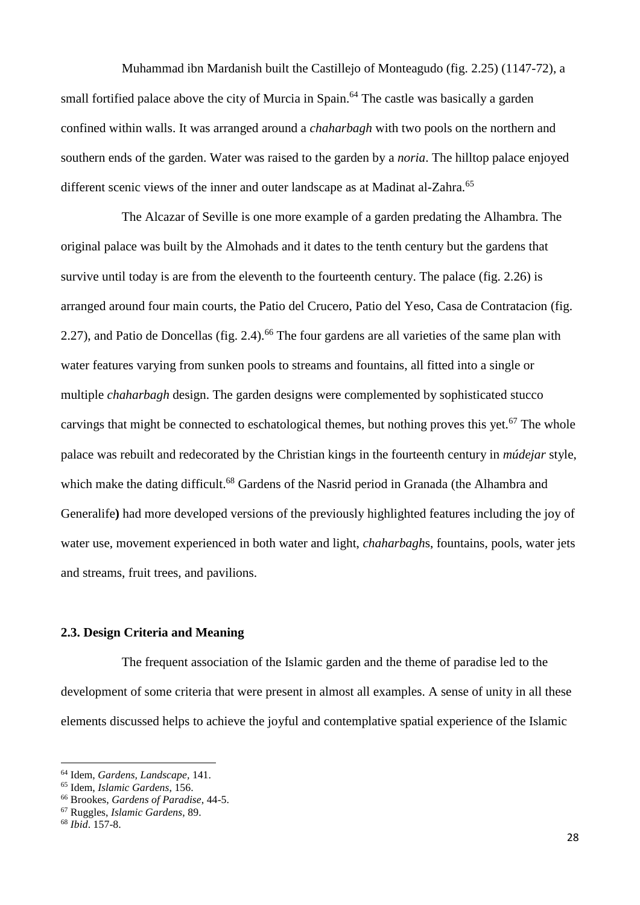Muhammad ibn Mardanish built the Castillejo of Monteagudo (fig. 2.25) (1147-72), a small fortified palace above the city of Murcia in Spain.[64] The castle was basically a garden confined within walls. It was arranged around a *chaharbagh* with two pools on the northern and southern ends of the garden. Water was raised to the garden by a *noria*. The hilltop palace enjoyed different scenic views of the inner and outer landscape as at Madinat al-Zahra.[65]

The Alcazar of Seville is one more example of a garden predating the Alhambra. The original palace was built by the Almohads and it dates to the tenth century but the gardens that survive until today is are from the eleventh to the fourteenth century. The palace (fig. 2.26) is arranged around four main courts, the Patio del Crucero, Patio del Yeso, Casa de Contratacion (fig. 2.27), and Patio de Doncellas (fig. 2.4).[66] The four gardens are all varieties of the same plan with water features varying from sunken pools to streams and fountains, all fitted into a single or multiple *chaharbagh* design. The garden designs were complemented by sophisticated stucco carvings that might be connected to eschatological themes, but nothing proves this yet.[67] The whole palace was rebuilt and redecorated by the Christian kings in the fourteenth century in *múdejar* style, which make the dating difficult.[68] Gardens of the Nasrid period in Granada (the Alhambra and Generalife**)** had more developed versions of the previously highlighted features including the joy of water use, movement experienced in both water and light, *chaharbagh*s, fountains, pools, water jets and streams, fruit trees, and pavilions.

## 2.3. Design Criteria and Meaning

The frequent association of the Islamic garden and the theme of paradise led to the development of some criteria that were present in almost all examples. A sense of unity in all these elements discussed helps to achieve the joyful and contemplative spatial experience of the Islamic

[64] Idem, *Gardens, Landscape*, 141.
[65] Idem, *Islamic Gardens*, 156.
[66] Brookes, *Gardens of Paradise*, 44-5.
[67] Ruggles, *Islamic Gardens*, 89.
[68] *Ibid*. 157-8.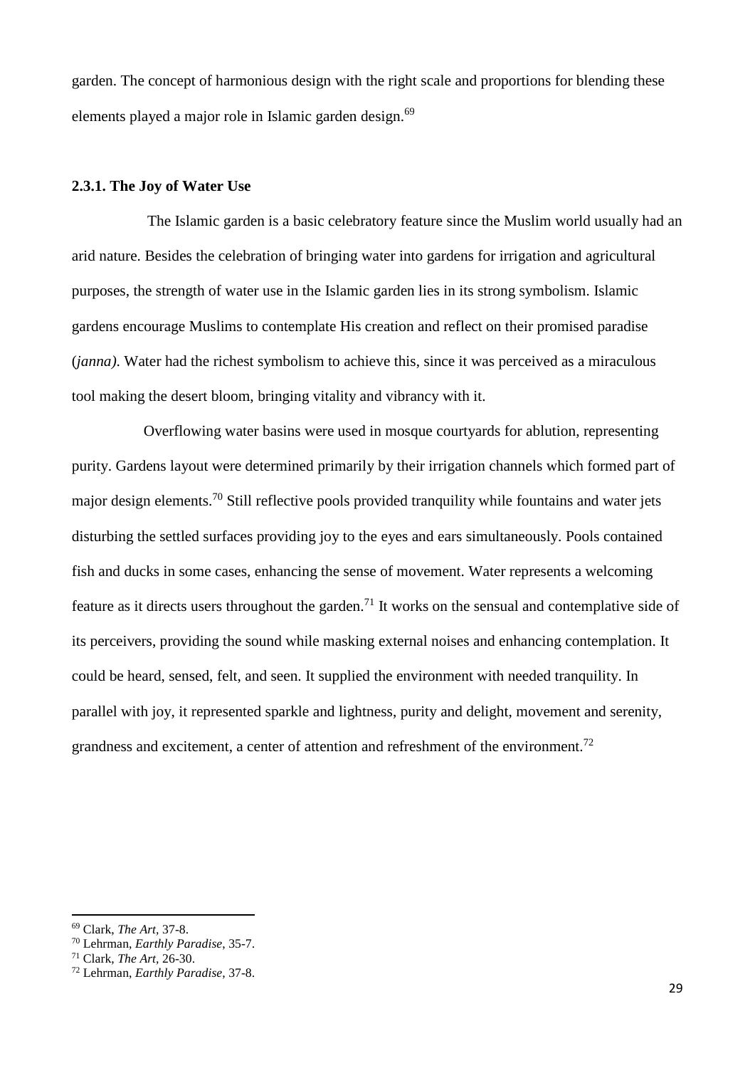garden. The concept of harmonious design with the right scale and proportions for blending these elements played a major role in Islamic garden design.[69]

#### 2.3.1. The Joy of Water Use

The Islamic garden is a basic celebratory feature since the Muslim world usually had an arid nature. Besides the celebration of bringing water into gardens for irrigation and agricultural purposes, the strength of water use in the Islamic garden lies in its strong symbolism. Islamic gardens encourage Muslims to contemplate His creation and reflect on their promised paradise (*janna)*. Water had the richest symbolism to achieve this, since it was perceived as a miraculous tool making the desert bloom, bringing vitality and vibrancy with it.

Overflowing water basins were used in mosque courtyards for ablution, representing purity. Gardens layout were determined primarily by their irrigation channels which formed part of major design elements.[70] Still reflective pools provided tranquility while fountains and water jets disturbing the settled surfaces providing joy to the eyes and ears simultaneously. Pools contained fish and ducks in some cases, enhancing the sense of movement. Water represents a welcoming feature as it directs users throughout the garden.[71] It works on the sensual and contemplative side of its perceivers, providing the sound while masking external noises and enhancing contemplation. It could be heard, sensed, felt, and seen. It supplied the environment with needed tranquility. In parallel with joy, it represented sparkle and lightness, purity and delight, movement and serenity, grandness and excitement, a center of attention and refreshment of the environment.[72]

---

[69] Clark, *The Art*, 37-8.
[70] Lehrman, *Earthly Paradise*, 35-7.
[71] Clark, *The Art*, 26-30.
[72] Lehrman, *Earthly Paradise*, 37-8.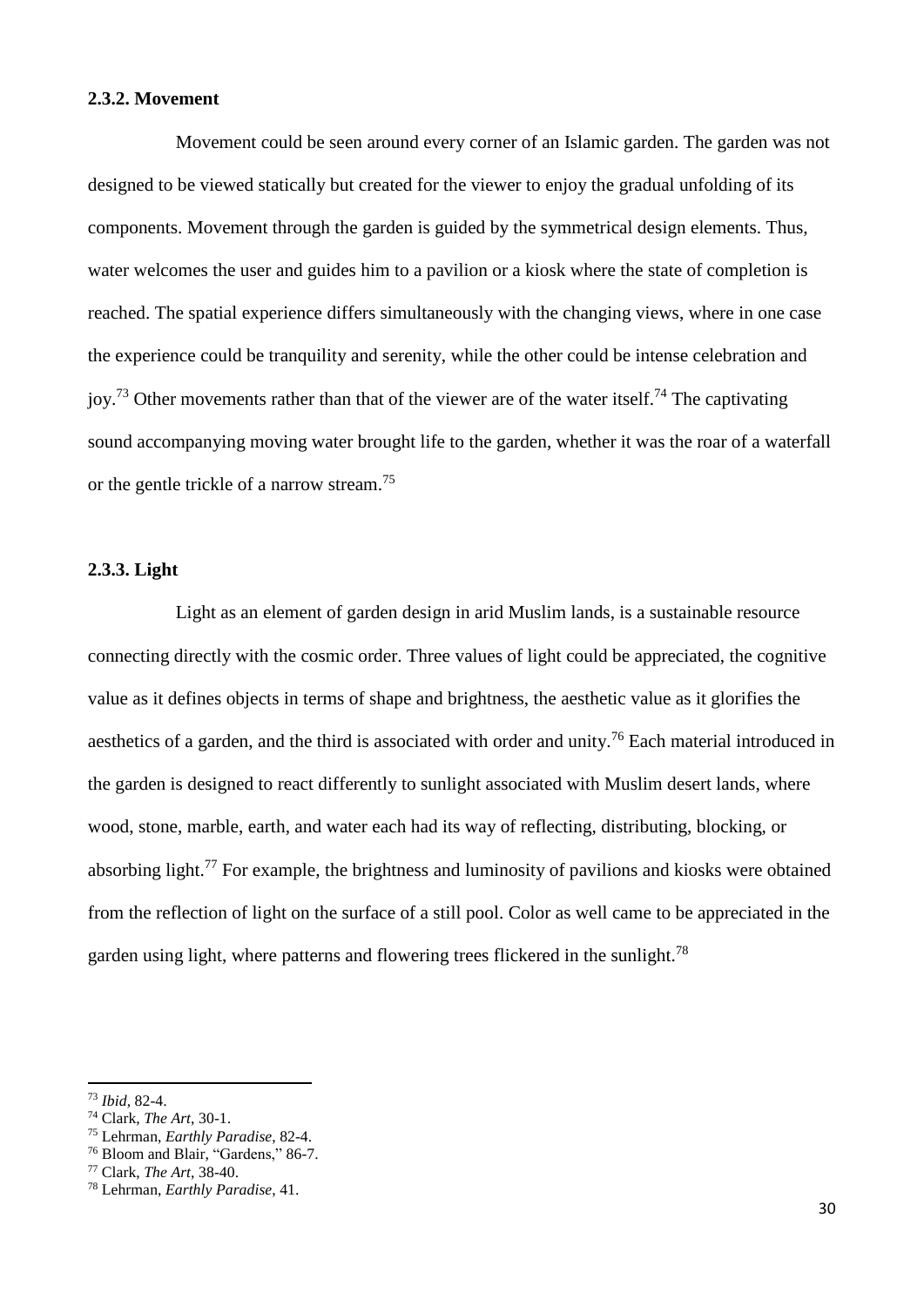### 2.3.2. Movement

Movement could be seen around every corner of an Islamic garden. The garden was not designed to be viewed statically but created for the viewer to enjoy the gradual unfolding of its components. Movement through the garden is guided by the symmetrical design elements. Thus, water welcomes the user and guides him to a pavilion or a kiosk where the state of completion is reached. The spatial experience differs simultaneously with the changing views, where in one case the experience could be tranquility and serenity, while the other could be intense celebration and joy.[73] Other movements rather than that of the viewer are of the water itself.[74] The captivating sound accompanying moving water brought life to the garden, whether it was the roar of a waterfall or the gentle trickle of a narrow stream.[75]

### 2.3.3. Light

Light as an element of garden design in arid Muslim lands, is a sustainable resource connecting directly with the cosmic order. Three values of light could be appreciated, the cognitive value as it defines objects in terms of shape and brightness, the aesthetic value as it glorifies the aesthetics of a garden, and the third is associated with order and unity.[76] Each material introduced in the garden is designed to react differently to sunlight associated with Muslim desert lands, where wood, stone, marble, earth, and water each had its way of reflecting, distributing, blocking, or absorbing light.[77] For example, the brightness and luminosity of pavilions and kiosks were obtained from the reflection of light on the surface of a still pool. Color as well came to be appreciated in the garden using light, where patterns and flowering trees flickered in the sunlight.[78]

---

[73] *Ibid*, 82-4.

[74] Clark, *The Art*, 30-1.

[75] Lehrman, *Earthly Paradise*, 82-4.

[76] Bloom and Blair, "Gardens," 86-7.

[77] Clark, *The Art*, 38-40.

[78] Lehrman, *Earthly Paradise*, 41.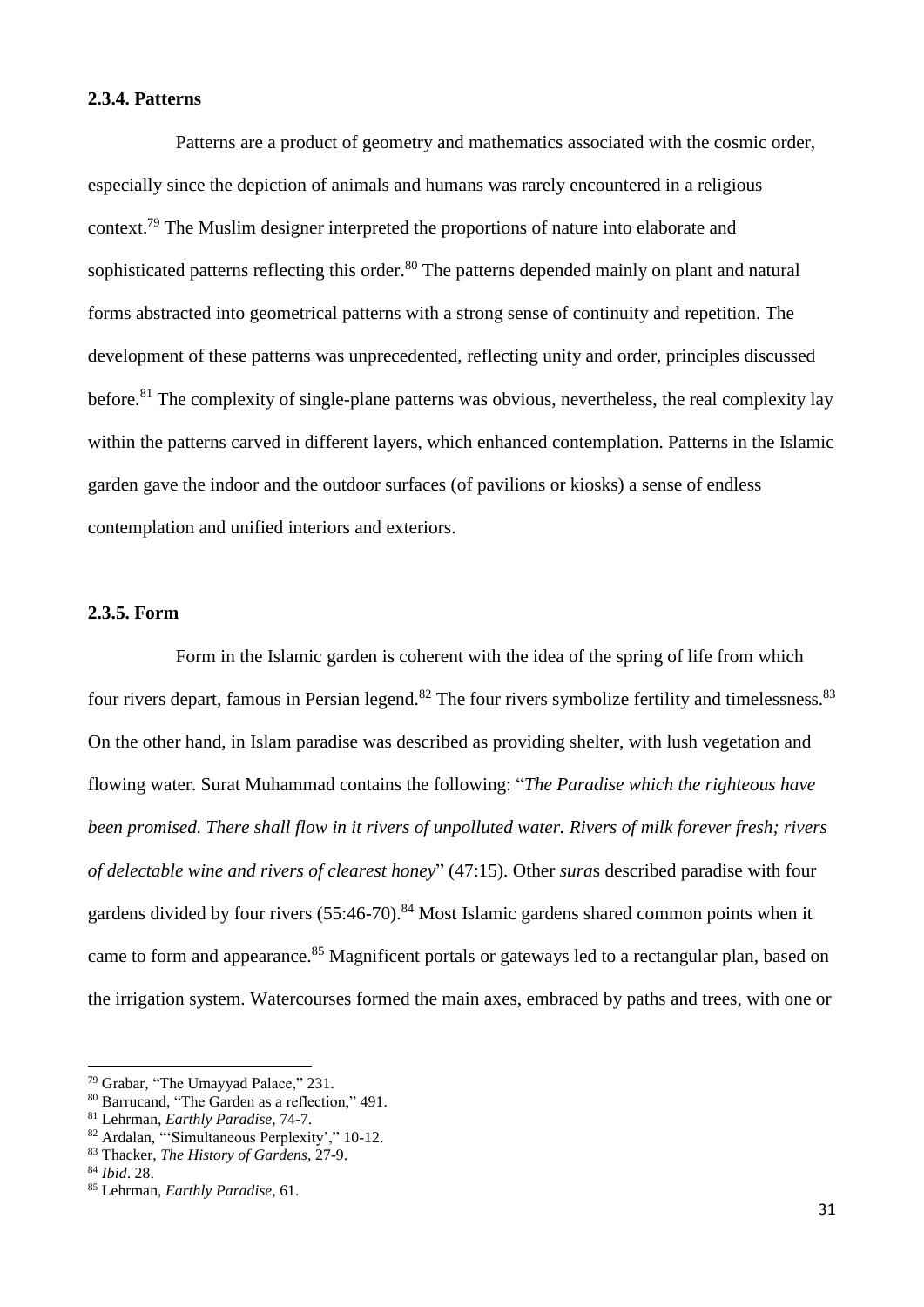### 2.3.4. Patterns

Patterns are a product of geometry and mathematics associated with the cosmic order, especially since the depiction of animals and humans was rarely encountered in a religious context.[79] The Muslim designer interpreted the proportions of nature into elaborate and sophisticated patterns reflecting this order.[80] The patterns depended mainly on plant and natural forms abstracted into geometrical patterns with a strong sense of continuity and repetition. The development of these patterns was unprecedented, reflecting unity and order, principles discussed before.[81] The complexity of single-plane patterns was obvious, nevertheless, the real complexity lay within the patterns carved in different layers, which enhanced contemplation. Patterns in the Islamic garden gave the indoor and the outdoor surfaces (of pavilions or kiosks) a sense of endless contemplation and unified interiors and exteriors.

### 2.3.5. Form

Form in the Islamic garden is coherent with the idea of the spring of life from which four rivers depart, famous in Persian legend.[82] The four rivers symbolize fertility and timelessness.[83] On the other hand, in Islam paradise was described as providing shelter, with lush vegetation and flowing water. Surat Muhammad contains the following: "*The Paradise which the righteous have been promised. There shall flow in it rivers of unpolluted water. Rivers of milk forever fresh; rivers of delectable wine and rivers of clearest honey*" (47:15). Other *sura*s described paradise with four gardens divided by four rivers (55:46-70).[84] Most Islamic gardens shared common points when it came to form and appearance.[85] Magnificent portals or gateways led to a rectangular plan, based on the irrigation system. Watercourses formed the main axes, embraced by paths and trees, with one or

---

[79] Grabar, "The Umayyad Palace," 231.

[80] Barrucand, "The Garden as a reflection," 491.

[81] Lehrman, *Earthly Paradise*, 74-7.

[82] Ardalan, "'Simultaneous Perplexity'," 10-12.

[83] Thacker, *The History of Gardens*, 27-9.

[84] *Ibid*. 28.

[85] Lehrman, *Earthly Paradise*, 61.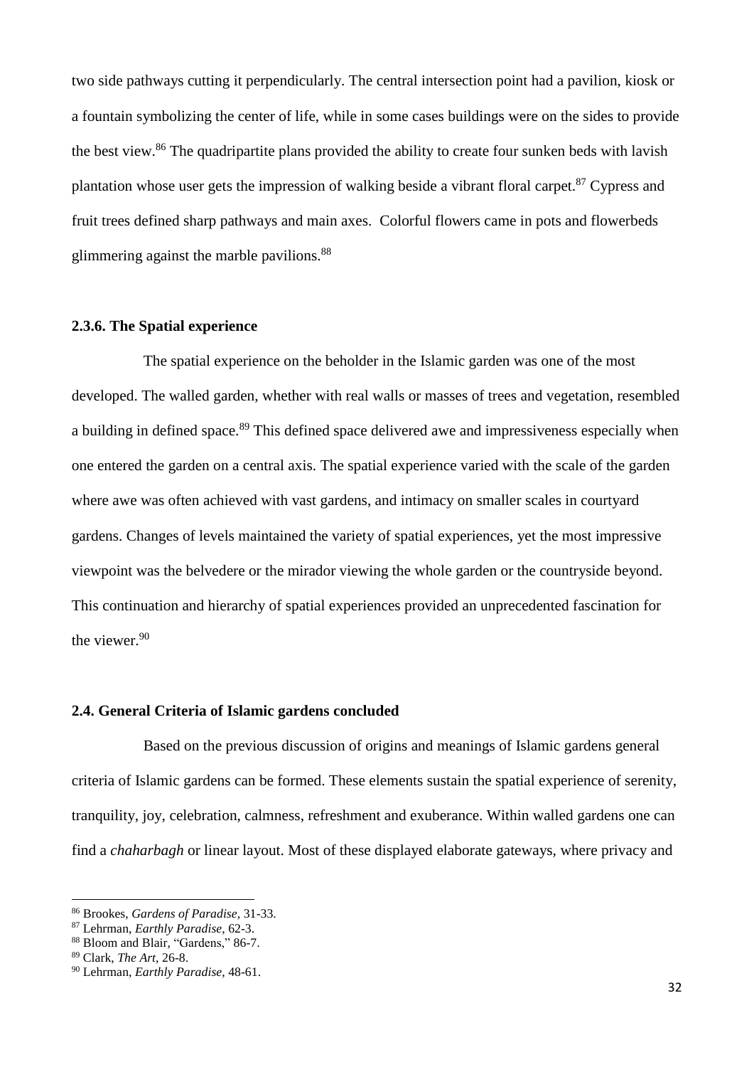two side pathways cutting it perpendicularly. The central intersection point had a pavilion, kiosk or a fountain symbolizing the center of life, while in some cases buildings were on the sides to provide the best view.[86] The quadripartite plans provided the ability to create four sunken beds with lavish plantation whose user gets the impression of walking beside a vibrant floral carpet.[87] Cypress and fruit trees defined sharp pathways and main axes. Colorful flowers came in pots and flowerbeds glimmering against the marble pavilions.[88]

### 2.3.6. The Spatial experience

The spatial experience on the beholder in the Islamic garden was one of the most developed. The walled garden, whether with real walls or masses of trees and vegetation, resembled a building in defined space.[89] This defined space delivered awe and impressiveness especially when one entered the garden on a central axis. The spatial experience varied with the scale of the garden where awe was often achieved with vast gardens, and intimacy on smaller scales in courtyard gardens. Changes of levels maintained the variety of spatial experiences, yet the most impressive viewpoint was the belvedere or the mirador viewing the whole garden or the countryside beyond. This continuation and hierarchy of spatial experiences provided an unprecedented fascination for the viewer.[90]

## 2.4. General Criteria of Islamic gardens concluded

Based on the previous discussion of origins and meanings of Islamic gardens general criteria of Islamic gardens can be formed. These elements sustain the spatial experience of serenity, tranquility, joy, celebration, calmness, refreshment and exuberance. Within walled gardens one can find a *chaharbagh* or linear layout. Most of these displayed elaborate gateways, where privacy and

---

[86] Brookes, *Gardens of Paradise*, 31-33.

[87] Lehrman, *Earthly Paradise*, 62-3.

[88] Bloom and Blair, "Gardens," 86-7.

[89] Clark, *The Art*, 26-8.

[90] Lehrman, *Earthly Paradise*, 48-61.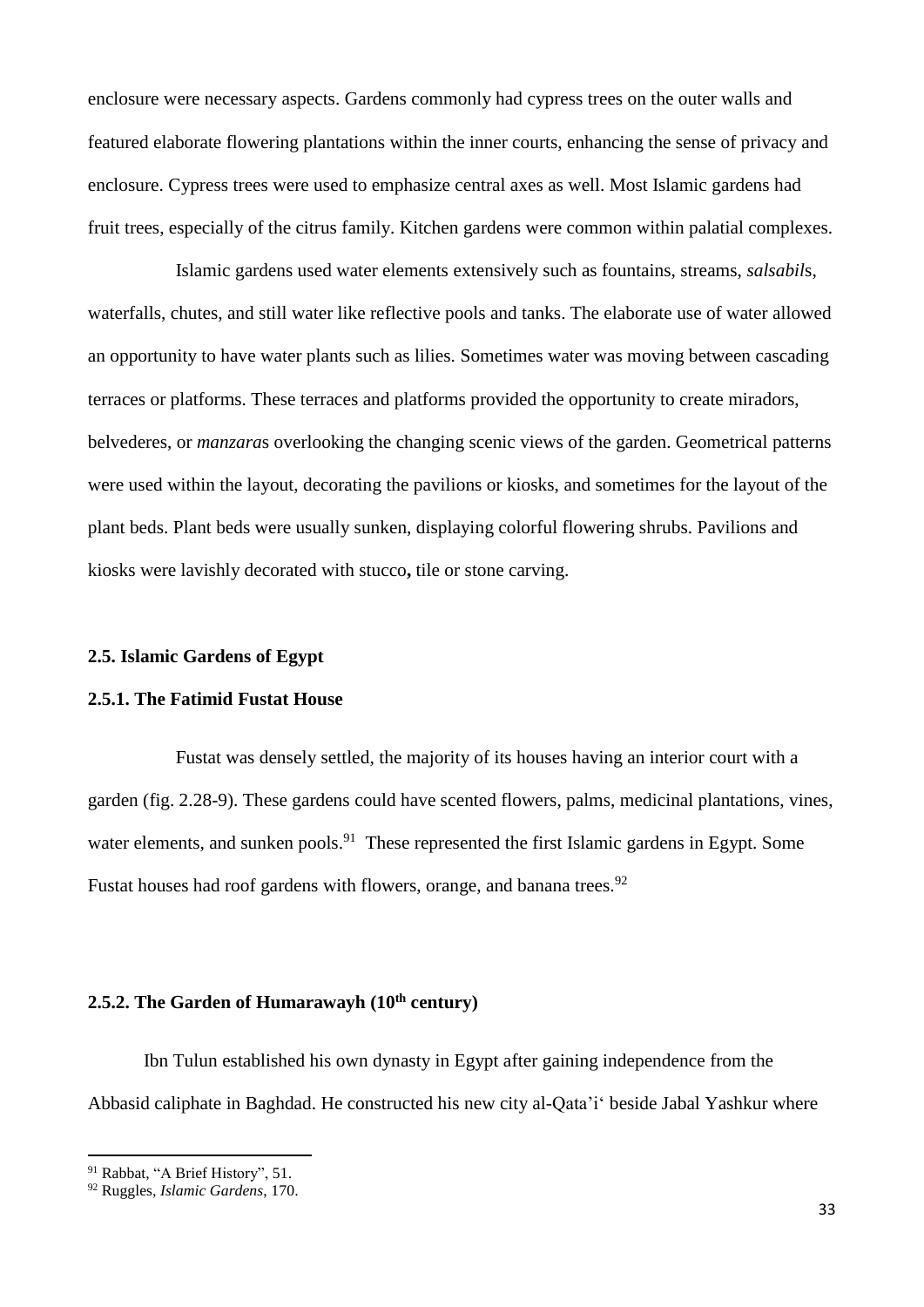enclosure were necessary aspects. Gardens commonly had cypress trees on the outer walls and featured elaborate flowering plantations within the inner courts, enhancing the sense of privacy and enclosure. Cypress trees were used to emphasize central axes as well. Most Islamic gardens had fruit trees, especially of the citrus family. Kitchen gardens were common within palatial complexes.

Islamic gardens used water elements extensively such as fountains, streams, *salsabil*s, waterfalls, chutes, and still water like reflective pools and tanks. The elaborate use of water allowed an opportunity to have water plants such as lilies. Sometimes water was moving between cascading terraces or platforms. These terraces and platforms provided the opportunity to create miradors, belvederes, or *manzara*s overlooking the changing scenic views of the garden. Geometrical patterns were used within the layout, decorating the pavilions or kiosks, and sometimes for the layout of the plant beds. Plant beds were usually sunken, displaying colorful flowering shrubs. Pavilions and kiosks were lavishly decorated with stucco**,** tile or stone carving.

### 2.5. Islamic Gardens of Egypt

#### 2.5.1. The Fatimid Fustat House

Fustat was densely settled, the majority of its houses having an interior court with a garden (fig. 2.28-9). These gardens could have scented flowers, palms, medicinal plantations, vines, water elements, and sunken pools.[91] These represented the first Islamic gardens in Egypt. Some Fustat houses had roof gardens with flowers, orange, and banana trees.[92]

#### 2.5.2. The Garden of Humarawayh (10th century)

Ibn Tulun established his own dynasty in Egypt after gaining independence from the Abbasid caliphate in Baghdad. He constructed his new city al-Qata'i' beside Jabal Yashkur where

---

[91] Rabbat, "A Brief History", 51.

[92] Ruggles, *Islamic Gardens*, 170.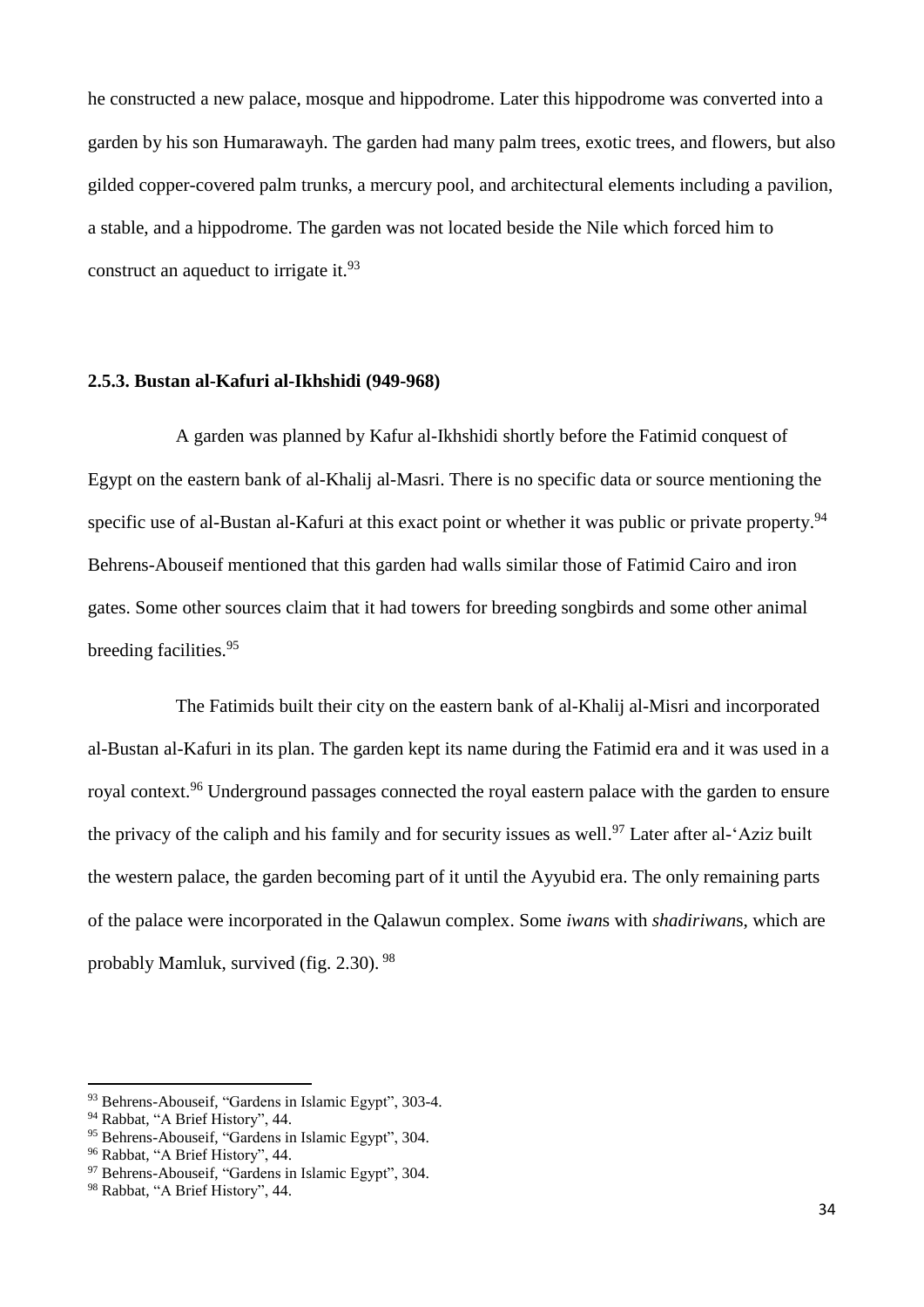he constructed a new palace, mosque and hippodrome. Later this hippodrome was converted into a garden by his son Humarawayh. The garden had many palm trees, exotic trees, and flowers, but also gilded copper-covered palm trunks, a mercury pool, and architectural elements including a pavilion, a stable, and a hippodrome. The garden was not located beside the Nile which forced him to construct an aqueduct to irrigate it.[93]

### 2.5.3. Bustan al-Kafuri al-Ikhshidi (949-968)

A garden was planned by Kafur al-Ikhshidi shortly before the Fatimid conquest of Egypt on the eastern bank of al-Khalij al-Masri. There is no specific data or source mentioning the specific use of al-Bustan al-Kafuri at this exact point or whether it was public or private property.[94] Behrens-Abouseif mentioned that this garden had walls similar those of Fatimid Cairo and iron gates. Some other sources claim that it had towers for breeding songbirds and some other animal breeding facilities.[95]

The Fatimids built their city on the eastern bank of al-Khalij al-Misri and incorporated al-Bustan al-Kafuri in its plan. The garden kept its name during the Fatimid era and it was used in a royal context.[96] Underground passages connected the royal eastern palace with the garden to ensure the privacy of the caliph and his family and for security issues as well.[97] Later after al-'Aziz built the western palace, the garden becoming part of it until the Ayyubid era. The only remaining parts of the palace were incorporated in the Qalawun complex. Some *iwan*s with *shadiriwan*s, which are probably Mamluk, survived (fig. 2.30).[98]

---

[93] Behrens-Abouseif, "Gardens in Islamic Egypt", 303-4.
[94] Rabbat, "A Brief History", 44.
[95] Behrens-Abouseif, "Gardens in Islamic Egypt", 304.
[96] Rabbat, "A Brief History", 44.
[97] Behrens-Abouseif, "Gardens in Islamic Egypt", 304.
[98] Rabbat, "A Brief History", 44.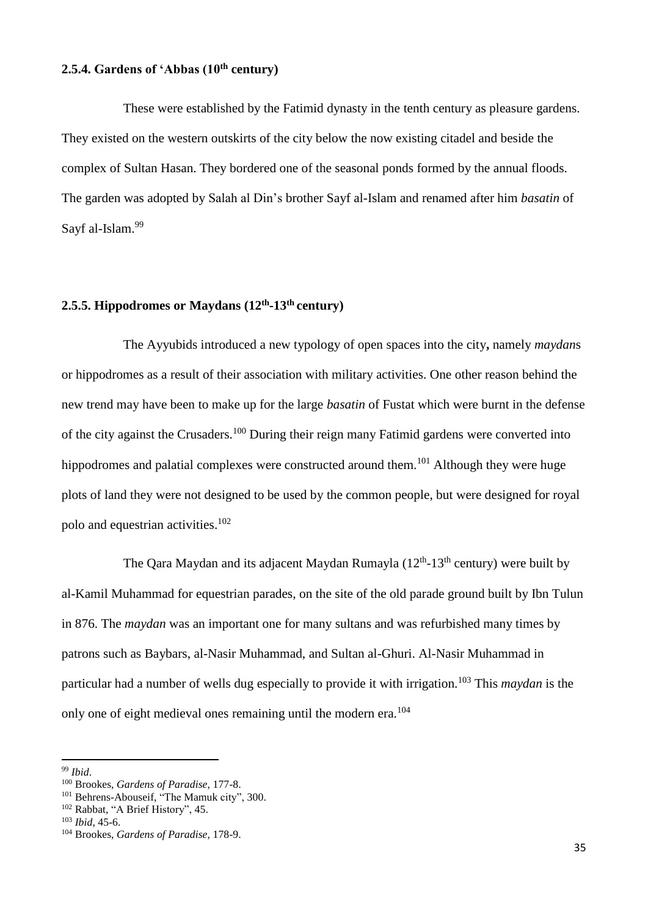### 2.5.4. Gardens of 'Abbas (10th century)

These were established by the Fatimid dynasty in the tenth century as pleasure gardens. They existed on the western outskirts of the city below the now existing citadel and beside the complex of Sultan Hasan. They bordered one of the seasonal ponds formed by the annual floods. The garden was adopted by Salah al Din's brother Sayf al-Islam and renamed after him *basatin* of Sayf al-Islam.[99]

### 2.5.5. Hippodromes or Maydans (12th-13th century)

The Ayyubids introduced a new typology of open spaces into the city**,** namely *maydan*s or hippodromes as a result of their association with military activities. One other reason behind the new trend may have been to make up for the large *basatin* of Fustat which were burnt in the defense of the city against the Crusaders.[100] During their reign many Fatimid gardens were converted into hippodromes and palatial complexes were constructed around them.[101] Although they were huge plots of land they were not designed to be used by the common people, but were designed for royal polo and equestrian activities.[102]

The Qara Maydan and its adjacent Maydan Rumayla (12th-13th century) were built by al-Kamil Muhammad for equestrian parades, on the site of the old parade ground built by Ibn Tulun in 876. The *maydan* was an important one for many sultans and was refurbished many times by patrons such as Baybars, al-Nasir Muhammad, and Sultan al-Ghuri. Al-Nasir Muhammad in particular had a number of wells dug especially to provide it with irrigation.[103] This *maydan* is the only one of eight medieval ones remaining until the modern era.[104]

---

[99] *Ibid*.

[100] Brookes, *Gardens of Paradise*, 177-8.

[101] Behrens-Abouseif, "The Mamuk city", 300.

[102] Rabbat, "A Brief History", 45.

[103] *Ibid*, 45-6.

[104] Brookes, *Gardens of Paradise*, 178-9.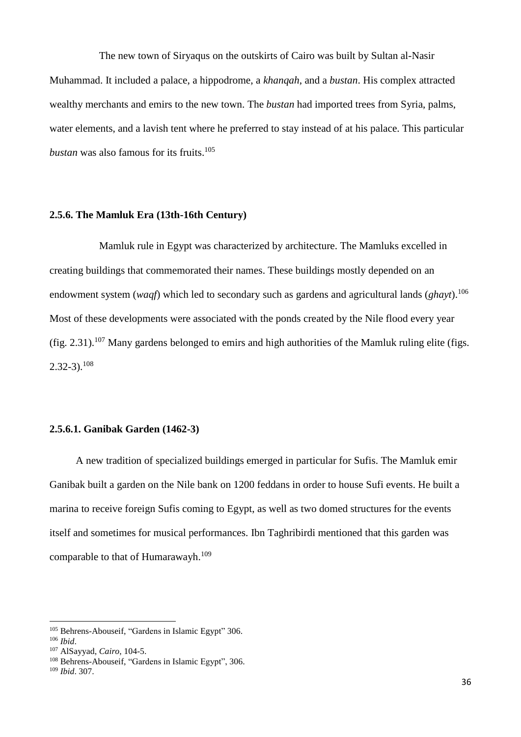The new town of Siryaqus on the outskirts of Cairo was built by Sultan al-Nasir Muhammad. It included a palace, a hippodrome, a *khanqah*, and a *bustan*. His complex attracted wealthy merchants and emirs to the new town. The *bustan* had imported trees from Syria, palms, water elements, and a lavish tent where he preferred to stay instead of at his palace. This particular *bustan* was also famous for its fruits.[105]

### 2.5.6. The Mamluk Era (13th-16th Century)

Mamluk rule in Egypt was characterized by architecture. The Mamluks excelled in creating buildings that commemorated their names. These buildings mostly depended on an endowment system (*waqf*) which led to secondary such as gardens and agricultural lands (*ghayt*).[106] Most of these developments were associated with the ponds created by the Nile flood every year (fig. 2.31).[107] Many gardens belonged to emirs and high authorities of the Mamluk ruling elite (figs. 2.32-3).[108]

#### 2.5.6.1. Ganibak Garden (1462-3)

A new tradition of specialized buildings emerged in particular for Sufis. The Mamluk emir Ganibak built a garden on the Nile bank on 1200 feddans in order to house Sufi events. He built a marina to receive foreign Sufis coming to Egypt, as well as two domed structures for the events itself and sometimes for musical performances. Ibn Taghribirdi mentioned that this garden was comparable to that of Humarawayh.[109]

---

[105] Behrens-Abouseif, "Gardens in Islamic Egypt" 306.

[106] *Ibid*.

[107] AlSayyad, *Cairo*, 104-5.

[108] Behrens-Abouseif, "Gardens in Islamic Egypt", 306.

[109] *Ibid*. 307.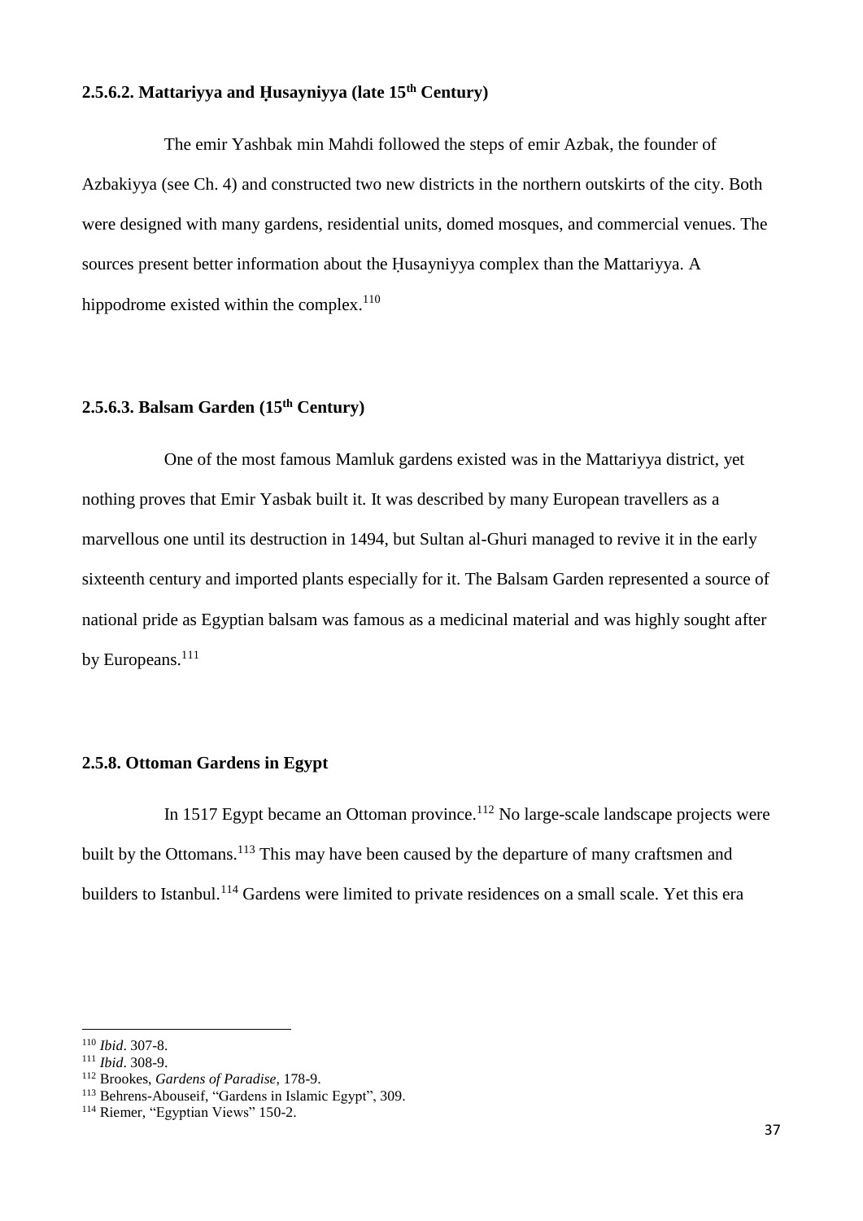### 2.5.6.2. Mattariyya and Ḥusayniyya (late 15th Century)

The emir Yashbak min Mahdi followed the steps of emir Azbak, the founder of Azbakiyya (see Ch. 4) and constructed two new districts in the northern outskirts of the city. Both were designed with many gardens, residential units, domed mosques, and commercial venues. The sources present better information about the Ḥusayniyya complex than the Mattariyya. A hippodrome existed within the complex.[110]

### 2.5.6.3. Balsam Garden (15th Century)

One of the most famous Mamluk gardens existed was in the Mattariyya district, yet nothing proves that Emir Yasbak built it. It was described by many European travellers as a marvellous one until its destruction in 1494, but Sultan al-Ghuri managed to revive it in the early sixteenth century and imported plants especially for it. The Balsam Garden represented a source of national pride as Egyptian balsam was famous as a medicinal material and was highly sought after by Europeans.[111]

### 2.5.8. Ottoman Gardens in Egypt

In 1517 Egypt became an Ottoman province.[112] No large-scale landscape projects were built by the Ottomans.[113] This may have been caused by the departure of many craftsmen and builders to Istanbul.[114] Gardens were limited to private residences on a small scale. Yet this era

---

[110] *Ibid*. 307-8.

[111] *Ibid*. 308-9.

[112] Brookes, *Gardens of Paradise*, 178-9.

[113] Behrens-Abouseif, "Gardens in Islamic Egypt", 309.

[114] Riemer, "Egyptian Views" 150-2.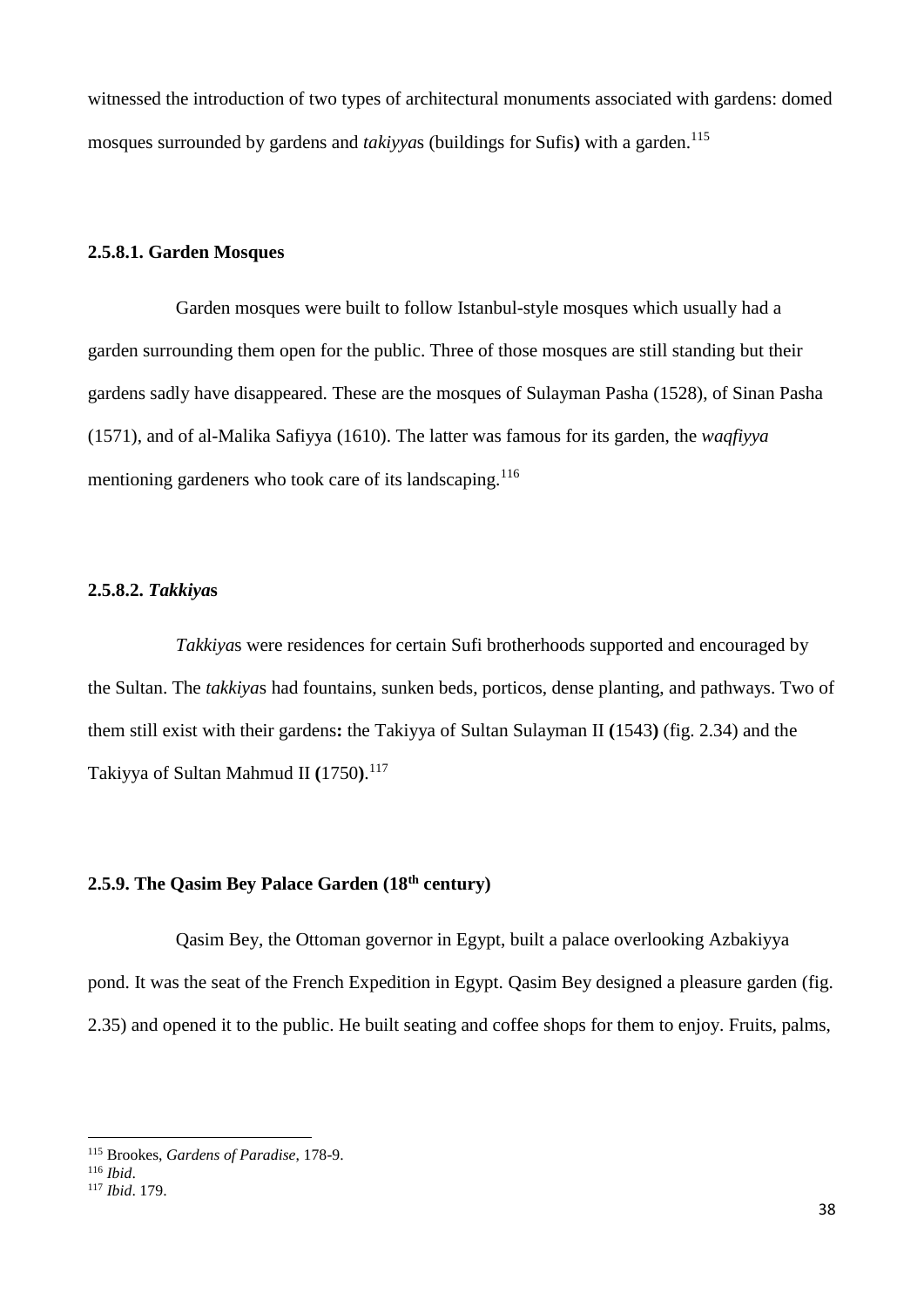witnessed the introduction of two types of architectural monuments associated with gardens: domed mosques surrounded by gardens and *takiyya*s (buildings for Sufis**)** with a garden.[115]

### 2.5.8.1. Garden Mosques

Garden mosques were built to follow Istanbul-style mosques which usually had a garden surrounding them open for the public. Three of those mosques are still standing but their gardens sadly have disappeared. These are the mosques of Sulayman Pasha (1528), of Sinan Pasha (1571), and of al-Malika Safiyya (1610). The latter was famous for its garden, the *waqfiyya* mentioning gardeners who took care of its landscaping.[116]

### 2.5.8.2. *Takkiya*s

*Takkiya*s were residences for certain Sufi brotherhoods supported and encouraged by the Sultan. The *takkiya*s had fountains, sunken beds, porticos, dense planting, and pathways. Two of them still exist with their gardens**:** the Takiyya of Sultan Sulayman II **(**1543**)** (fig. 2.34) and the Takiyya of Sultan Mahmud II **(**1750**)**.[117]

## 2.5.9. The Qasim Bey Palace Garden (18th century)

Qasim Bey, the Ottoman governor in Egypt, built a palace overlooking Azbakiyya pond. It was the seat of the French Expedition in Egypt. Qasim Bey designed a pleasure garden (fig. 2.35) and opened it to the public. He built seating and coffee shops for them to enjoy. Fruits, palms,

---

[115] Brookes, *Gardens of Paradise*, 178-9.

[116] *Ibid*.

[117] *Ibid*. 179.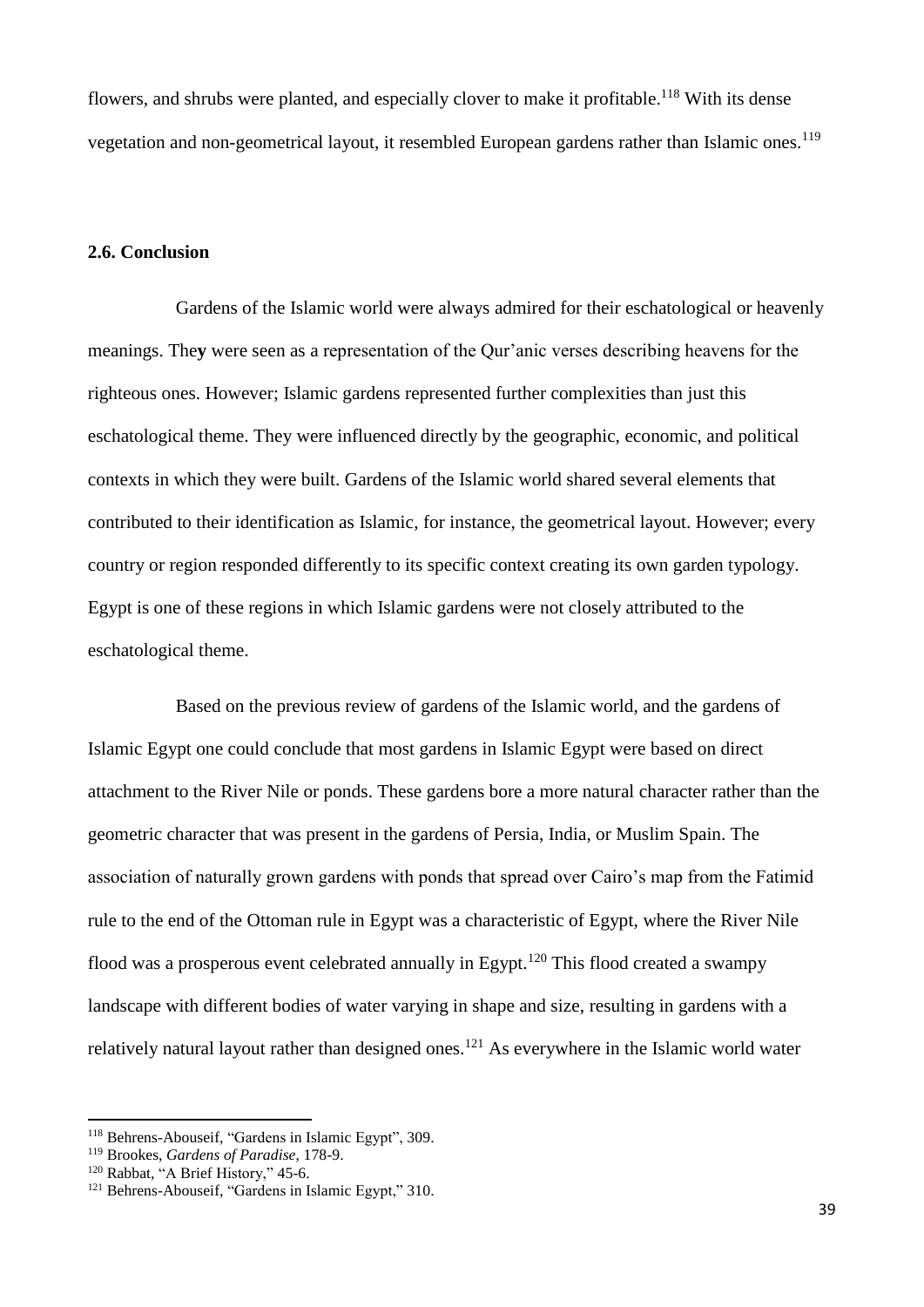flowers, and shrubs were planted, and especially clover to make it profitable.[118] With its dense vegetation and non-geometrical layout, it resembled European gardens rather than Islamic ones.[119]

## 2.6. Conclusion

Gardens of the Islamic world were always admired for their eschatological or heavenly meanings. They were seen as a representation of the Qur'anic verses describing heavens for the righteous ones. However; Islamic gardens represented further complexities than just this eschatological theme. They were influenced directly by the geographic, economic, and political contexts in which they were built. Gardens of the Islamic world shared several elements that contributed to their identification as Islamic, for instance, the geometrical layout. However; every country or region responded differently to its specific context creating its own garden typology. Egypt is one of these regions in which Islamic gardens were not closely attributed to the eschatological theme.

Based on the previous review of gardens of the Islamic world, and the gardens of Islamic Egypt one could conclude that most gardens in Islamic Egypt were based on direct attachment to the River Nile or ponds. These gardens bore a more natural character rather than the geometric character that was present in the gardens of Persia, India, or Muslim Spain. The association of naturally grown gardens with ponds that spread over Cairo's map from the Fatimid rule to the end of the Ottoman rule in Egypt was a characteristic of Egypt, where the River Nile flood was a prosperous event celebrated annually in Egypt.[120] This flood created a swampy landscape with different bodies of water varying in shape and size, resulting in gardens with a relatively natural layout rather than designed ones.[121] As everywhere in the Islamic world water

---

[118] Behrens-Abouseif, "Gardens in Islamic Egypt", 309.

[119] Brookes, *Gardens of Paradise*, 178-9.

[120] Rabbat, "A Brief History," 45-6.

[121] Behrens-Abouseif, "Gardens in Islamic Egypt," 310.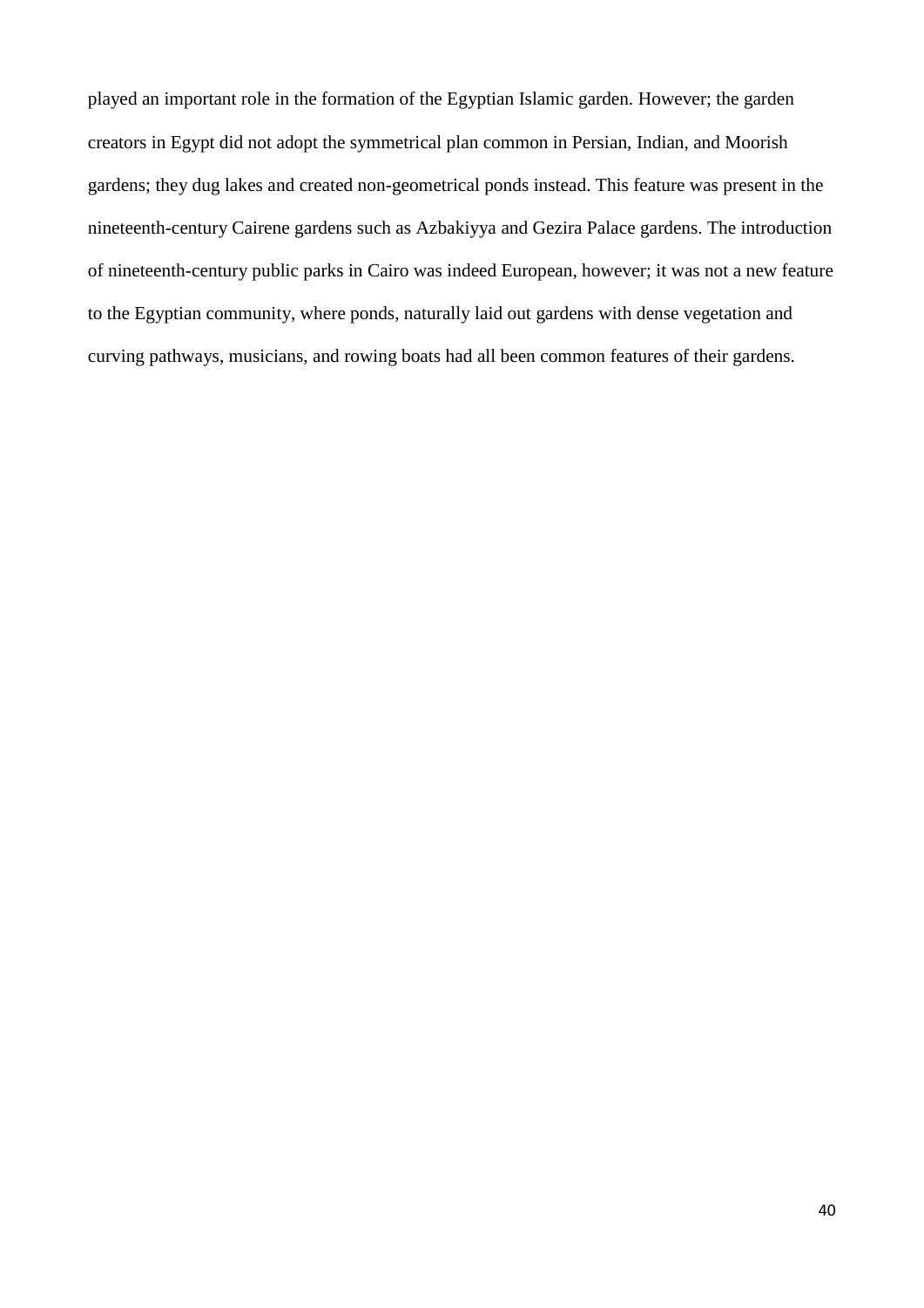played an important role in the formation of the Egyptian Islamic garden. However; the garden creators in Egypt did not adopt the symmetrical plan common in Persian, Indian, and Moorish gardens; they dug lakes and created non-geometrical ponds instead. This feature was present in the nineteenth-century Cairene gardens such as Azbakiyya and Gezira Palace gardens. The introduction of nineteenth-century public parks in Cairo was indeed European, however; it was not a new feature to the Egyptian community, where ponds, naturally laid out gardens with dense vegetation and curving pathways, musicians, and rowing boats had all been common features of their gardens.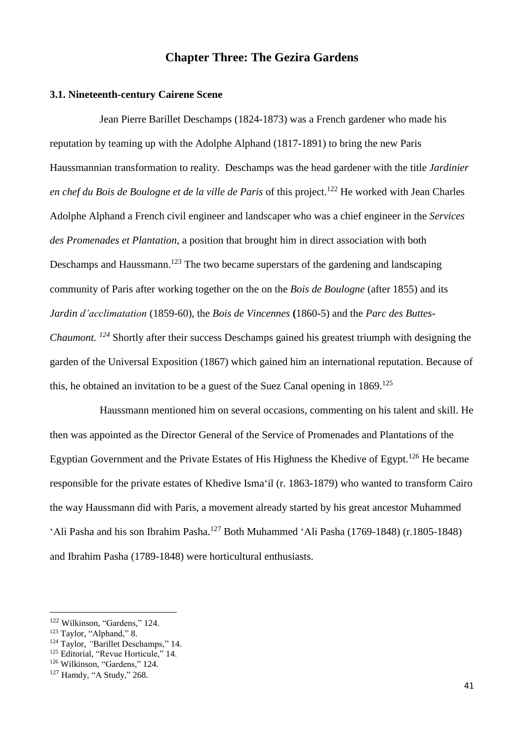## Chapter Three: The Gezira Gardens

### 3.1. Nineteenth-century Cairene Scene

Jean Pierre Barillet Deschamps (1824-1873) was a French gardener who made his reputation by teaming up with the Adolphe Alphand (1817-1891) to bring the new Paris Haussmannian transformation to reality. Deschamps was the head gardener with the title *Jardinier en chef du Bois de Boulogne et de la ville de Paris* of this project.[122] He worked with Jean Charles Adolphe Alphand a French civil engineer and landscaper who was a chief engineer in the *Services des Promenades et Plantation*, a position that brought him in direct association with both Deschamps and Haussmann.[123] The two became superstars of the gardening and landscaping community of Paris after working together on the on the *Bois de Boulogne* (after 1855) and its *Jardin d'acclimatation* (1859-60), the *Bois de Vincennes* **(**1860-5) and the *Parc des Buttes-Chaumont.* [124] Shortly after their success Deschamps gained his greatest triumph with designing the garden of the Universal Exposition (1867) which gained him an international reputation. Because of this, he obtained an invitation to be a guest of the Suez Canal opening in 1869.[125]

Haussmann mentioned him on several occasions, commenting on his talent and skill. He then was appointed as the Director General of the Service of Promenades and Plantations of the Egyptian Government and the Private Estates of His Highness the Khedive of Egypt.[126] He became responsible for the private estates of Khedive Isma'il (r. 1863-1879) who wanted to transform Cairo the way Haussmann did with Paris, a movement already started by his great ancestor Muhammed 'Ali Pasha and his son Ibrahim Pasha.[127] Both Muhammed 'Ali Pasha (1769-1848) (r.1805-1848) and Ibrahim Pasha (1789-1848) were horticultural enthusiasts.

---

[122] Wilkinson, "Gardens," 124.
[123] Taylor, "Alphand," 8.
[124] Taylor, "Barillet Deschamps," 14.
[125] Editorial, "Revue Horticule," 14.
[126] Wilkinson, "Gardens," 124.
[127] Hamdy, "A Study," 268.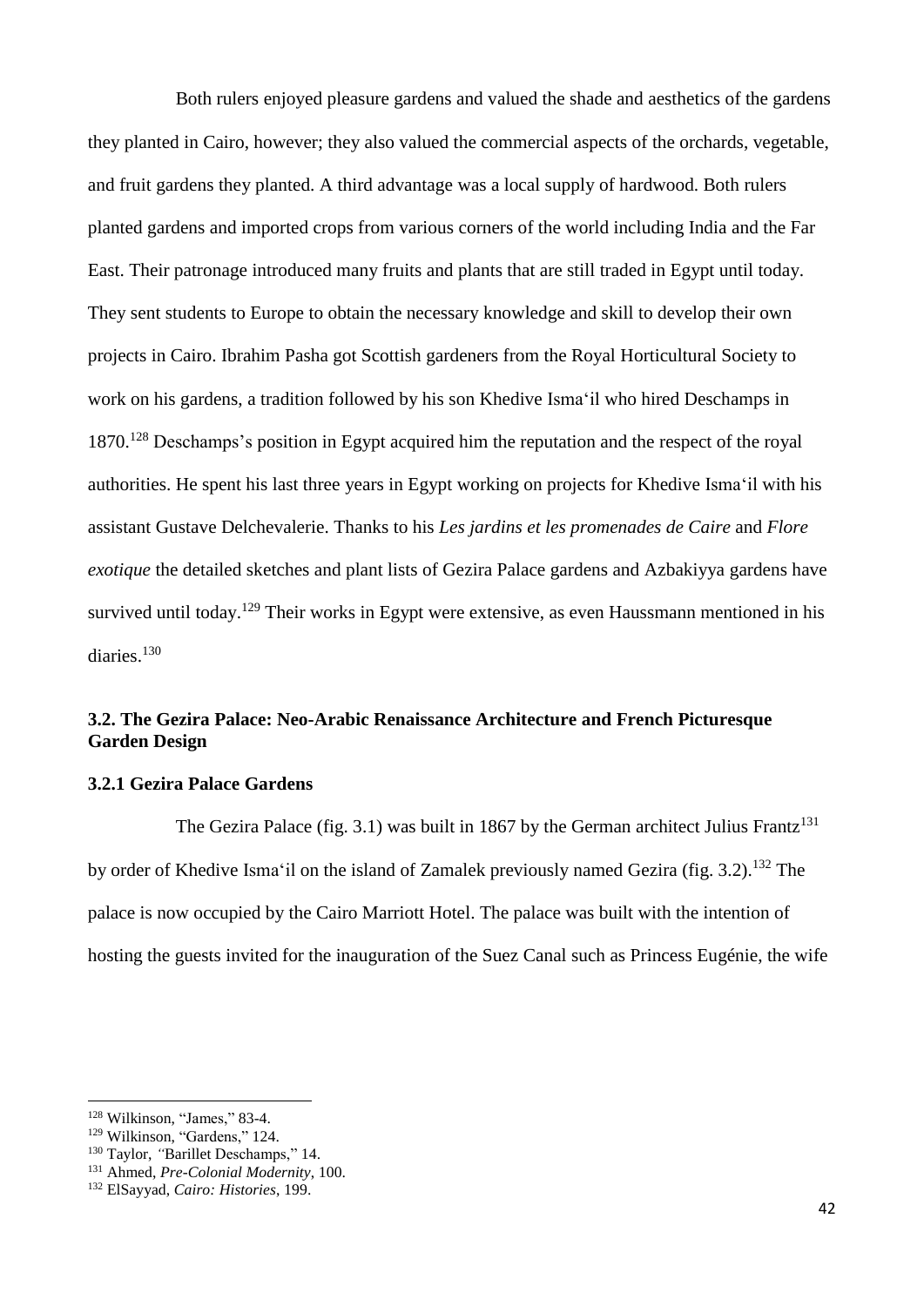Both rulers enjoyed pleasure gardens and valued the shade and aesthetics of the gardens they planted in Cairo, however; they also valued the commercial aspects of the orchards, vegetable, and fruit gardens they planted. A third advantage was a local supply of hardwood. Both rulers planted gardens and imported crops from various corners of the world including India and the Far East. Their patronage introduced many fruits and plants that are still traded in Egypt until today. They sent students to Europe to obtain the necessary knowledge and skill to develop their own projects in Cairo. Ibrahim Pasha got Scottish gardeners from the Royal Horticultural Society to work on his gardens, a tradition followed by his son Khedive Isma'il who hired Deschamps in 1870.[128] Deschamps's position in Egypt acquired him the reputation and the respect of the royal authorities. He spent his last three years in Egypt working on projects for Khedive Isma'il with his assistant Gustave Delchevalerie. Thanks to his *Les jardins et les promenades de Caire* and *Flore exotique* the detailed sketches and plant lists of Gezira Palace gardens and Azbakiyya gardens have survived until today.[129] Their works in Egypt were extensive, as even Haussmann mentioned in his diaries.[130]

### 3.2. The Gezira Palace: Neo-Arabic Renaissance Architecture and French Picturesque Garden Design

#### 3.2.1 Gezira Palace Gardens

The Gezira Palace (fig. 3.1) was built in 1867 by the German architect Julius Frantz[131] by order of Khedive Isma'il on the island of Zamalek previously named Gezira (fig. 3.2).[132] The palace is now occupied by the Cairo Marriott Hotel. The palace was built with the intention of hosting the guests invited for the inauguration of the Suez Canal such as Princess Eugénie, the wife

---

[128] Wilkinson, "James," 83-4.

[129] Wilkinson, "Gardens," 124.

[130] Taylor, "Barillet Deschamps," 14.

[131] Ahmed, *Pre-Colonial Modernity*, 100.

[132] ElSayyad, *Cairo: Histories*, 199.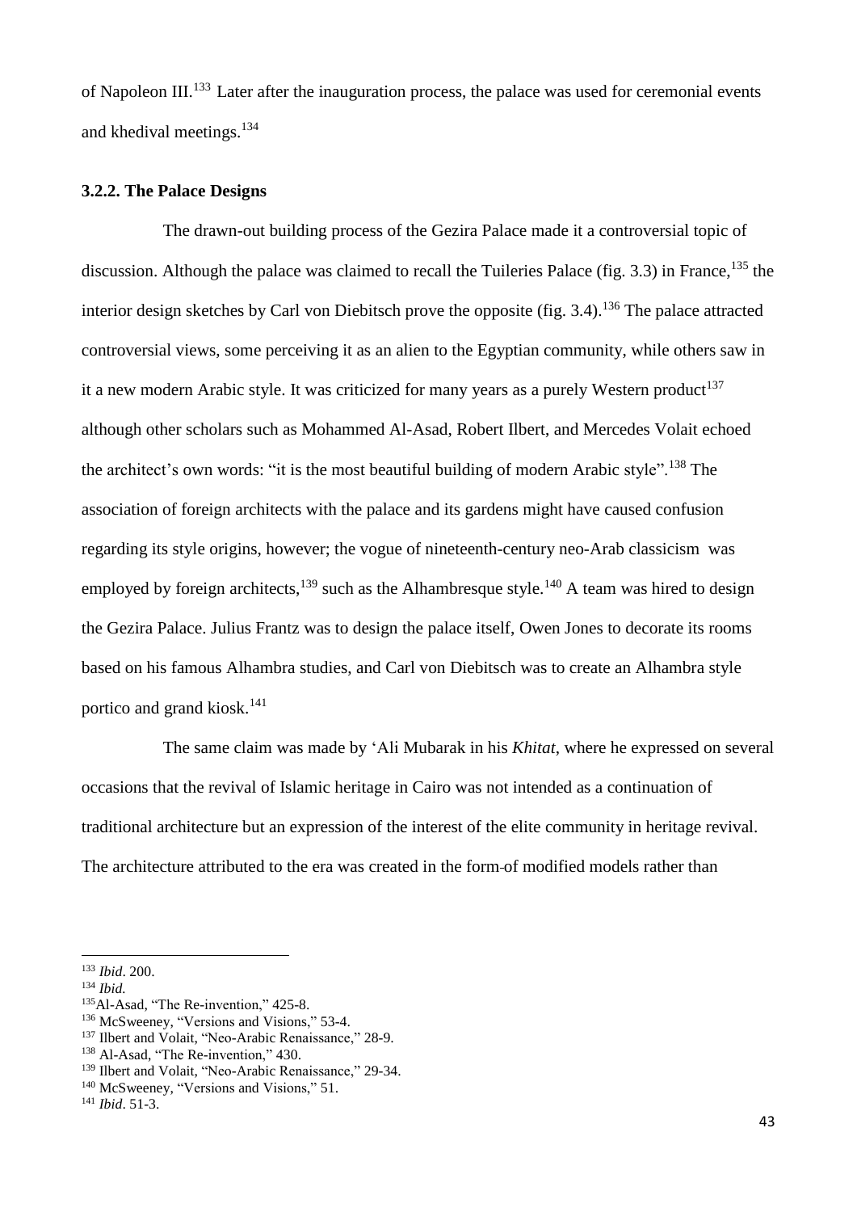of Napoleon III.[133] Later after the inauguration process, the palace was used for ceremonial events and khedival meetings.[134]

### 3.2.2. The Palace Designs

The drawn-out building process of the Gezira Palace made it a controversial topic of discussion. Although the palace was claimed to recall the Tuileries Palace (fig. 3.3) in France,[135] the interior design sketches by Carl von Diebitsch prove the opposite (fig. 3.4).[136] The palace attracted controversial views, some perceiving it as an alien to the Egyptian community, while others saw in it a new modern Arabic style. It was criticized for many years as a purely Western product[137] although other scholars such as Mohammed Al-Asad, Robert Ilbert, and Mercedes Volait echoed the architect's own words: "it is the most beautiful building of modern Arabic style".[138] The association of foreign architects with the palace and its gardens might have caused confusion regarding its style origins, however; the vogue of nineteenth-century neo-Arab classicism was employed by foreign architects,[139] such as the Alhambresque style.[140] A team was hired to design the Gezira Palace. Julius Frantz was to design the palace itself, Owen Jones to decorate its rooms based on his famous Alhambra studies, and Carl von Diebitsch was to create an Alhambra style portico and grand kiosk.[141]

The same claim was made by 'Ali Mubarak in his *Khitat*, where he expressed on several occasions that the revival of Islamic heritage in Cairo was not intended as a continuation of traditional architecture but an expression of the interest of the elite community in heritage revival. The architecture attributed to the era was created in the form of modified models rather than

---

[133] *Ibid*. 200.

[134] *Ibid.*

[135] Al-Asad, "The Re-invention," 425-8.

[136] McSweeney, "Versions and Visions," 53-4.

[137] Ilbert and Volait, "Neo-Arabic Renaissance," 28-9.

[138] Al-Asad, "The Re-invention," 430.

[139] Ilbert and Volait, "Neo-Arabic Renaissance," 29-34.

[140] McSweeney, "Versions and Visions," 51.

[141] *Ibid*. 51-3.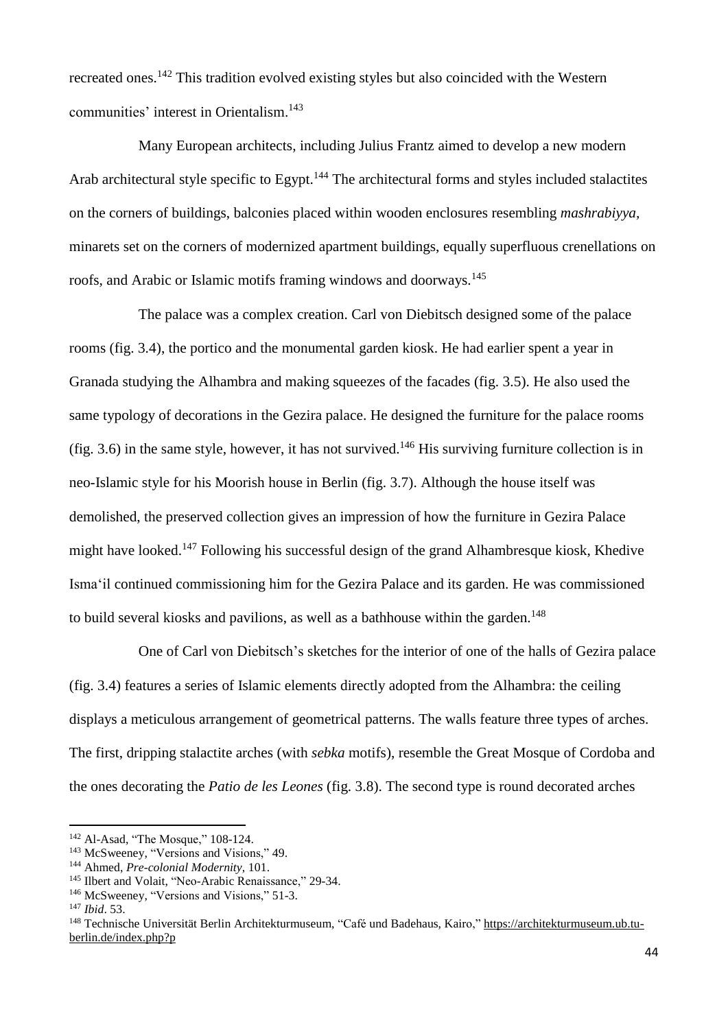recreated ones.[142] This tradition evolved existing styles but also coincided with the Western communities' interest in Orientalism.[143]

Many European architects, including Julius Frantz aimed to develop a new modern Arab architectural style specific to Egypt.[144] The architectural forms and styles included stalactites on the corners of buildings, balconies placed within wooden enclosures resembling *mashrabiyya*, minarets set on the corners of modernized apartment buildings, equally superfluous crenellations on roofs, and Arabic or Islamic motifs framing windows and doorways.[145]

The palace was a complex creation. Carl von Diebitsch designed some of the palace rooms (fig. 3.4), the portico and the monumental garden kiosk. He had earlier spent a year in Granada studying the Alhambra and making squeezes of the facades (fig. 3.5). He also used the same typology of decorations in the Gezira palace. He designed the furniture for the palace rooms (fig. 3.6) in the same style, however, it has not survived.[146] His surviving furniture collection is in neo-Islamic style for his Moorish house in Berlin (fig. 3.7). Although the house itself was demolished, the preserved collection gives an impression of how the furniture in Gezira Palace might have looked.[147] Following his successful design of the grand Alhambresque kiosk, Khedive Isma'il continued commissioning him for the Gezira Palace and its garden. He was commissioned to build several kiosks and pavilions, as well as a bathhouse within the garden.[148]

One of Carl von Diebitsch's sketches for the interior of one of the halls of Gezira palace (fig. 3.4) features a series of Islamic elements directly adopted from the Alhambra: the ceiling displays a meticulous arrangement of geometrical patterns. The walls feature three types of arches. The first, dripping stalactite arches (with *sebka* motifs), resemble the Great Mosque of Cordoba and the ones decorating the *Patio de les Leones* (fig. 3.8). The second type is round decorated arches

---

[142] Al-Asad, "The Mosque," 108-124.

[143] McSweeney, "Versions and Visions," 49.

[144] Ahmed, *Pre-colonial Modernity*, 101.

[145] Ilbert and Volait, "Neo-Arabic Renaissance," 29-34.

[146] McSweeney, "Versions and Visions," 51-3.

[147] *Ibid*. 53.

[148] Technische Universität Berlin Architekturmuseum, "Café und Badehaus, Kairo," https://architekturmuseum.ub.tu-berlin.de/index.php?p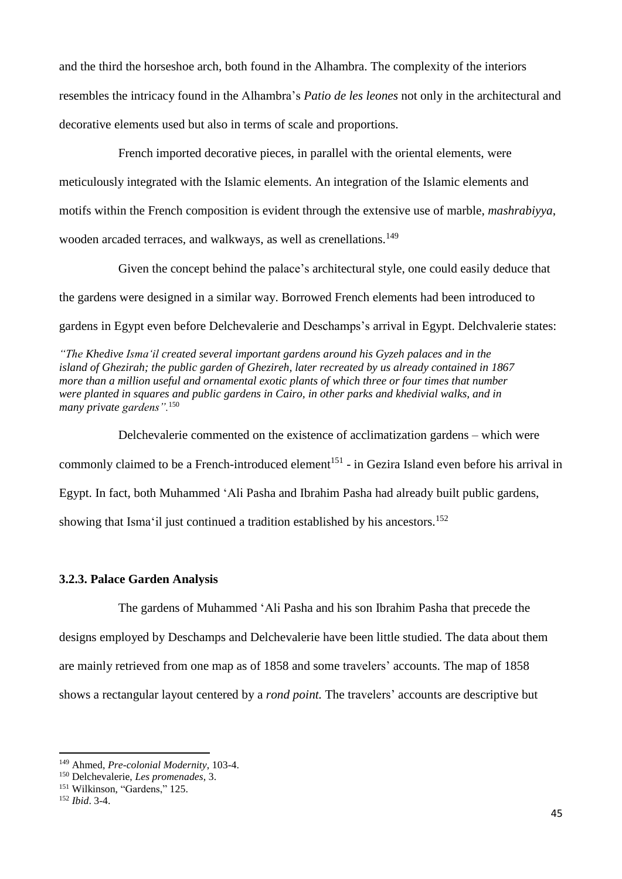and the third the horseshoe arch, both found in the Alhambra. The complexity of the interiors resembles the intricacy found in the Alhambra's *Patio de les leones* not only in the architectural and decorative elements used but also in terms of scale and proportions.

French imported decorative pieces, in parallel with the oriental elements, were meticulously integrated with the Islamic elements. An integration of the Islamic elements and motifs within the French composition is evident through the extensive use of marble, *mashrabiyya*, wooden arcaded terraces, and walkways, as well as crenellations.[149]

Given the concept behind the palace's architectural style, one could easily deduce that the gardens were designed in a similar way. Borrowed French elements had been introduced to gardens in Egypt even before Delchevalerie and Deschamps's arrival in Egypt. Delchvalerie states:

> *"The Khedive Isma'il created several important gardens around his Gyzeh palaces and in the island of Ghezirah; the public garden of Ghezireh, later recreated by us already contained in 1867 more than a million useful and ornamental exotic plants of which three or four times that number were planted in squares and public gardens in Cairo, in other parks and khedivial walks, and in many private gardens".*[150]

Delchevalerie commented on the existence of acclimatization gardens – which were commonly claimed to be a French-introduced element[151] - in Gezira Island even before his arrival in Egypt. In fact, both Muhammed 'Ali Pasha and Ibrahim Pasha had already built public gardens, showing that Isma'il just continued a tradition established by his ancestors.[152]

### 3.2.3. Palace Garden Analysis

The gardens of Muhammed 'Ali Pasha and his son Ibrahim Pasha that precede the designs employed by Deschamps and Delchevalerie have been little studied. The data about them are mainly retrieved from one map as of 1858 and some travelers' accounts. The map of 1858 shows a rectangular layout centered by a *rond point.* The travelers' accounts are descriptive but

---

[149] Ahmed, *Pre-colonial Modernity*, 103-4.

[150] Delchevalerie, *Les promenades*, 3.

[151] Wilkinson, "Gardens," 125.

[152] *Ibid*. 3-4.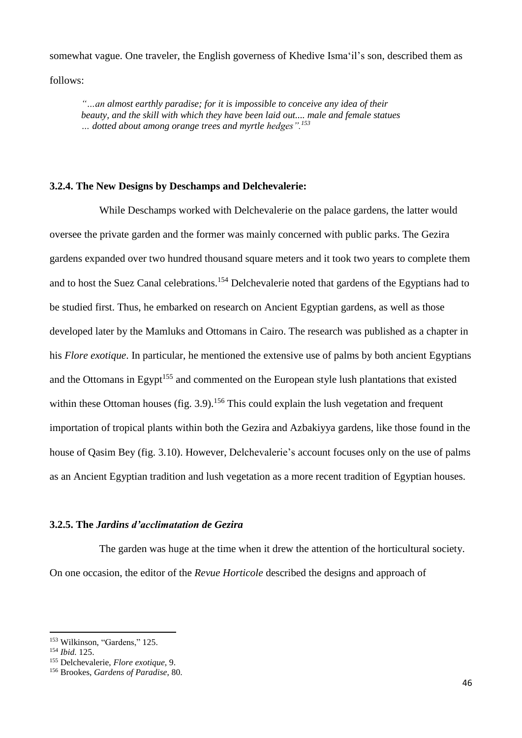somewhat vague. One traveler, the English governess of Khedive Isma'il's son, described them as follows:

> *"…an almost earthly paradise; for it is impossible to conceive any idea of their beauty, and the skill with which they have been laid out.... male and female statues … dotted about among orange trees and myrtle hedges".*[153]

### 3.2.4. The New Designs by Deschamps and Delchevalerie:

While Deschamps worked with Delchevalerie on the palace gardens, the latter would oversee the private garden and the former was mainly concerned with public parks. The Gezira gardens expanded over two hundred thousand square meters and it took two years to complete them and to host the Suez Canal celebrations.[154] Delchevalerie noted that gardens of the Egyptians had to be studied first. Thus, he embarked on research on Ancient Egyptian gardens, as well as those developed later by the Mamluks and Ottomans in Cairo. The research was published as a chapter in his *Flore exotique*. In particular, he mentioned the extensive use of palms by both ancient Egyptians and the Ottomans in Egypt[155] and commented on the European style lush plantations that existed within these Ottoman houses (fig. 3.9).[156] This could explain the lush vegetation and frequent importation of tropical plants within both the Gezira and Azbakiyya gardens, like those found in the house of Qasim Bey (fig. 3.10). However, Delchevalerie's account focuses only on the use of palms as an Ancient Egyptian tradition and lush vegetation as a more recent tradition of Egyptian houses.

### 3.2.5. The *Jardins d'acclimatation de Gezira*

The garden was huge at the time when it drew the attention of the horticultural society. On one occasion, the editor of the *Revue Horticole* described the designs and approach of

---

[153] Wilkinson, "Gardens," 125.

[154] *Ibid.* 125.

[155] Delchevalerie, *Flore exotique*, 9.

[156] Brookes, *Gardens of Paradise*, 80.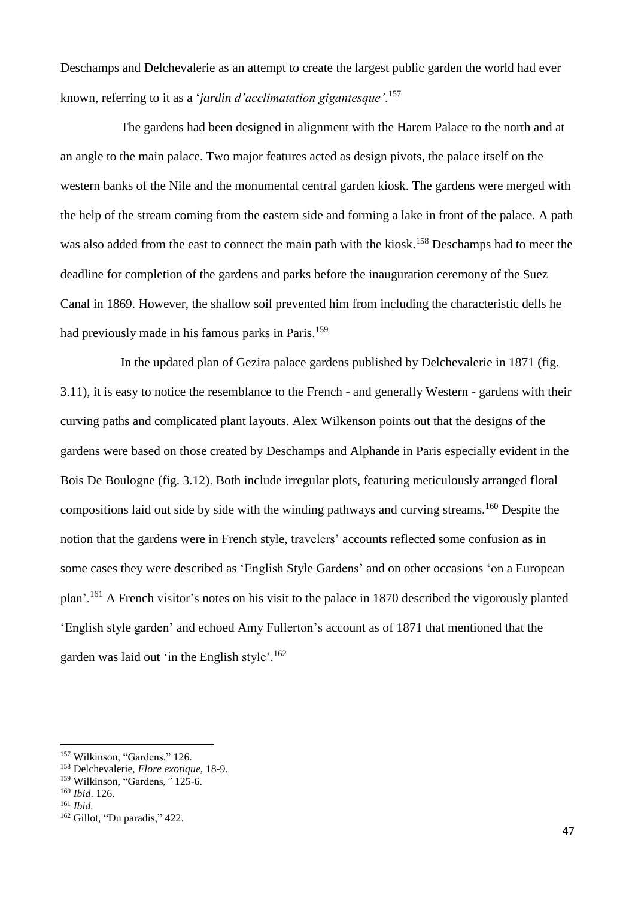Deschamps and Delchevalerie as an attempt to create the largest public garden the world had ever known, referring to it as a '*jardin d'acclimatation gigantesque'*.[157]

The gardens had been designed in alignment with the Harem Palace to the north and at an angle to the main palace. Two major features acted as design pivots, the palace itself on the western banks of the Nile and the monumental central garden kiosk. The gardens were merged with the help of the stream coming from the eastern side and forming a lake in front of the palace. A path was also added from the east to connect the main path with the kiosk.[158] Deschamps had to meet the deadline for completion of the gardens and parks before the inauguration ceremony of the Suez Canal in 1869. However, the shallow soil prevented him from including the characteristic dells he had previously made in his famous parks in Paris.[159]

In the updated plan of Gezira palace gardens published by Delchevalerie in 1871 (fig. 3.11), it is easy to notice the resemblance to the French - and generally Western - gardens with their curving paths and complicated plant layouts. Alex Wilkenson points out that the designs of the gardens were based on those created by Deschamps and Alphande in Paris especially evident in the Bois De Boulogne (fig. 3.12). Both include irregular plots, featuring meticulously arranged floral compositions laid out side by side with the winding pathways and curving streams.[160] Despite the notion that the gardens were in French style, travelers' accounts reflected some confusion as in some cases they were described as 'English Style Gardens' and on other occasions 'on a European plan'.[161] A French visitor's notes on his visit to the palace in 1870 described the vigorously planted 'English style garden' and echoed Amy Fullerton's account as of 1871 that mentioned that the garden was laid out 'in the English style'.[162]

---

[157] Wilkinson, "Gardens," 126.

[158] Delchevalerie, *Flore exotique*, 18-9.

[159] Wilkinson, "Gardens*,"* 125-6.

[160] *Ibid*. 126.

[161] *Ibid.*

[162] Gillot, "Du paradis," 422.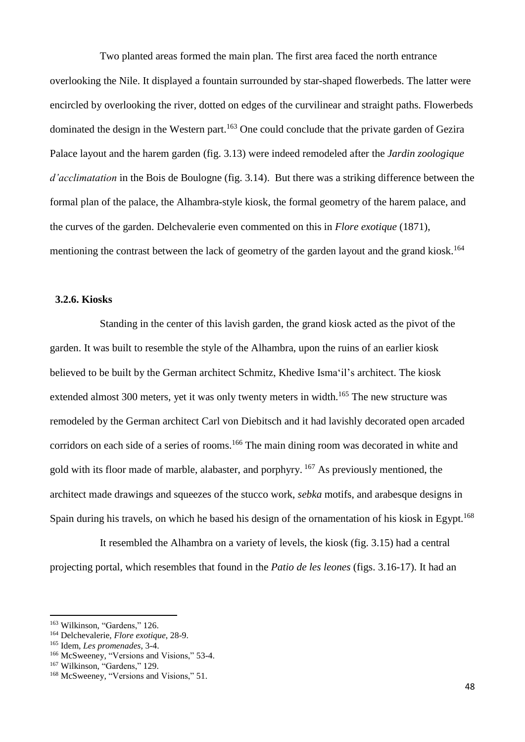Two planted areas formed the main plan. The first area faced the north entrance overlooking the Nile. It displayed a fountain surrounded by star-shaped flowerbeds. The latter were encircled by overlooking the river, dotted on edges of the curvilinear and straight paths. Flowerbeds dominated the design in the Western part.[163] One could conclude that the private garden of Gezira Palace layout and the harem garden (fig. 3.13) were indeed remodeled after the *Jardin zoologique d'acclimatation* in the Bois de Boulogne (fig. 3.14). But there was a striking difference between the formal plan of the palace, the Alhambra-style kiosk, the formal geometry of the harem palace, and the curves of the garden. Delchevalerie even commented on this in *Flore exotique* (1871), mentioning the contrast between the lack of geometry of the garden layout and the grand kiosk.[164]

### 3.2.6. Kiosks

Standing in the center of this lavish garden, the grand kiosk acted as the pivot of the garden. It was built to resemble the style of the Alhambra, upon the ruins of an earlier kiosk believed to be built by the German architect Schmitz, Khedive Isma'il's architect. The kiosk extended almost 300 meters, yet it was only twenty meters in width.[165] The new structure was remodeled by the German architect Carl von Diebitsch and it had lavishly decorated open arcaded corridors on each side of a series of rooms.[166] The main dining room was decorated in white and gold with its floor made of marble, alabaster, and porphyry.[167] As previously mentioned, the architect made drawings and squeezes of the stucco work, *sebka* motifs, and arabesque designs in Spain during his travels, on which he based his design of the ornamentation of his kiosk in Egypt.[168]

It resembled the Alhambra on a variety of levels, the kiosk (fig. 3.15) had a central projecting portal, which resembles that found in the *Patio de les leones* (figs. 3.16-17). It had an

---

[163] Wilkinson, "Gardens," 126.

[164] Delchevalerie, *Flore exotique*, 28-9.

[165] Idem, *Les promenades*, 3-4.

[166] McSweeney, "Versions and Visions," 53-4.

[167] Wilkinson, "Gardens," 129.

[168] McSweeney, "Versions and Visions," 51.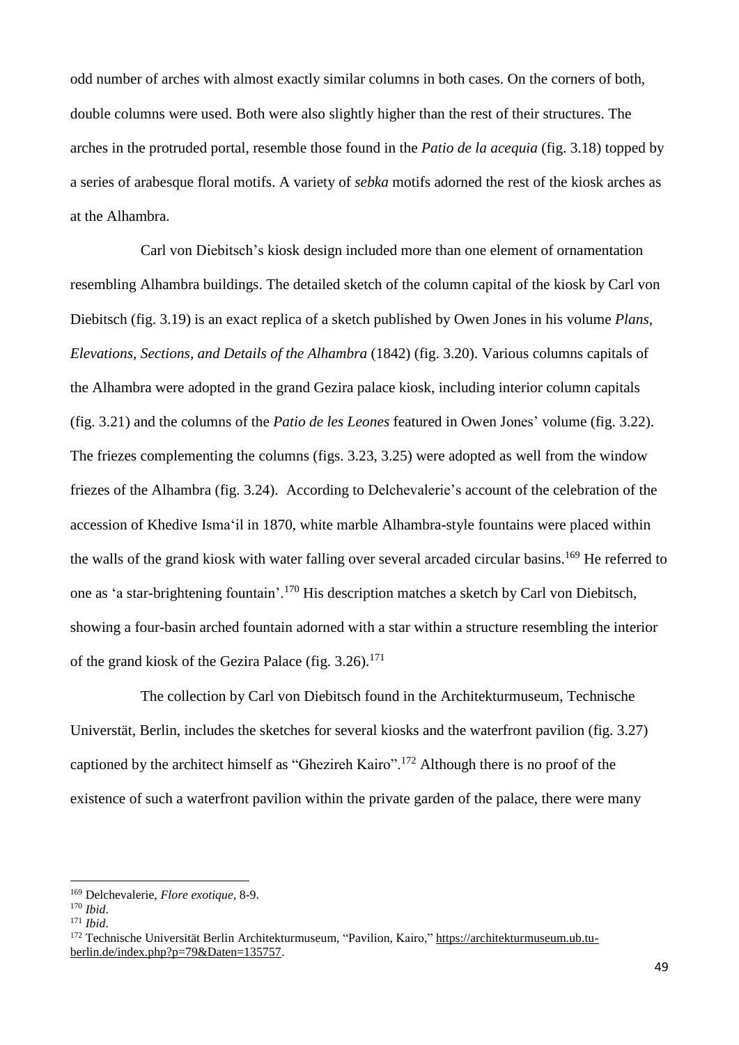odd number of arches with almost exactly similar columns in both cases. On the corners of both, double columns were used. Both were also slightly higher than the rest of their structures. The arches in the protruded portal, resemble those found in the *Patio de la acequia* (fig. 3.18) topped by a series of arabesque floral motifs. A variety of *sebka* motifs adorned the rest of the kiosk arches as at the Alhambra.

Carl von Diebitsch's kiosk design included more than one element of ornamentation resembling Alhambra buildings. The detailed sketch of the column capital of the kiosk by Carl von Diebitsch (fig. 3.19) is an exact replica of a sketch published by Owen Jones in his volume *Plans, Elevations, Sections, and Details of the Alhambra* (1842) (fig. 3.20). Various columns capitals of the Alhambra were adopted in the grand Gezira palace kiosk, including interior column capitals (fig. 3.21) and the columns of the *Patio de les Leones* featured in Owen Jones' volume (fig. 3.22). The friezes complementing the columns (figs. 3.23, 3.25) were adopted as well from the window friezes of the Alhambra (fig. 3.24). According to Delchevalerie's account of the celebration of the accession of Khedive Isma'il in 1870, white marble Alhambra-style fountains were placed within the walls of the grand kiosk with water falling over several arcaded circular basins.[169] He referred to one as 'a star-brightening fountain'.[170] His description matches a sketch by Carl von Diebitsch, showing a four-basin arched fountain adorned with a star within a structure resembling the interior of the grand kiosk of the Gezira Palace (fig. 3.26).[171]

The collection by Carl von Diebitsch found in the Architekturmuseum, Technische Universtät, Berlin, includes the sketches for several kiosks and the waterfront pavilion (fig. 3.27) captioned by the architect himself as "Ghezireh Kairo".[172] Although there is no proof of the existence of such a waterfront pavilion within the private garden of the palace, there were many

---

[169] Delchevalerie, *Flore exotique*, 8-9.

[170] *Ibid*.

[171] *Ibid*.

[172] Technische Universität Berlin Architekturmuseum, "Pavilion, Kairo," https://architekturmuseum.ub.tu-berlin.de/index.php?p=79&Daten=135757.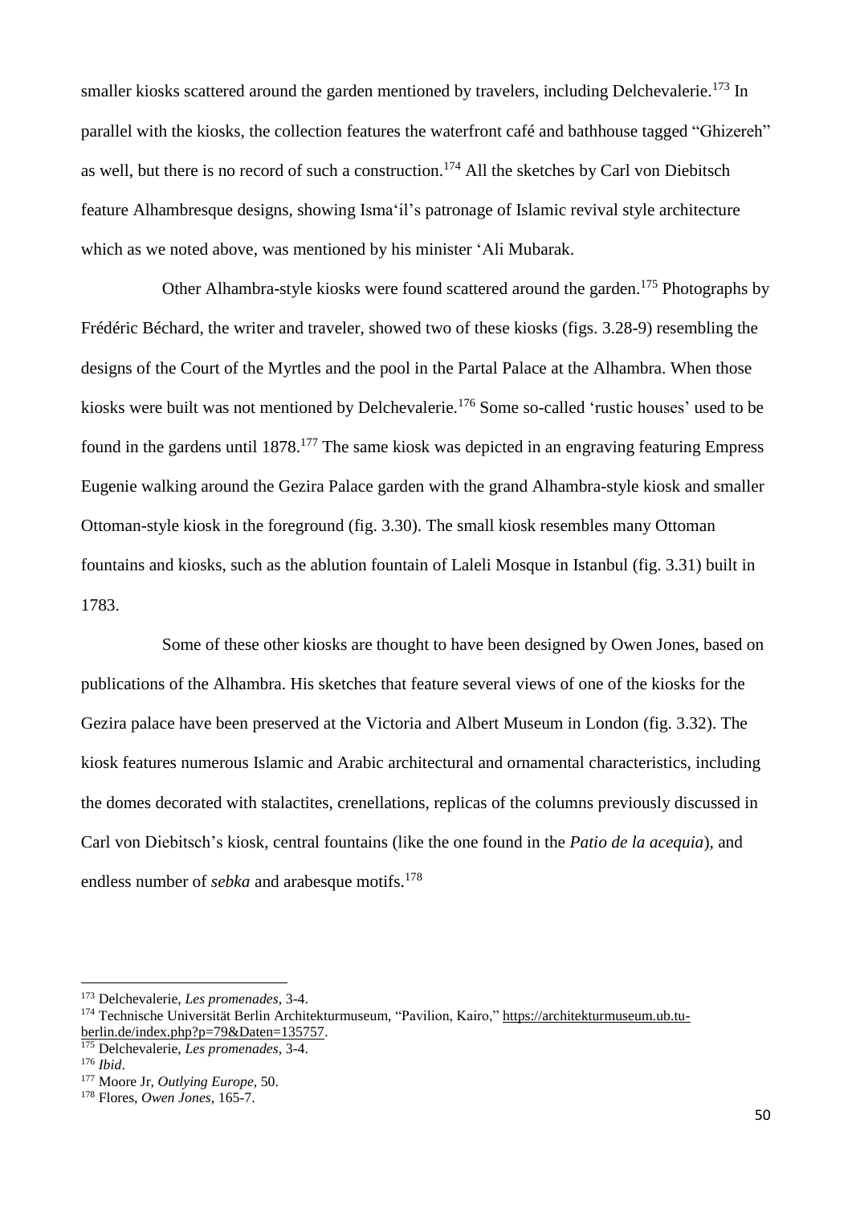smaller kiosks scattered around the garden mentioned by travelers, including Delchevalerie.[173] In parallel with the kiosks, the collection features the waterfront café and bathhouse tagged "Ghizereh" as well, but there is no record of such a construction.[174] All the sketches by Carl von Diebitsch feature Alhambresque designs, showing Isma'il's patronage of Islamic revival style architecture which as we noted above, was mentioned by his minister 'Ali Mubarak.

Other Alhambra-style kiosks were found scattered around the garden.[175] Photographs by Frédéric Béchard, the writer and traveler, showed two of these kiosks (figs. 3.28-9) resembling the designs of the Court of the Myrtles and the pool in the Partal Palace at the Alhambra. When those kiosks were built was not mentioned by Delchevalerie.[176] Some so-called 'rustic houses' used to be found in the gardens until 1878.[177] The same kiosk was depicted in an engraving featuring Empress Eugenie walking around the Gezira Palace garden with the grand Alhambra-style kiosk and smaller Ottoman-style kiosk in the foreground (fig. 3.30). The small kiosk resembles many Ottoman fountains and kiosks, such as the ablution fountain of Laleli Mosque in Istanbul (fig. 3.31) built in 1783.

Some of these other kiosks are thought to have been designed by Owen Jones, based on publications of the Alhambra. His sketches that feature several views of one of the kiosks for the Gezira palace have been preserved at the Victoria and Albert Museum in London (fig. 3.32). The kiosk features numerous Islamic and Arabic architectural and ornamental characteristics, including the domes decorated with stalactites, crenellations, replicas of the columns previously discussed in Carl von Diebitsch's kiosk, central fountains (like the one found in the *Patio de la acequia*), and endless number of *sebka* and arabesque motifs.[178]

---

[173] Delchevalerie, *Les promenades*, 3-4.

[174] Technische Universität Berlin Architekturmuseum, "Pavilion, Kairo," https://architekturmuseum.ub.tu-berlin.de/index.php?p=79&Daten=135757.

[175] Delchevalerie, *Les promenades*, 3-4.

[176] *Ibid*.

[177] Moore Jr, *Outlying Europe*, 50.

[178] Flores, *Owen Jones*, 165-7.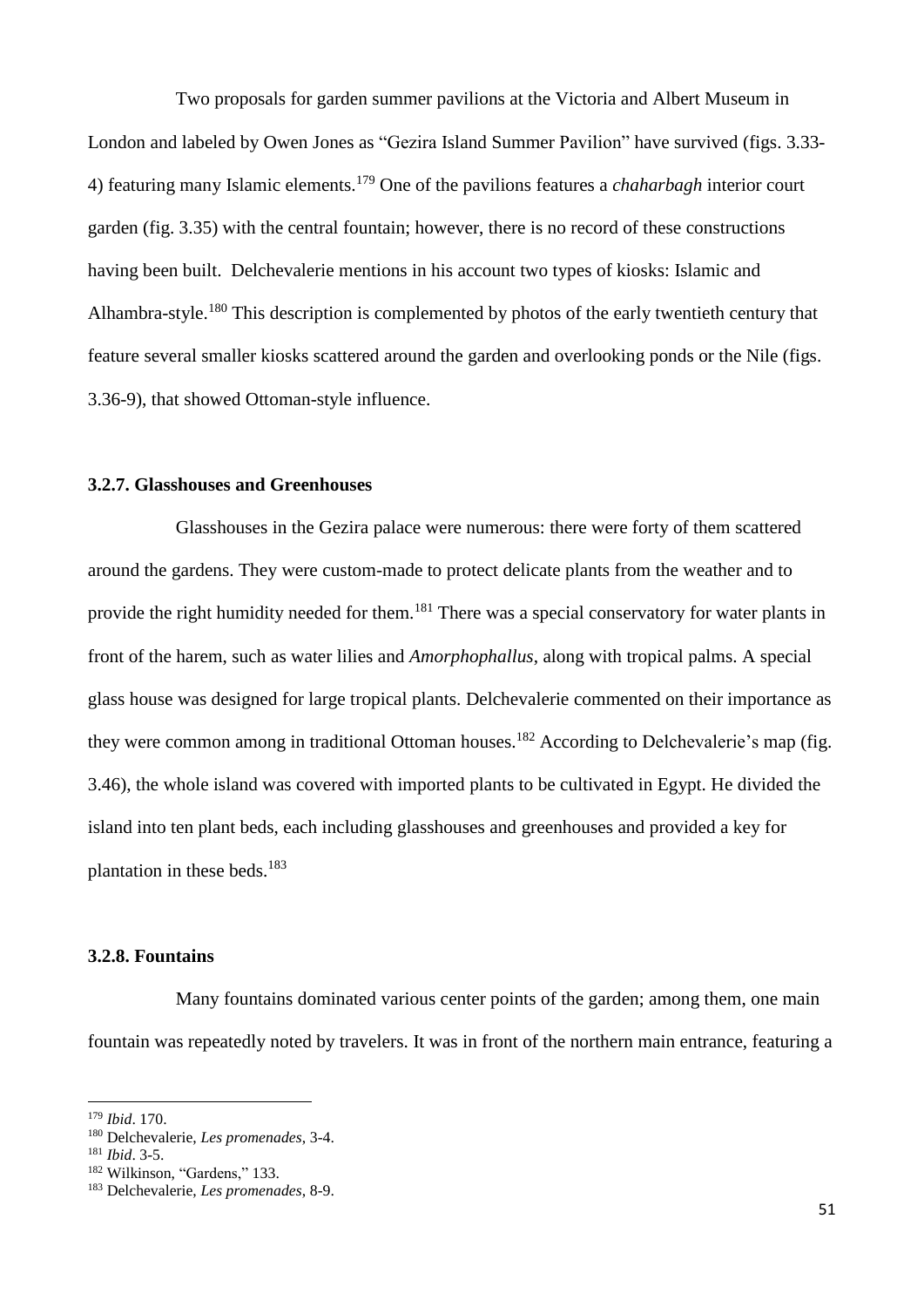Two proposals for garden summer pavilions at the Victoria and Albert Museum in London and labeled by Owen Jones as "Gezira Island Summer Pavilion" have survived (figs. 3.33-4) featuring many Islamic elements.[179] One of the pavilions features a *chaharbagh* interior court garden (fig. 3.35) with the central fountain; however, there is no record of these constructions having been built. Delchevalerie mentions in his account two types of kiosks: Islamic and Alhambra-style.[180] This description is complemented by photos of the early twentieth century that feature several smaller kiosks scattered around the garden and overlooking ponds or the Nile (figs. 3.36-9), that showed Ottoman-style influence.

### 3.2.7. Glasshouses and Greenhouses

Glasshouses in the Gezira palace were numerous: there were forty of them scattered around the gardens. They were custom-made to protect delicate plants from the weather and to provide the right humidity needed for them.[181] There was a special conservatory for water plants in front of the harem, such as water lilies and *Amorphophallus*, along with tropical palms. A special glass house was designed for large tropical plants. Delchevalerie commented on their importance as they were common among in traditional Ottoman houses.[182] According to Delchevalerie's map (fig. 3.46), the whole island was covered with imported plants to be cultivated in Egypt. He divided the island into ten plant beds, each including glasshouses and greenhouses and provided a key for plantation in these beds.[183]

### 3.2.8. Fountains

Many fountains dominated various center points of the garden; among them, one main fountain was repeatedly noted by travelers. It was in front of the northern main entrance, featuring a

---

[179] *Ibid*. 170.

[180] Delchevalerie, *Les promenades*, 3-4.

[181] *Ibid*. 3-5.

[182] Wilkinson, "Gardens," 133.

[183] Delchevalerie, *Les promenades*, 8-9.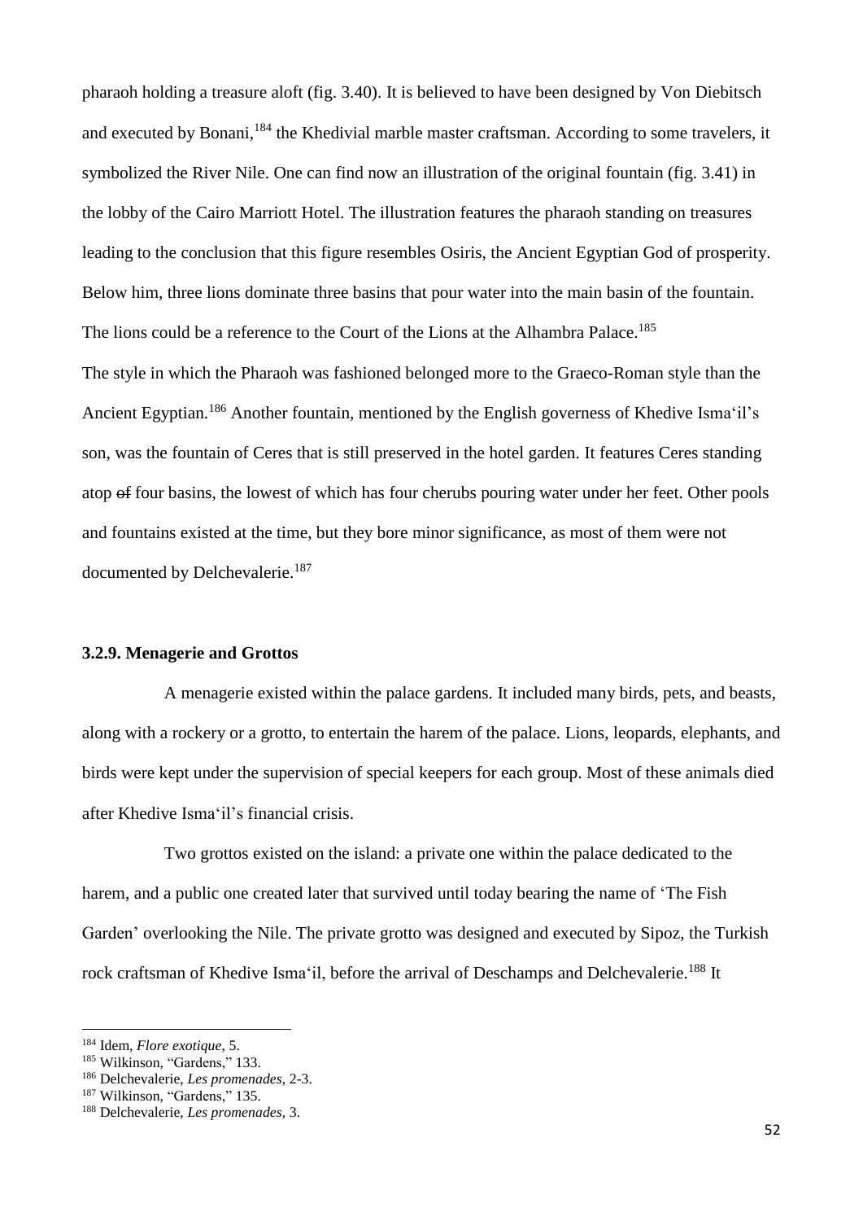pharaoh holding a treasure aloft (fig. 3.40). It is believed to have been designed by Von Diebitsch and executed by Bonani,[184] the Khedivial marble master craftsman. According to some travelers, it symbolized the River Nile. One can find now an illustration of the original fountain (fig. 3.41) in the lobby of the Cairo Marriott Hotel. The illustration features the pharaoh standing on treasures leading to the conclusion that this figure resembles Osiris, the Ancient Egyptian God of prosperity. Below him, three lions dominate three basins that pour water into the main basin of the fountain. The lions could be a reference to the Court of the Lions at the Alhambra Palace.[185]

The style in which the Pharaoh was fashioned belonged more to the Graeco-Roman style than the Ancient Egyptian.[186] Another fountain, mentioned by the English governess of Khedive Isma'il's son, was the fountain of Ceres that is still preserved in the hotel garden. It features Ceres standing atop ~~of~~ four basins, the lowest of which has four cherubs pouring water under her feet. Other pools and fountains existed at the time, but they bore minor significance, as most of them were not documented by Delchevalerie.[187]

### 3.2.9. Menagerie and Grottos

A menagerie existed within the palace gardens. It included many birds, pets, and beasts, along with a rockery or a grotto, to entertain the harem of the palace. Lions, leopards, elephants, and birds were kept under the supervision of special keepers for each group. Most of these animals died after Khedive Isma'il's financial crisis.

Two grottos existed on the island: a private one within the palace dedicated to the harem, and a public one created later that survived until today bearing the name of 'The Fish Garden' overlooking the Nile. The private grotto was designed and executed by Sipoz, the Turkish rock craftsman of Khedive Isma'il, before the arrival of Deschamps and Delchevalerie.[188] It

---

[184] Idem, *Flore exotique*, 5.

[185] Wilkinson, "Gardens," 133.

[186] Delchevalerie, *Les promenades*, 2-3.

[187] Wilkinson, "Gardens," 135.

[188] Delchevalerie, *Les promenades*, 3.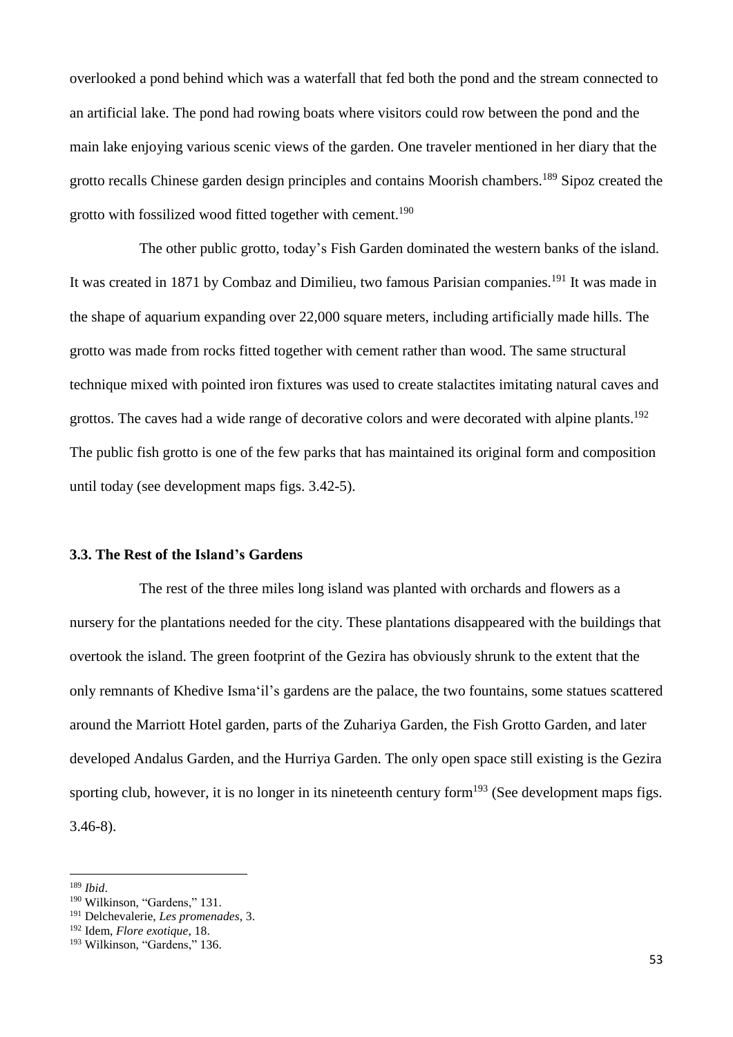overlooked a pond behind which was a waterfall that fed both the pond and the stream connected to an artificial lake. The pond had rowing boats where visitors could row between the pond and the main lake enjoying various scenic views of the garden. One traveler mentioned in her diary that the grotto recalls Chinese garden design principles and contains Moorish chambers.[189] Sipoz created the grotto with fossilized wood fitted together with cement.[190]

The other public grotto, today's Fish Garden dominated the western banks of the island. It was created in 1871 by Combaz and Dimilieu, two famous Parisian companies.[191] It was made in the shape of aquarium expanding over 22,000 square meters, including artificially made hills. The grotto was made from rocks fitted together with cement rather than wood. The same structural technique mixed with pointed iron fixtures was used to create stalactites imitating natural caves and grottos. The caves had a wide range of decorative colors and were decorated with alpine plants.[192] The public fish grotto is one of the few parks that has maintained its original form and composition until today (see development maps figs. 3.42-5).

### 3.3. The Rest of the Island's Gardens

The rest of the three miles long island was planted with orchards and flowers as a nursery for the plantations needed for the city. These plantations disappeared with the buildings that overtook the island. The green footprint of the Gezira has obviously shrunk to the extent that the only remnants of Khedive Isma'il's gardens are the palace, the two fountains, some statues scattered around the Marriott Hotel garden, parts of the Zuhariya Garden, the Fish Grotto Garden, and later developed Andalus Garden, and the Hurriya Garden. The only open space still existing is the Gezira sporting club, however, it is no longer in its nineteenth century form[193] (See development maps figs. 3.46-8).

---

[189] *Ibid*.

[190] Wilkinson, "Gardens," 131.

[191] Delchevalerie, *Les promenades*, 3.

[192] Idem, *Flore exotique*, 18.

[193] Wilkinson, "Gardens," 136.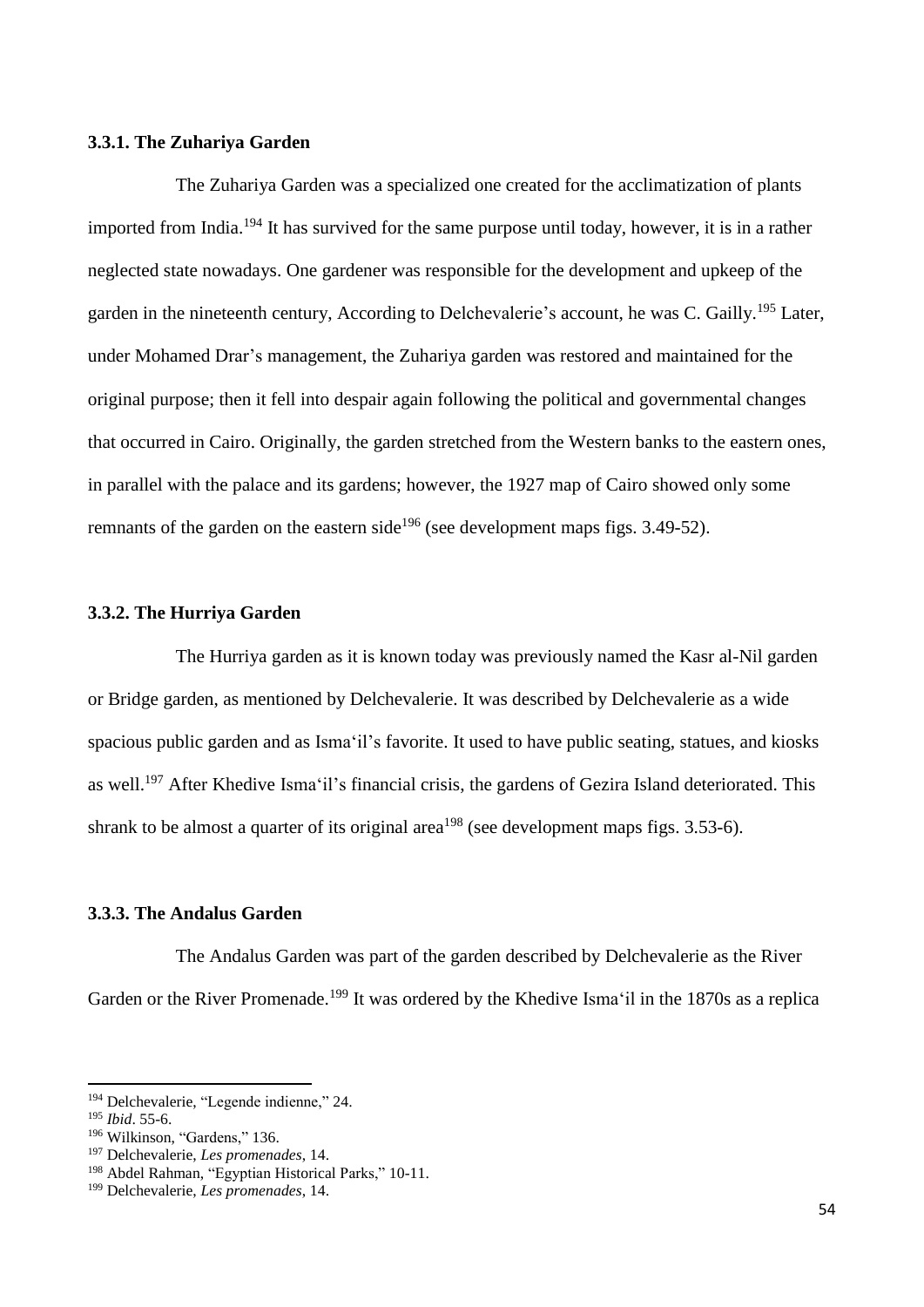### 3.3.1. The Zuhariya Garden

The Zuhariya Garden was a specialized one created for the acclimatization of plants imported from India.[194] It has survived for the same purpose until today, however, it is in a rather neglected state nowadays. One gardener was responsible for the development and upkeep of the garden in the nineteenth century, According to Delchevalerie's account, he was C. Gailly.[195] Later, under Mohamed Drar's management, the Zuhariya garden was restored and maintained for the original purpose; then it fell into despair again following the political and governmental changes that occurred in Cairo. Originally, the garden stretched from the Western banks to the eastern ones, in parallel with the palace and its gardens; however, the 1927 map of Cairo showed only some remnants of the garden on the eastern side[196] (see development maps figs. 3.49-52).

### 3.3.2. The Hurriya Garden

The Hurriya garden as it is known today was previously named the Kasr al-Nil garden or Bridge garden, as mentioned by Delchevalerie. It was described by Delchevalerie as a wide spacious public garden and as Isma'il's favorite. It used to have public seating, statues, and kiosks as well.[197] After Khedive Isma'il's financial crisis, the gardens of Gezira Island deteriorated. This shrank to be almost a quarter of its original area[198] (see development maps figs. 3.53-6).

### 3.3.3. The Andalus Garden

The Andalus Garden was part of the garden described by Delchevalerie as the River Garden or the River Promenade.[199] It was ordered by the Khedive Isma'il in the 1870s as a replica

---

[194] Delchevalerie, "Legende indienne," 24.

[195] *Ibid*. 55-6.

[196] Wilkinson, "Gardens," 136.

[197] Delchevalerie, *Les promenades*, 14.

[198] Abdel Rahman, "Egyptian Historical Parks," 10-11.

[199] Delchevalerie, *Les promenades*, 14.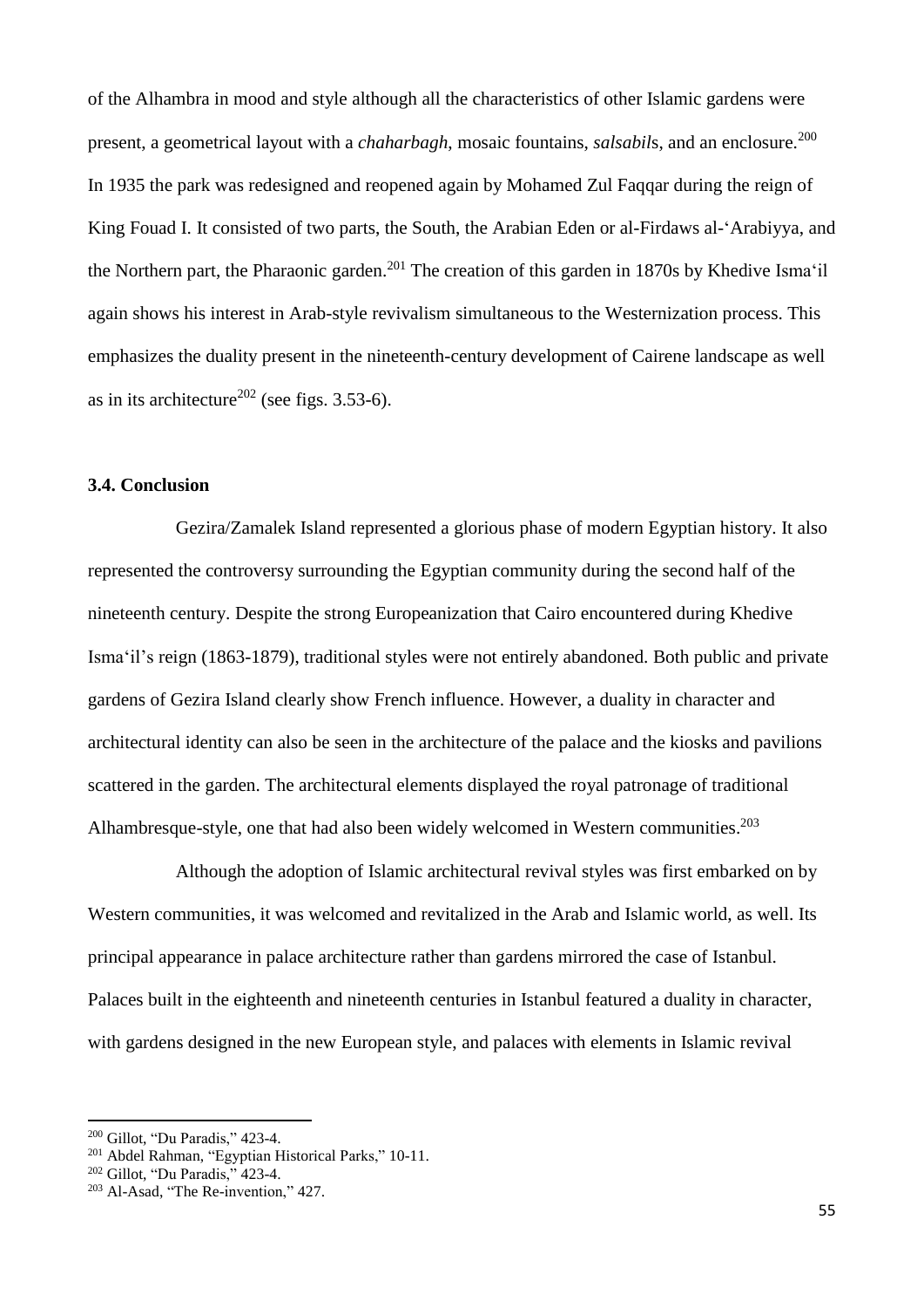of the Alhambra in mood and style although all the characteristics of other Islamic gardens were present, a geometrical layout with a *chaharbagh*, mosaic fountains, *salsabil*s, and an enclosure.[200] In 1935 the park was redesigned and reopened again by Mohamed Zul Faqqar during the reign of King Fouad I. It consisted of two parts, the South, the Arabian Eden or al-Firdaws al-ʻArabiyya, and the Northern part, the Pharaonic garden.[201] The creation of this garden in 1870s by Khedive Isma'il again shows his interest in Arab-style revivalism simultaneous to the Westernization process. This emphasizes the duality present in the nineteenth-century development of Cairene landscape as well as in its architecture[202] (see figs. 3.53-6).

### 3.4. Conclusion

Gezira/Zamalek Island represented a glorious phase of modern Egyptian history. It also represented the controversy surrounding the Egyptian community during the second half of the nineteenth century. Despite the strong Europeanization that Cairo encountered during Khedive Isma'il's reign (1863-1879), traditional styles were not entirely abandoned. Both public and private gardens of Gezira Island clearly show French influence. However, a duality in character and architectural identity can also be seen in the architecture of the palace and the kiosks and pavilions scattered in the garden. The architectural elements displayed the royal patronage of traditional Alhambresque-style, one that had also been widely welcomed in Western communities.[203]

Although the adoption of Islamic architectural revival styles was first embarked on by Western communities, it was welcomed and revitalized in the Arab and Islamic world, as well. Its principal appearance in palace architecture rather than gardens mirrored the case of Istanbul. Palaces built in the eighteenth and nineteenth centuries in Istanbul featured a duality in character, with gardens designed in the new European style, and palaces with elements in Islamic revival

---

[200] Gillot, "Du Paradis," 423-4.
[201] Abdel Rahman, "Egyptian Historical Parks," 10-11.
[202] Gillot, "Du Paradis," 423-4.
[203] Al-Asad, "The Re-invention," 427.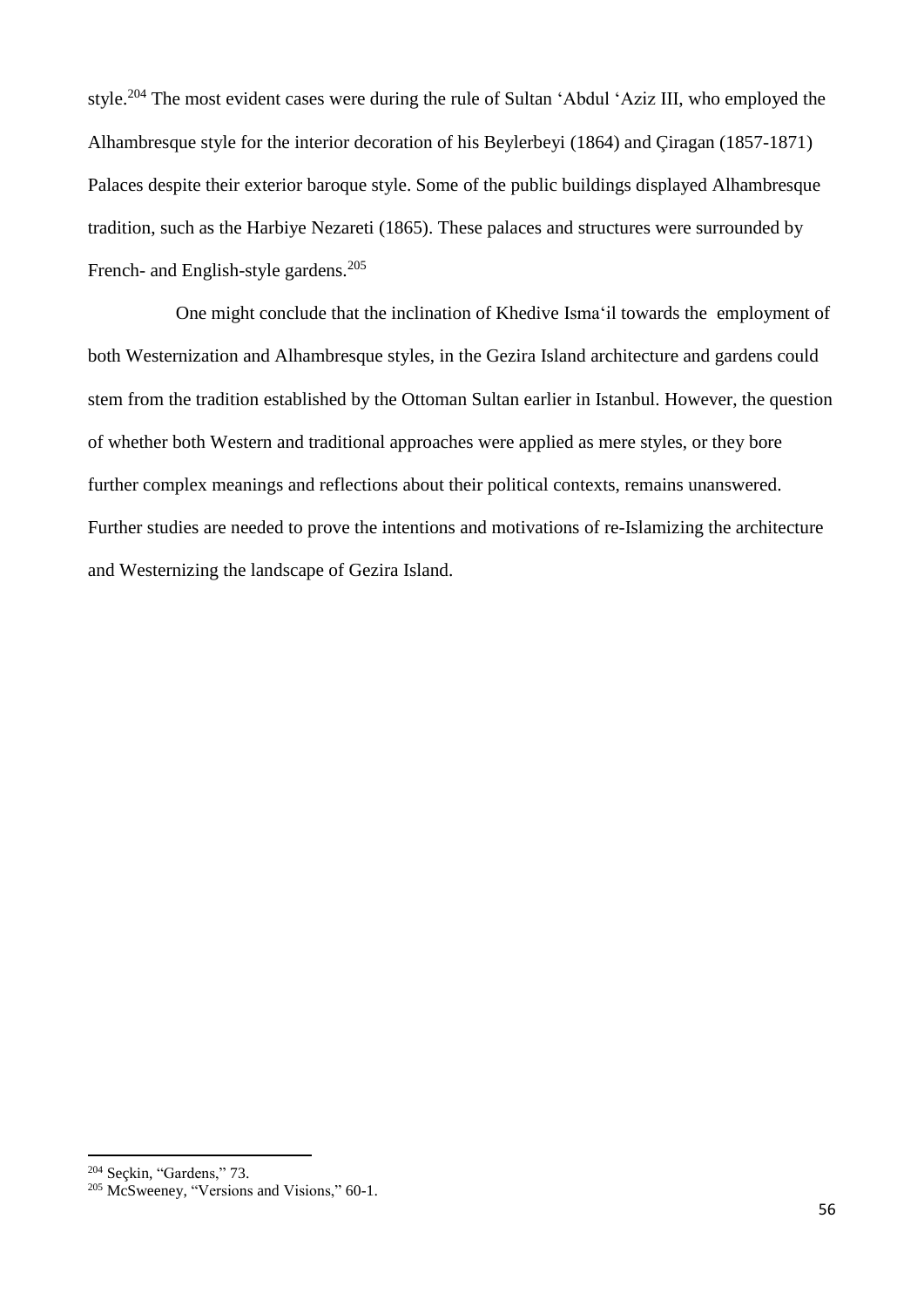style.[204] The most evident cases were during the rule of Sultan ʻAbdul ʻAziz III, who employed the Alhambresque style for the interior decoration of his Beylerbeyi (1864) and Çiragan (1857-1871) Palaces despite their exterior baroque style. Some of the public buildings displayed Alhambresque tradition, such as the Harbiye Nezareti (1865). These palaces and structures were surrounded by French- and English-style gardens.[205]

One might conclude that the inclination of Khedive Isma'il towards the employment of both Westernization and Alhambresque styles, in the Gezira Island architecture and gardens could stem from the tradition established by the Ottoman Sultan earlier in Istanbul. However, the question of whether both Western and traditional approaches were applied as mere styles, or they bore further complex meanings and reflections about their political contexts, remains unanswered. Further studies are needed to prove the intentions and motivations of re-Islamizing the architecture and Westernizing the landscape of Gezira Island.

---

[204] Seçkin, "Gardens," 73.

[205] McSweeney, "Versions and Visions," 60-1.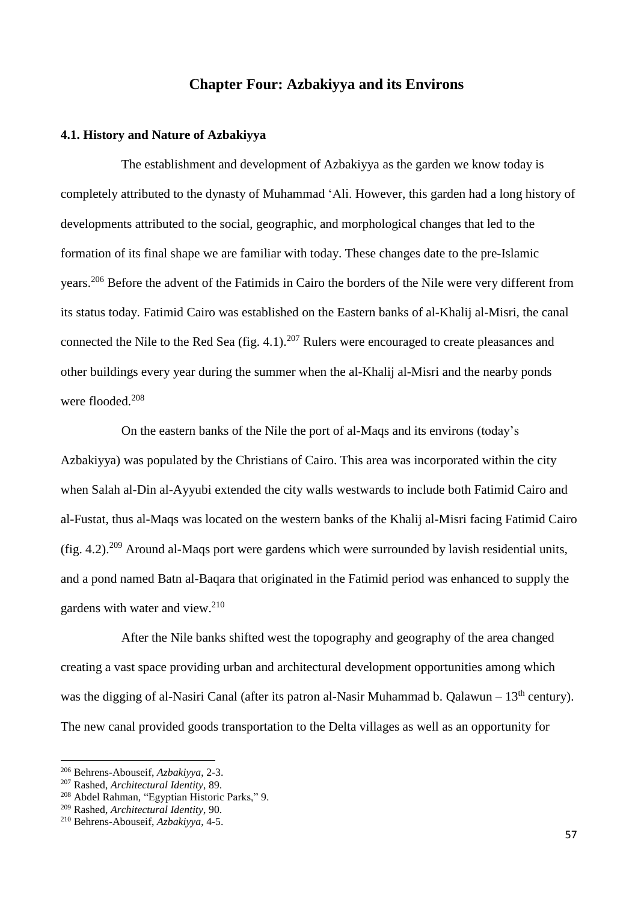## Chapter Four: Azbakiyya and its Environs

### 4.1. History and Nature of Azbakiyya

The establishment and development of Azbakiyya as the garden we know today is completely attributed to the dynasty of Muhammad ʻAli. However, this garden had a long history of developments attributed to the social, geographic, and morphological changes that led to the formation of its final shape we are familiar with today. These changes date to the pre-Islamic years.[206] Before the advent of the Fatimids in Cairo the borders of the Nile were very different from its status today. Fatimid Cairo was established on the Eastern banks of al-Khalij al-Misri, the canal connected the Nile to the Red Sea (fig. 4.1).[207] Rulers were encouraged to create pleasances and other buildings every year during the summer when the al-Khalij al-Misri and the nearby ponds were flooded.[208]

On the eastern banks of the Nile the port of al-Maqs and its environs (today's Azbakiyya) was populated by the Christians of Cairo. This area was incorporated within the city when Salah al-Din al-Ayyubi extended the city walls westwards to include both Fatimid Cairo and al-Fustat, thus al-Maqs was located on the western banks of the Khalij al-Misri facing Fatimid Cairo (fig. 4.2).[209] Around al-Maqs port were gardens which were surrounded by lavish residential units, and a pond named Batn al-Baqara that originated in the Fatimid period was enhanced to supply the gardens with water and view.[210]

After the Nile banks shifted west the topography and geography of the area changed creating a vast space providing urban and architectural development opportunities among which was the digging of al-Nasiri Canal (after its patron al-Nasir Muhammad b. Qalawun – 13th century). The new canal provided goods transportation to the Delta villages as well as an opportunity for

---

[206] Behrens-Abouseif, *Azbakiyya*, 2-3.

[207] Rashed, *Architectural Identity*, 89.

[208] Abdel Rahman, "Egyptian Historic Parks," 9.

[209] Rashed, *Architectural Identity*, 90.

[210] Behrens-Abouseif, *Azbakiyya*, 4-5.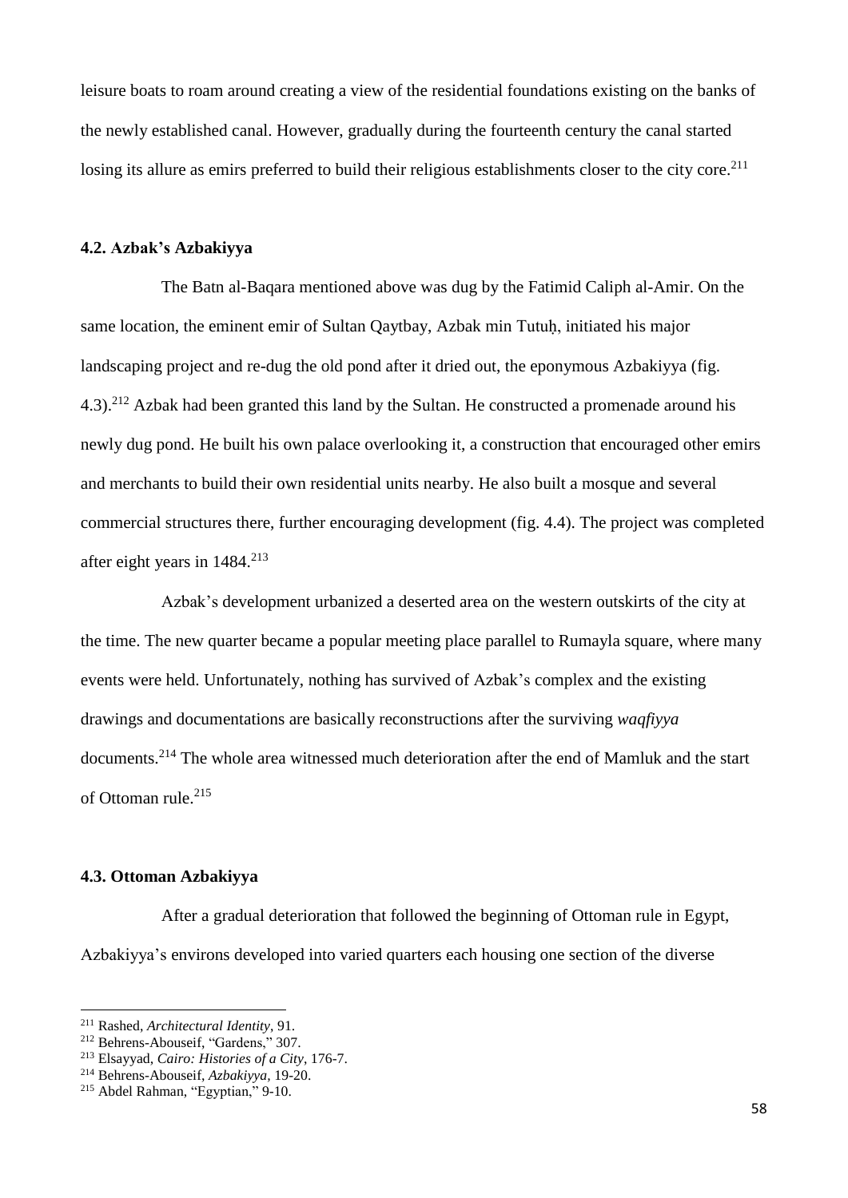leisure boats to roam around creating a view of the residential foundations existing on the banks of the newly established canal. However, gradually during the fourteenth century the canal started losing its allure as emirs preferred to build their religious establishments closer to the city core.[211]

### 4.2. Azbak's Azbakiyya

The Batn al-Baqara mentioned above was dug by the Fatimid Caliph al-Amir. On the same location, the eminent emir of Sultan Qaytbay, Azbak min Tutuḥ, initiated his major landscaping project and re-dug the old pond after it dried out, the eponymous Azbakiyya (fig. 4.3).[212] Azbak had been granted this land by the Sultan. He constructed a promenade around his newly dug pond. He built his own palace overlooking it, a construction that encouraged other emirs and merchants to build their own residential units nearby. He also built a mosque and several commercial structures there, further encouraging development (fig. 4.4). The project was completed after eight years in 1484.[213]

Azbak's development urbanized a deserted area on the western outskirts of the city at the time. The new quarter became a popular meeting place parallel to Rumayla square, where many events were held. Unfortunately, nothing has survived of Azbak's complex and the existing drawings and documentations are basically reconstructions after the surviving *waqfiyya* documents.[214] The whole area witnessed much deterioration after the end of Mamluk and the start of Ottoman rule.[215]

### 4.3. Ottoman Azbakiyya

After a gradual deterioration that followed the beginning of Ottoman rule in Egypt, Azbakiyya's environs developed into varied quarters each housing one section of the diverse

---

[211] Rashed, *Architectural Identity*, 91.

[212] Behrens-Abouseif, "Gardens," 307.

[213] Elsayyad, *Cairo: Histories of a City*, 176-7.

[214] Behrens-Abouseif, *Azbakiyya*, 19-20.

[215] Abdel Rahman, "Egyptian," 9-10.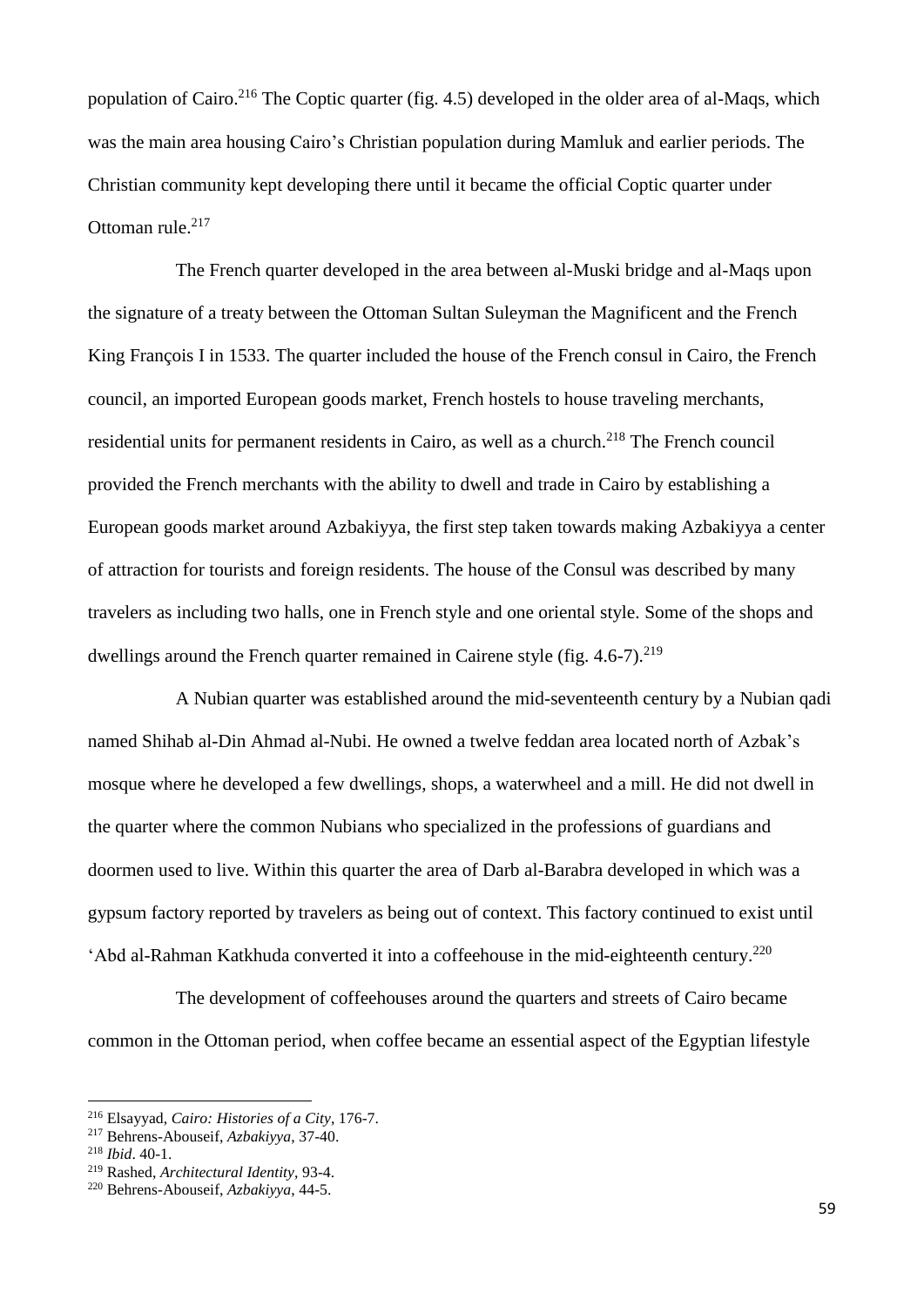population of Cairo.[216] The Coptic quarter (fig. 4.5) developed in the older area of al-Maqs, which was the main area housing Cairo's Christian population during Mamluk and earlier periods. The Christian community kept developing there until it became the official Coptic quarter under Ottoman rule.[217]

The French quarter developed in the area between al-Muski bridge and al-Maqs upon the signature of a treaty between the Ottoman Sultan Suleyman the Magnificent and the French King François I in 1533. The quarter included the house of the French consul in Cairo, the French council, an imported European goods market, French hostels to house traveling merchants, residential units for permanent residents in Cairo, as well as a church.[218] The French council provided the French merchants with the ability to dwell and trade in Cairo by establishing a European goods market around Azbakiyya, the first step taken towards making Azbakiyya a center of attraction for tourists and foreign residents. The house of the Consul was described by many travelers as including two halls, one in French style and one oriental style. Some of the shops and dwellings around the French quarter remained in Cairene style (fig. 4.6-7).[219]

A Nubian quarter was established around the mid-seventeenth century by a Nubian qadi named Shihab al-Din Ahmad al-Nubi. He owned a twelve feddan area located north of Azbak's mosque where he developed a few dwellings, shops, a waterwheel and a mill. He did not dwell in the quarter where the common Nubians who specialized in the professions of guardians and doormen used to live. Within this quarter the area of Darb al-Barabra developed in which was a gypsum factory reported by travelers as being out of context. This factory continued to exist until 'Abd al-Rahman Katkhuda converted it into a coffeehouse in the mid-eighteenth century.[220]

The development of coffeehouses around the quarters and streets of Cairo became common in the Ottoman period, when coffee became an essential aspect of the Egyptian lifestyle

---

[216] Elsayyad, *Cairo: Histories of a City*, 176-7.

[217] Behrens-Abouseif, *Azbakiyya*, 37-40.

[218] *Ibid*. 40-1.

[219] Rashed, *Architectural Identity*, 93-4.

[220] Behrens-Abouseif, *Azbakiyya*, 44-5.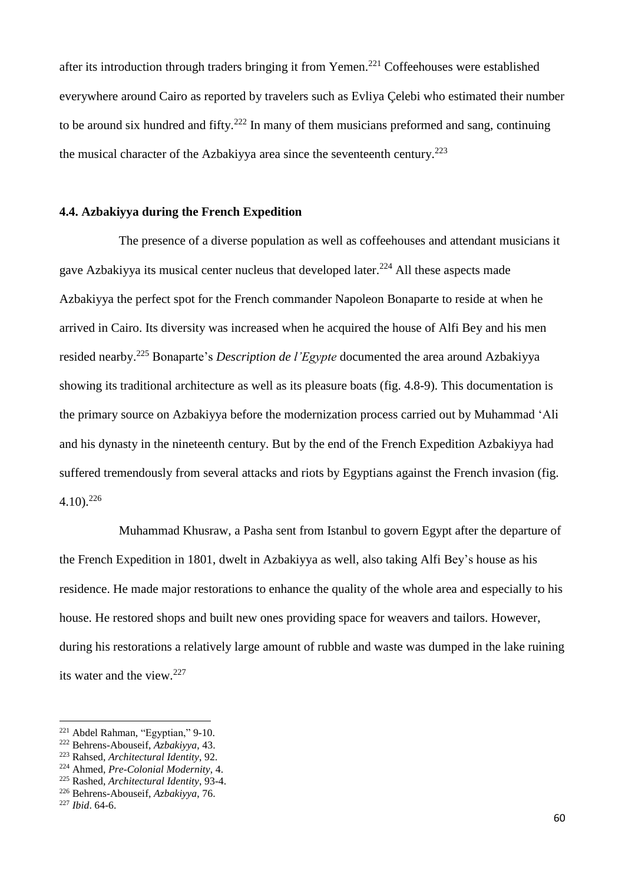after its introduction through traders bringing it from Yemen.[221] Coffeehouses were established everywhere around Cairo as reported by travelers such as Evliya Çelebi who estimated their number to be around six hundred and fifty.[222] In many of them musicians preformed and sang, continuing the musical character of the Azbakiyya area since the seventeenth century.[223]

### 4.4. Azbakiyya during the French Expedition

The presence of a diverse population as well as coffeehouses and attendant musicians it gave Azbakiyya its musical center nucleus that developed later.[224] All these aspects made Azbakiyya the perfect spot for the French commander Napoleon Bonaparte to reside at when he arrived in Cairo. Its diversity was increased when he acquired the house of Alfi Bey and his men resided nearby.[225] Bonaparte's *Description de l'Egypte* documented the area around Azbakiyya showing its traditional architecture as well as its pleasure boats (fig. 4.8-9). This documentation is the primary source on Azbakiyya before the modernization process carried out by Muhammad 'Ali and his dynasty in the nineteenth century. But by the end of the French Expedition Azbakiyya had suffered tremendously from several attacks and riots by Egyptians against the French invasion (fig. 4.10).[226]

Muhammad Khusraw, a Pasha sent from Istanbul to govern Egypt after the departure of the French Expedition in 1801, dwelt in Azbakiyya as well, also taking Alfi Bey's house as his residence. He made major restorations to enhance the quality of the whole area and especially to his house. He restored shops and built new ones providing space for weavers and tailors. However, during his restorations a relatively large amount of rubble and waste was dumped in the lake ruining its water and the view.[227]

---

[221] Abdel Rahman, "Egyptian," 9-10.
[222] Behrens-Abouseif, *Azbakiyya*, 43.
[223] Rahsed, *Architectural Identity*, 92.
[224] Ahmed, *Pre-Colonial Modernity*, 4.
[225] Rashed, *Architectural Identity*, 93-4.
[226] Behrens-Abouseif, *Azbakiyya*, 76.
[227] *Ibid*. 64-6.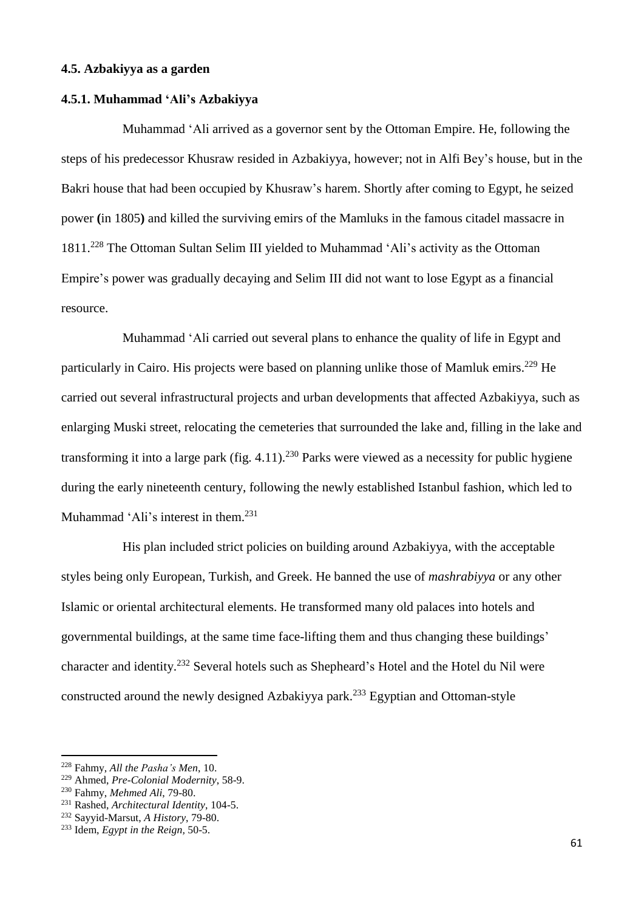### 4.5. Azbakiyya as a garden

#### 4.5.1. Muhammad 'Ali's Azbakiyya

Muhammad 'Ali arrived as a governor sent by the Ottoman Empire. He, following the steps of his predecessor Khusraw resided in Azbakiyya, however; not in Alfi Bey's house, but in the Bakri house that had been occupied by Khusraw's harem. Shortly after coming to Egypt, he seized power **(**in 1805**)** and killed the surviving emirs of the Mamluks in the famous citadel massacre in 1811.[228] The Ottoman Sultan Selim III yielded to Muhammad 'Ali's activity as the Ottoman Empire's power was gradually decaying and Selim III did not want to lose Egypt as a financial resource.

Muhammad 'Ali carried out several plans to enhance the quality of life in Egypt and particularly in Cairo. His projects were based on planning unlike those of Mamluk emirs.[229] He carried out several infrastructural projects and urban developments that affected Azbakiyya, such as enlarging Muski street, relocating the cemeteries that surrounded the lake and, filling in the lake and transforming it into a large park (fig. 4.11).[230] Parks were viewed as a necessity for public hygiene during the early nineteenth century, following the newly established Istanbul fashion, which led to Muhammad 'Ali's interest in them.[231]

His plan included strict policies on building around Azbakiyya, with the acceptable styles being only European, Turkish, and Greek. He banned the use of *mashrabiyya* or any other Islamic or oriental architectural elements. He transformed many old palaces into hotels and governmental buildings, at the same time face-lifting them and thus changing these buildings' character and identity.[232] Several hotels such as Shepheard's Hotel and the Hotel du Nil were constructed around the newly designed Azbakiyya park.[233] Egyptian and Ottoman-style

---

[228] Fahmy, *All the Pasha's Men*, 10.

[229] Ahmed, *Pre-Colonial Modernity*, 58-9.

[230] Fahmy, *Mehmed Ali*, 79-80.

[231] Rashed, *Architectural Identity*, 104-5.

[232] Sayyid-Marsut, *A History*, 79-80.

[233] Idem, *Egypt in the Reign*, 50-5.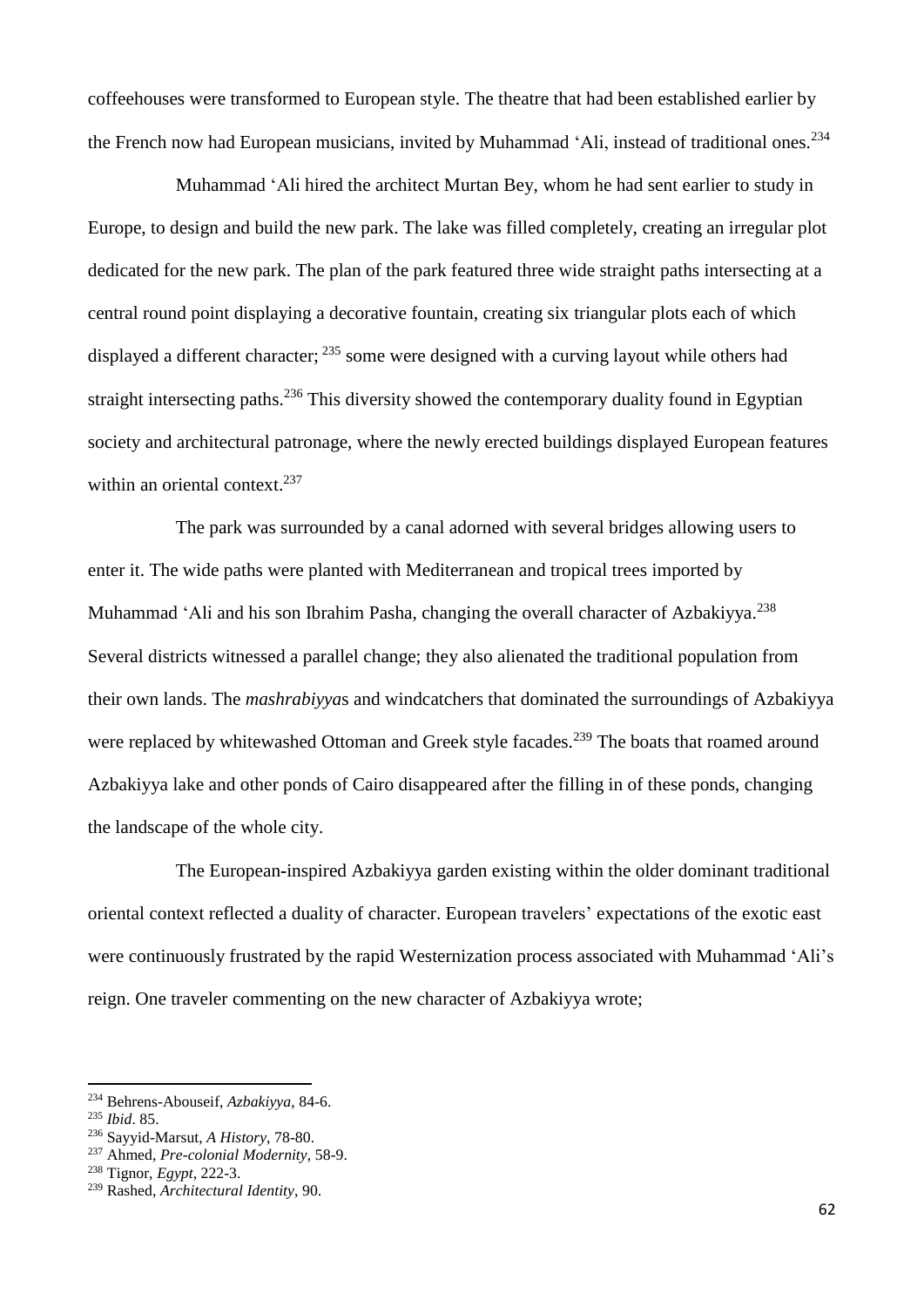coffeehouses were transformed to European style. The theatre that had been established earlier by the French now had European musicians, invited by Muhammad ‘Ali, instead of traditional ones.[234]

Muhammad ‘Ali hired the architect Murtan Bey, whom he had sent earlier to study in Europe, to design and build the new park. The lake was filled completely, creating an irregular plot dedicated for the new park. The plan of the park featured three wide straight paths intersecting at a central round point displaying a decorative fountain, creating six triangular plots each of which displayed a different character; [235] some were designed with a curving layout while others had straight intersecting paths.[236] This diversity showed the contemporary duality found in Egyptian society and architectural patronage, where the newly erected buildings displayed European features within an oriental context.[237]

The park was surrounded by a canal adorned with several bridges allowing users to enter it. The wide paths were planted with Mediterranean and tropical trees imported by Muhammad ‘Ali and his son Ibrahim Pasha, changing the overall character of Azbakiyya.[238] Several districts witnessed a parallel change; they also alienated the traditional population from their own lands. The *mashrabiyya*s and windcatchers that dominated the surroundings of Azbakiyya were replaced by whitewashed Ottoman and Greek style facades.[239] The boats that roamed around Azbakiyya lake and other ponds of Cairo disappeared after the filling in of these ponds, changing the landscape of the whole city.

The European-inspired Azbakiyya garden existing within the older dominant traditional oriental context reflected a duality of character. European travelers' expectations of the exotic east were continuously frustrated by the rapid Westernization process associated with Muhammad ‘Ali's reign. One traveler commenting on the new character of Azbakiyya wrote;

---

[234] Behrens-Abouseif, *Azbakiyya*, 84-6.
[235] *Ibid*. 85.
[236] Sayyid-Marsut, *A History*, 78-80.
[237] Ahmed, *Pre-colonial Modernity*, 58-9.
[238] Tignor, *Egypt*, 222-3.
[239] Rashed, *Architectural Identity*, 90.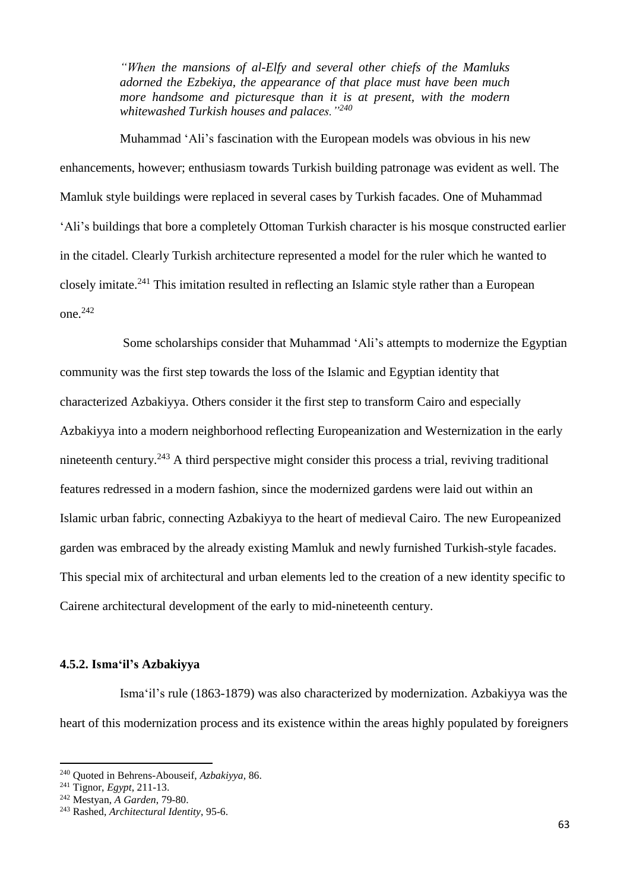> *"When the mansions of al-Elfy and several other chiefs of the Mamluks adorned the Ezbekiya, the appearance of that place must have been much more handsome and picturesque than it is at present, with the modern whitewashed Turkish houses and palaces."*[240]

Muhammad 'Ali's fascination with the European models was obvious in his new enhancements, however; enthusiasm towards Turkish building patronage was evident as well. The Mamluk style buildings were replaced in several cases by Turkish facades. One of Muhammad 'Ali's buildings that bore a completely Ottoman Turkish character is his mosque constructed earlier in the citadel. Clearly Turkish architecture represented a model for the ruler which he wanted to closely imitate.[241] This imitation resulted in reflecting an Islamic style rather than a European one.[242]

Some scholarships consider that Muhammad 'Ali's attempts to modernize the Egyptian community was the first step towards the loss of the Islamic and Egyptian identity that characterized Azbakiyya. Others consider it the first step to transform Cairo and especially Azbakiyya into a modern neighborhood reflecting Europeanization and Westernization in the early nineteenth century.[243] A third perspective might consider this process a trial, reviving traditional features redressed in a modern fashion, since the modernized gardens were laid out within an Islamic urban fabric, connecting Azbakiyya to the heart of medieval Cairo. The new Europeanized garden was embraced by the already existing Mamluk and newly furnished Turkish-style facades. This special mix of architectural and urban elements led to the creation of a new identity specific to Cairene architectural development of the early to mid-nineteenth century.

#### 4.5.2. Isma'il's Azbakiyya

Isma'il's rule (1863-1879) was also characterized by modernization. Azbakiyya was the heart of this modernization process and its existence within the areas highly populated by foreigners

---

[240] Quoted in Behrens-Abouseif, *Azbakiyya*, 86.

[241] Tignor, *Egypt*, 211-13.

[242] Mestyan, *A Garden*, 79-80.

[243] Rashed, *Architectural Identity*, 95-6.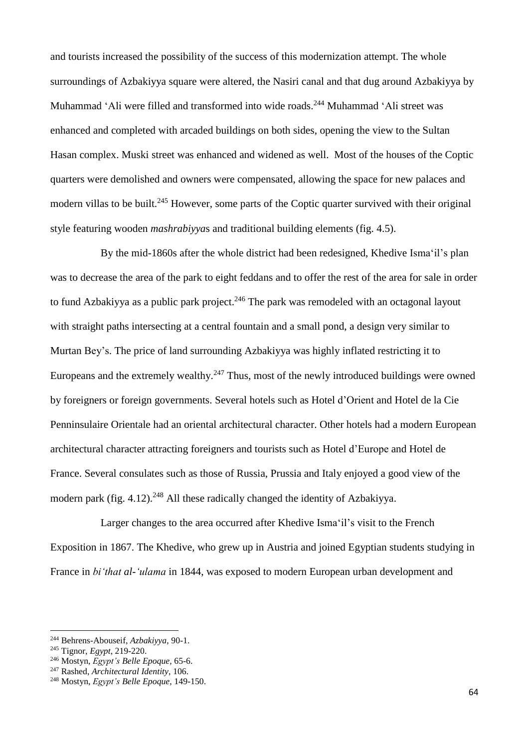and tourists increased the possibility of the success of this modernization attempt. The whole surroundings of Azbakiyya square were altered, the Nasiri canal and that dug around Azbakiyya by Muhammad ʻAli were filled and transformed into wide roads.[244] Muhammad ʻAli street was enhanced and completed with arcaded buildings on both sides, opening the view to the Sultan Hasan complex. Muski street was enhanced and widened as well. Most of the houses of the Coptic quarters were demolished and owners were compensated, allowing the space for new palaces and modern villas to be built.[245] However, some parts of the Coptic quarter survived with their original style featuring wooden *mashrabiyya*s and traditional building elements (fig. 4.5).

By the mid-1860s after the whole district had been redesigned, Khedive Ismaʻil's plan was to decrease the area of the park to eight feddans and to offer the rest of the area for sale in order to fund Azbakiyya as a public park project.[246] The park was remodeled with an octagonal layout with straight paths intersecting at a central fountain and a small pond, a design very similar to Murtan Bey's. The price of land surrounding Azbakiyya was highly inflated restricting it to Europeans and the extremely wealthy.[247] Thus, most of the newly introduced buildings were owned by foreigners or foreign governments. Several hotels such as Hotel d'Orient and Hotel de la Cie Penninsulaire Orientale had an oriental architectural character. Other hotels had a modern European architectural character attracting foreigners and tourists such as Hotel d'Europe and Hotel de France. Several consulates such as those of Russia, Prussia and Italy enjoyed a good view of the modern park (fig. 4.12).[248] All these radically changed the identity of Azbakiyya.

Larger changes to the area occurred after Khedive Ismaʻil's visit to the French Exposition in 1867. The Khedive, who grew up in Austria and joined Egyptian students studying in France in *biʻthat al-ʻulama* in 1844, was exposed to modern European urban development and

---

[244] Behrens-Abouseif, *Azbakiyya*, 90-1.

[245] Tignor, *Egypt*, 219-220.

[246] Mostyn, *Egypt's Belle Epoque*, 65-6.

[247] Rashed, *Architectural Identity*, 106.

[248] Mostyn, *Egypt's Belle Epoque*, 149-150.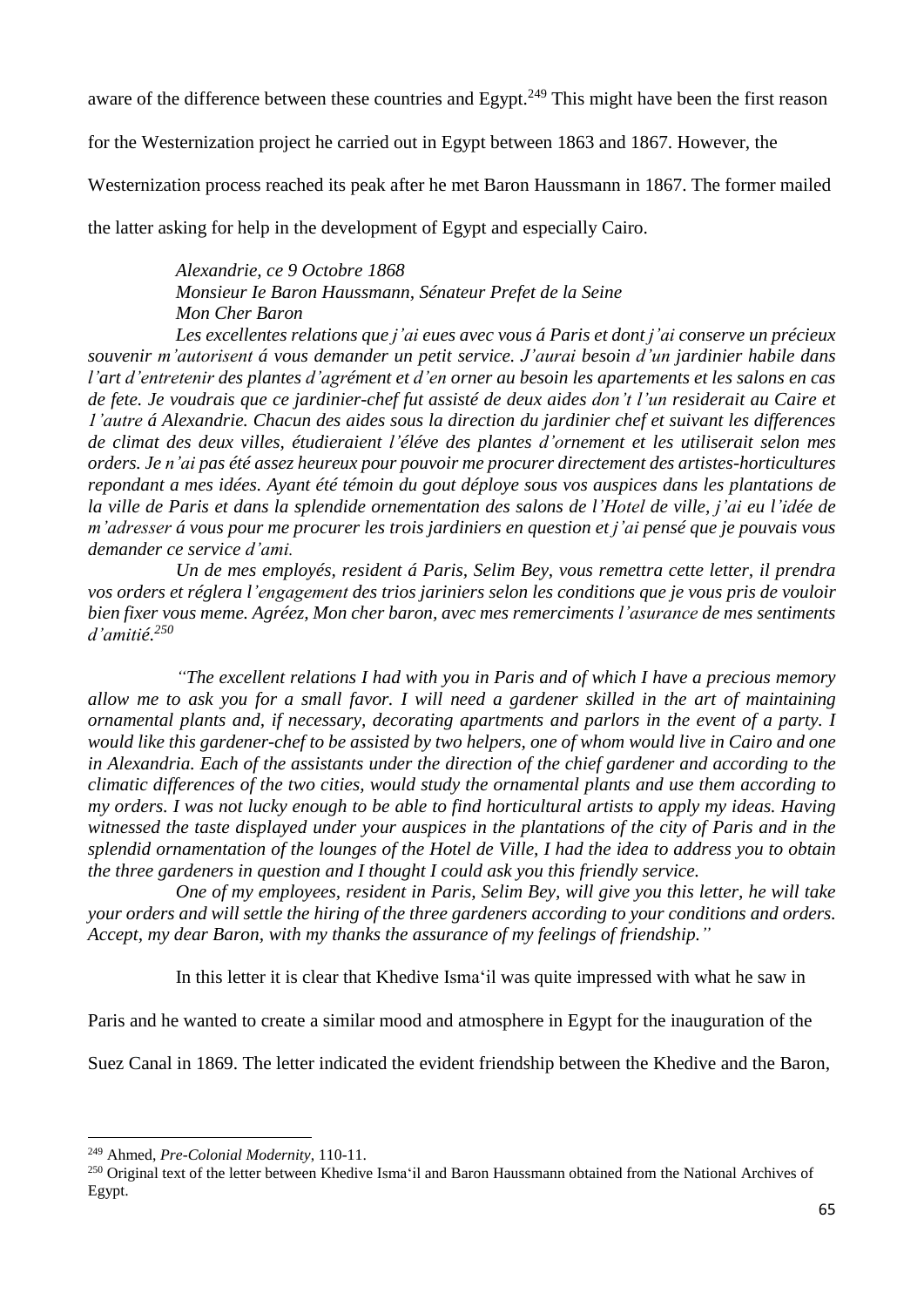aware of the difference between these countries and Egypt.[249] This might have been the first reason for the Westernization project he carried out in Egypt between 1863 and 1867. However, the Westernization process reached its peak after he met Baron Haussmann in 1867. The former mailed the latter asking for help in the development of Egypt and especially Cairo.

> *Alexandrie, ce 9 Octobre 1868*
> *Monsieur Ie Baron Haussmann, Sénateur Prefet de la Seine*
> *Mon Cher Baron*
>
> *Les excellentes relations que j'ai eues avec vous á Paris et dont j'ai conserve un précieux souvenir m'autorisent á vous demander un petit service. J'aurai besoin d'un jardinier habile dans l'art d'entretenir des plantes d'agrément et d'en orner au besoin les apartements et les salons en cas de fete. Je voudrais que ce jardinier-chef fut assisté de deux aides don't l'un residerait au Caire et 1'autre á Alexandrie. Chacun des aides sous la direction du jardinier chef et suivant les differences de climat des deux villes, étudieraient l'éléve des plantes d'ornement et les utiliserait selon mes orders. Je n'ai pas été assez heureux pour pouvoir me procurer directement des artistes-horticultures repondant a mes idées. Ayant été témoin du gout déploye sous vos auspices dans les plantations de la ville de Paris et dans la splendide ornementation des salons de l'Hotel de ville, j'ai eu l'idée de m'adresser á vous pour me procurer les trois jardiniers en question et j'ai pensé que je pouvais vous demander ce service d'ami.*
>
> *Un de mes employés, resident á Paris, Selim Bey, vous remettra cette letter, il prendra vos orders et réglera l'engagement des trios jariniers selon les conditions que je vous pris de vouloir bien fixer vous meme. Agréez, Mon cher baron, avec mes remerciments l'asurance de mes sentiments d'amitié.*[250]

> *"The excellent relations I had with you in Paris and of which I have a precious memory allow me to ask you for a small favor. I will need a gardener skilled in the art of maintaining ornamental plants and, if necessary, decorating apartments and parlors in the event of a party. I would like this gardener-chef to be assisted by two helpers, one of whom would live in Cairo and one in Alexandria. Each of the assistants under the direction of the chief gardener and according to the climatic differences of the two cities, would study the ornamental plants and use them according to my orders. I was not lucky enough to be able to find horticultural artists to apply my ideas. Having witnessed the taste displayed under your auspices in the plantations of the city of Paris and in the splendid ornamentation of the lounges of the Hotel de Ville, I had the idea to address you to obtain the three gardeners in question and I thought I could ask you this friendly service.*
>
> *One of my employees, resident in Paris, Selim Bey, will give you this letter, he will take your orders and will settle the hiring of the three gardeners according to your conditions and orders. Accept, my dear Baron, with my thanks the assurance of my feelings of friendship."*

In this letter it is clear that Khedive Isma'il was quite impressed with what he saw in Paris and he wanted to create a similar mood and atmosphere in Egypt for the inauguration of the Suez Canal in 1869. The letter indicated the evident friendship between the Khedive and the Baron,

---

[249] Ahmed, *Pre-Colonial Modernity*, 110-11.

[250] Original text of the letter between Khedive Isma'il and Baron Haussmann obtained from the National Archives of Egypt.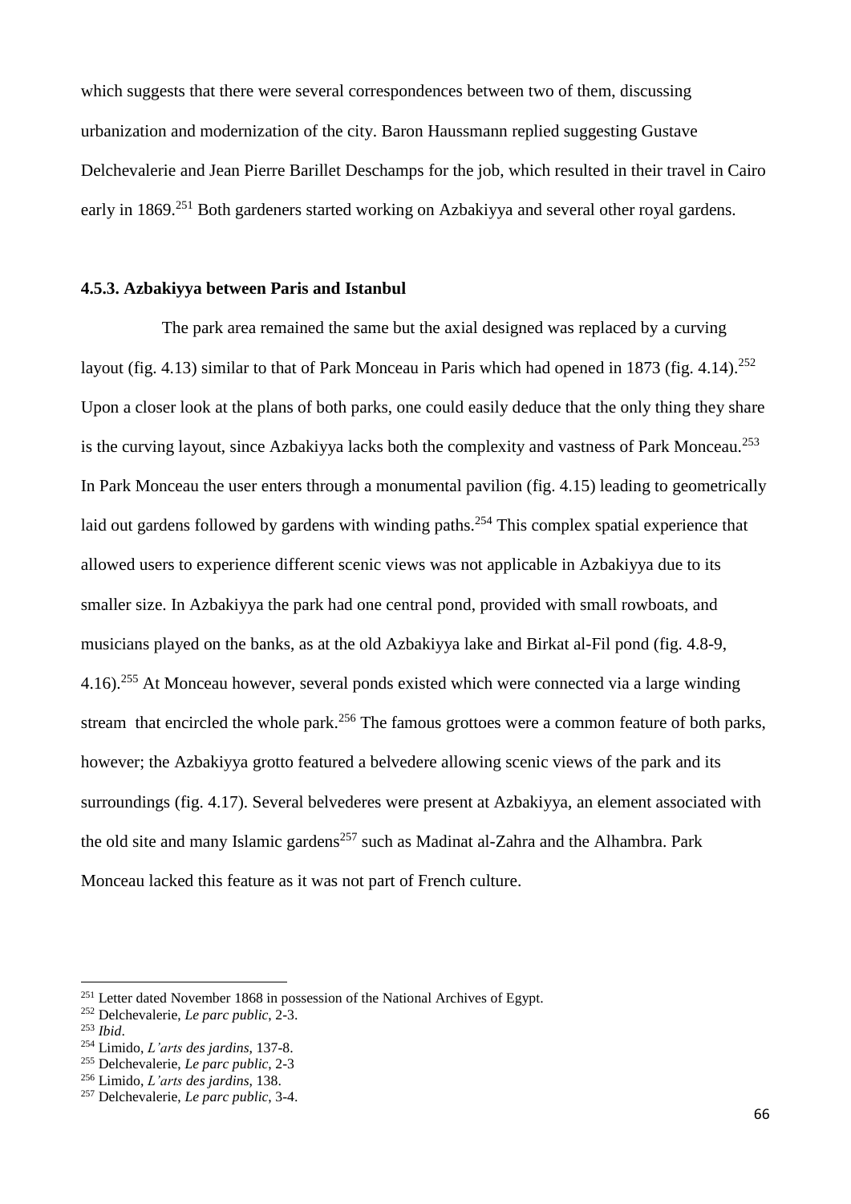which suggests that there were several correspondences between two of them, discussing urbanization and modernization of the city. Baron Haussmann replied suggesting Gustave Delchevalerie and Jean Pierre Barillet Deschamps for the job, which resulted in their travel in Cairo early in 1869.[251] Both gardeners started working on Azbakiyya and several other royal gardens.

### 4.5.3. Azbakiyya between Paris and Istanbul

The park area remained the same but the axial designed was replaced by a curving layout (fig. 4.13) similar to that of Park Monceau in Paris which had opened in 1873 (fig. 4.14).[252] Upon a closer look at the plans of both parks, one could easily deduce that the only thing they share is the curving layout, since Azbakiyya lacks both the complexity and vastness of Park Monceau.[253] In Park Monceau the user enters through a monumental pavilion (fig. 4.15) leading to geometrically laid out gardens followed by gardens with winding paths.[254] This complex spatial experience that allowed users to experience different scenic views was not applicable in Azbakiyya due to its smaller size. In Azbakiyya the park had one central pond, provided with small rowboats, and musicians played on the banks, as at the old Azbakiyya lake and Birkat al-Fil pond (fig. 4.8-9, 4.16).[255] At Monceau however, several ponds existed which were connected via a large winding stream that encircled the whole park.[256] The famous grottoes were a common feature of both parks, however; the Azbakiyya grotto featured a belvedere allowing scenic views of the park and its surroundings (fig. 4.17). Several belvederes were present at Azbakiyya, an element associated with the old site and many Islamic gardens[257] such as Madinat al-Zahra and the Alhambra. Park Monceau lacked this feature as it was not part of French culture.

---

[251] Letter dated November 1868 in possession of the National Archives of Egypt.

[252] Delchevalerie, *Le parc public*, 2-3.

[253] *Ibid*.

[254] Limido, *L'arts des jardins*, 137-8.

[255] Delchevalerie, *Le parc public*, 2-3

[256] Limido, *L'arts des jardins*, 138.

[257] Delchevalerie, *Le parc public*, 3-4.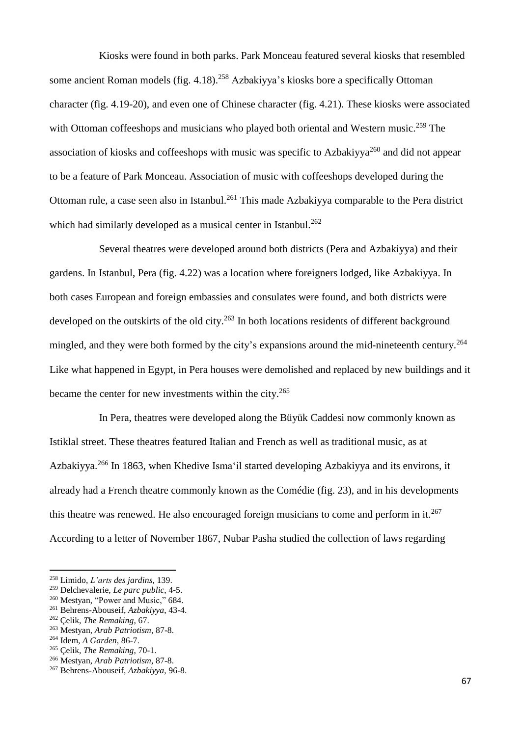Kiosks were found in both parks. Park Monceau featured several kiosks that resembled some ancient Roman models (fig. 4.18).[258] Azbakiyya's kiosks bore a specifically Ottoman character (fig. 4.19-20), and even one of Chinese character (fig. 4.21). These kiosks were associated with Ottoman coffeeshops and musicians who played both oriental and Western music.[259] The association of kiosks and coffeeshops with music was specific to Azbakiyya[260] and did not appear to be a feature of Park Monceau. Association of music with coffeeshops developed during the Ottoman rule, a case seen also in Istanbul.[261] This made Azbakiyya comparable to the Pera district which had similarly developed as a musical center in Istanbul.[262]

Several theatres were developed around both districts (Pera and Azbakiyya) and their gardens. In Istanbul, Pera (fig. 4.22) was a location where foreigners lodged, like Azbakiyya. In both cases European and foreign embassies and consulates were found, and both districts were developed on the outskirts of the old city.[263] In both locations residents of different background mingled, and they were both formed by the city's expansions around the mid-nineteenth century.[264] Like what happened in Egypt, in Pera houses were demolished and replaced by new buildings and it became the center for new investments within the city.[265]

In Pera, theatres were developed along the Büyük Caddesi now commonly known as Istiklal street. These theatres featured Italian and French as well as traditional music, as at Azbakiyya.[266] In 1863, when Khedive Isma'il started developing Azbakiyya and its environs, it already had a French theatre commonly known as the Comédie (fig. 23), and in his developments this theatre was renewed. He also encouraged foreign musicians to come and perform in it.[267] According to a letter of November 1867, Nubar Pasha studied the collection of laws regarding

---

[258] Limido, *L'arts des jardins*, 139.
[259] Delchevalerie, *Le parc public*, 4-5.
[260] Mestyan, "Power and Music," 684.
[261] Behrens-Abouseif, *Azbakiyya*, 43-4.
[262] Çelik, *The Remaking*, 67.
[263] Mestyan, *Arab Patriotism*, 87-8.
[264] Idem, *A Garden*, 86-7.
[265] Çelik, *The Remaking*, 70-1.
[266] Mestyan, *Arab Patriotism*, 87-8.
[267] Behrens-Abouseif, *Azbakiyya*, 96-8.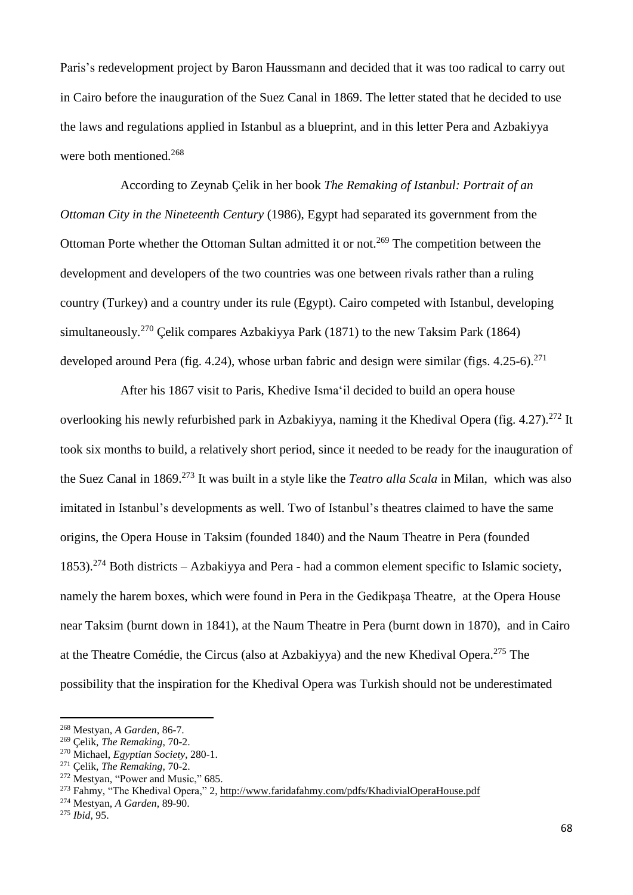Paris's redevelopment project by Baron Haussmann and decided that it was too radical to carry out in Cairo before the inauguration of the Suez Canal in 1869. The letter stated that he decided to use the laws and regulations applied in Istanbul as a blueprint, and in this letter Pera and Azbakiyya were both mentioned.[268]

According to Zeynab Çelik in her book *The Remaking of Istanbul: Portrait of an Ottoman City in the Nineteenth Century* (1986), Egypt had separated its government from the Ottoman Porte whether the Ottoman Sultan admitted it or not.[269] The competition between the development and developers of the two countries was one between rivals rather than a ruling country (Turkey) and a country under its rule (Egypt). Cairo competed with Istanbul, developing simultaneously.[270] Çelik compares Azbakiyya Park (1871) to the new Taksim Park (1864) developed around Pera (fig. 4.24), whose urban fabric and design were similar (figs. 4.25-6).[271]

After his 1867 visit to Paris, Khedive Isma'il decided to build an opera house overlooking his newly refurbished park in Azbakiyya, naming it the Khedival Opera (fig. 4.27).[272] It took six months to build, a relatively short period, since it needed to be ready for the inauguration of the Suez Canal in 1869.[273] It was built in a style like the *Teatro alla Scala* in Milan, which was also imitated in Istanbul's developments as well. Two of Istanbul's theatres claimed to have the same origins, the Opera House in Taksim (founded 1840) and the Naum Theatre in Pera (founded 1853).[274] Both districts – Azbakiyya and Pera - had a common element specific to Islamic society, namely the harem boxes, which were found in Pera in the Gedikpaşa Theatre, at the Opera House near Taksim (burnt down in 1841), at the Naum Theatre in Pera (burnt down in 1870), and in Cairo at the Theatre Comédie, the Circus (also at Azbakiyya) and the new Khedival Opera.[275] The possibility that the inspiration for the Khedival Opera was Turkish should not be underestimated

---

[268] Mestyan, *A Garden*, 86-7.

[269] Çelik, *The Remaking*, 70-2.

[270] Michael, *Egyptian Society*, 280-1.

[271] Çelik, *The Remaking*, 70-2.

[272] Mestyan, "Power and Music," 685.

[273] Fahmy, "The Khedival Opera," 2, http://www.faridafahmy.com/pdfs/KhadivialOperaHouse.pdf

[274] Mestyan, *A Garden*, 89-90.

[275] *Ibid*, 95.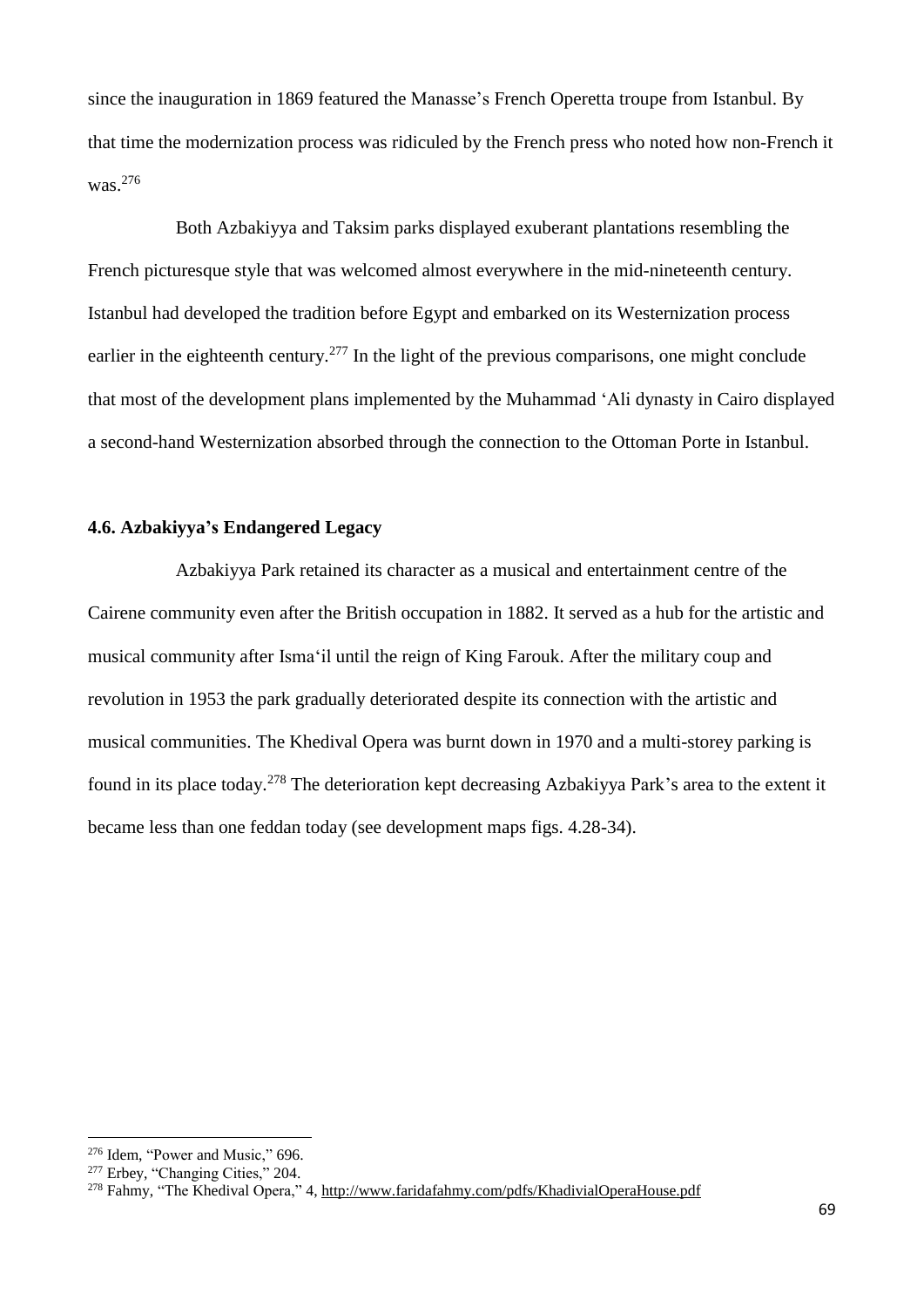since the inauguration in 1869 featured the Manasse's French Operetta troupe from Istanbul. By that time the modernization process was ridiculed by the French press who noted how non-French it was.[276]

Both Azbakiyya and Taksim parks displayed exuberant plantations resembling the French picturesque style that was welcomed almost everywhere in the mid-nineteenth century. Istanbul had developed the tradition before Egypt and embarked on its Westernization process earlier in the eighteenth century.[277] In the light of the previous comparisons, one might conclude that most of the development plans implemented by the Muhammad ʻAli dynasty in Cairo displayed a second-hand Westernization absorbed through the connection to the Ottoman Porte in Istanbul.

### 4.6. Azbakiyya's Endangered Legacy

Azbakiyya Park retained its character as a musical and entertainment centre of the Cairene community even after the British occupation in 1882. It served as a hub for the artistic and musical community after Ismaʻil until the reign of King Farouk. After the military coup and revolution in 1953 the park gradually deteriorated despite its connection with the artistic and musical communities. The Khedival Opera was burnt down in 1970 and a multi-storey parking is found in its place today.[278] The deterioration kept decreasing Azbakiyya Park's area to the extent it became less than one feddan today (see development maps figs. 4.28-34).

---

[276] Idem, "Power and Music," 696.

[277] Erbey, "Changing Cities," 204.

[278] Fahmy, "The Khedival Opera," 4, http://www.faridafahmy.com/pdfs/KhadivialOperaHouse.pdf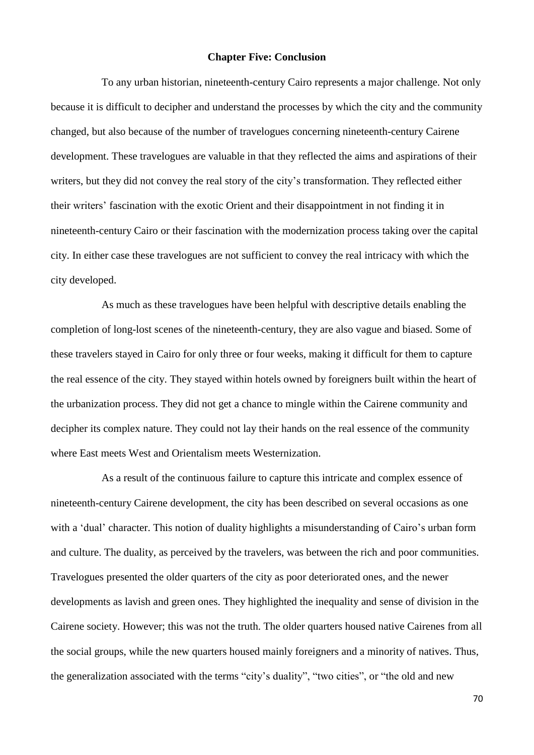## Chapter Five: Conclusion

To any urban historian, nineteenth-century Cairo represents a major challenge. Not only because it is difficult to decipher and understand the processes by which the city and the community changed, but also because of the number of travelogues concerning nineteenth-century Cairene development. These travelogues are valuable in that they reflected the aims and aspirations of their writers, but they did not convey the real story of the city's transformation. They reflected either their writers' fascination with the exotic Orient and their disappointment in not finding it in nineteenth-century Cairo or their fascination with the modernization process taking over the capital city. In either case these travelogues are not sufficient to convey the real intricacy with which the city developed.

As much as these travelogues have been helpful with descriptive details enabling the completion of long-lost scenes of the nineteenth-century, they are also vague and biased. Some of these travelers stayed in Cairo for only three or four weeks, making it difficult for them to capture the real essence of the city. They stayed within hotels owned by foreigners built within the heart of the urbanization process. They did not get a chance to mingle within the Cairene community and decipher its complex nature. They could not lay their hands on the real essence of the community where East meets West and Orientalism meets Westernization.

As a result of the continuous failure to capture this intricate and complex essence of nineteenth-century Cairene development, the city has been described on several occasions as one with a 'dual' character. This notion of duality highlights a misunderstanding of Cairo's urban form and culture. The duality, as perceived by the travelers, was between the rich and poor communities. Travelogues presented the older quarters of the city as poor deteriorated ones, and the newer developments as lavish and green ones. They highlighted the inequality and sense of division in the Cairene society. However; this was not the truth. The older quarters housed native Cairenes from all the social groups, while the new quarters housed mainly foreigners and a minority of natives. Thus, the generalization associated with the terms "city's duality", "two cities", or "the old and new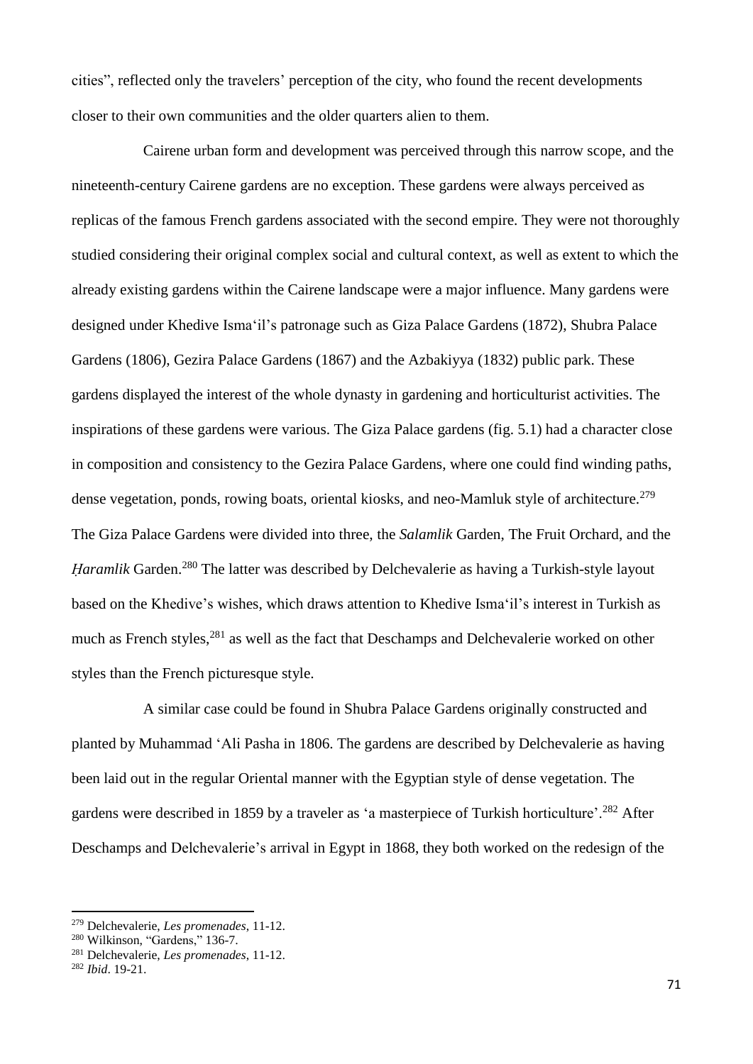cities", reflected only the travelers' perception of the city, who found the recent developments closer to their own communities and the older quarters alien to them.

Cairene urban form and development was perceived through this narrow scope, and the nineteenth-century Cairene gardens are no exception. These gardens were always perceived as replicas of the famous French gardens associated with the second empire. They were not thoroughly studied considering their original complex social and cultural context, as well as extent to which the already existing gardens within the Cairene landscape were a major influence. Many gardens were designed under Khedive Isma'il's patronage such as Giza Palace Gardens (1872), Shubra Palace Gardens (1806), Gezira Palace Gardens (1867) and the Azbakiyya (1832) public park. These gardens displayed the interest of the whole dynasty in gardening and horticulturist activities. The inspirations of these gardens were various. The Giza Palace gardens (fig. 5.1) had a character close in composition and consistency to the Gezira Palace Gardens, where one could find winding paths, dense vegetation, ponds, rowing boats, oriental kiosks, and neo-Mamluk style of architecture.[279] The Giza Palace Gardens were divided into three, the *Salamlik* Garden, The Fruit Orchard, and the *Ḥaramlik* Garden.[280] The latter was described by Delchevalerie as having a Turkish-style layout based on the Khedive's wishes, which draws attention to Khedive Isma'il's interest in Turkish as much as French styles,[281] as well as the fact that Deschamps and Delchevalerie worked on other styles than the French picturesque style.

A similar case could be found in Shubra Palace Gardens originally constructed and planted by Muhammad 'Ali Pasha in 1806. The gardens are described by Delchevalerie as having been laid out in the regular Oriental manner with the Egyptian style of dense vegetation. The gardens were described in 1859 by a traveler as 'a masterpiece of Turkish horticulture'.[282] After Deschamps and Delchevalerie's arrival in Egypt in 1868, they both worked on the redesign of the

---

[279] Delchevalerie, *Les promenades*, 11-12.

[280] Wilkinson, "Gardens," 136-7.

[281] Delchevalerie, *Les promenades*, 11-12.

[282] *Ibid*. 19-21.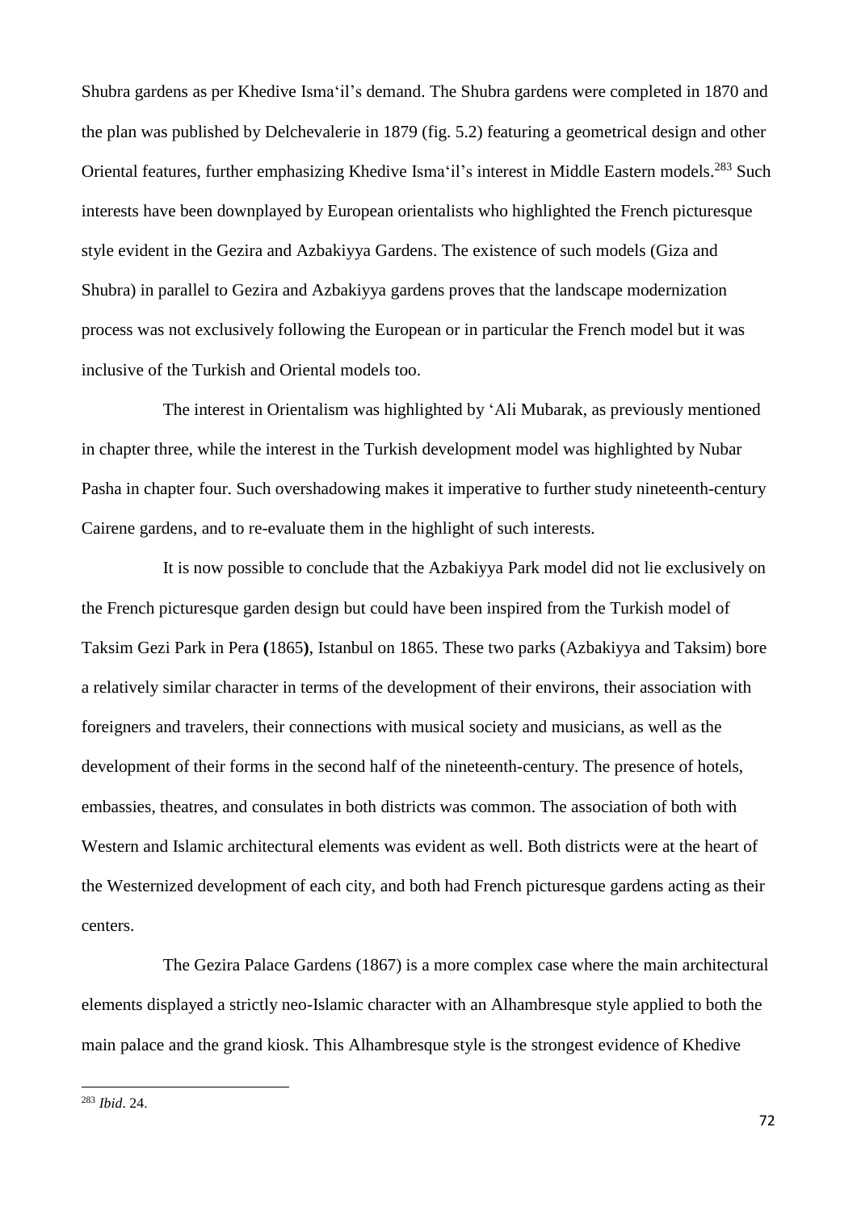Shubra gardens as per Khedive Isma'il's demand. The Shubra gardens were completed in 1870 and the plan was published by Delchevalerie in 1879 (fig. 5.2) featuring a geometrical design and other Oriental features, further emphasizing Khedive Isma'il's interest in Middle Eastern models.[283] Such interests have been downplayed by European orientalists who highlighted the French picturesque style evident in the Gezira and Azbakiyya Gardens. The existence of such models (Giza and Shubra) in parallel to Gezira and Azbakiyya gardens proves that the landscape modernization process was not exclusively following the European or in particular the French model but it was inclusive of the Turkish and Oriental models too.

The interest in Orientalism was highlighted by 'Ali Mubarak, as previously mentioned in chapter three, while the interest in the Turkish development model was highlighted by Nubar Pasha in chapter four. Such overshadowing makes it imperative to further study nineteenth-century Cairene gardens, and to re-evaluate them in the highlight of such interests.

It is now possible to conclude that the Azbakiyya Park model did not lie exclusively on the French picturesque garden design but could have been inspired from the Turkish model of Taksim Gezi Park in Pera **(**1865**)**, Istanbul on 1865. These two parks (Azbakiyya and Taksim) bore a relatively similar character in terms of the development of their environs, their association with foreigners and travelers, their connections with musical society and musicians, as well as the development of their forms in the second half of the nineteenth-century. The presence of hotels, embassies, theatres, and consulates in both districts was common. The association of both with Western and Islamic architectural elements was evident as well. Both districts were at the heart of the Westernized development of each city, and both had French picturesque gardens acting as their centers.

The Gezira Palace Gardens (1867) is a more complex case where the main architectural elements displayed a strictly neo-Islamic character with an Alhambresque style applied to both the main palace and the grand kiosk. This Alhambresque style is the strongest evidence of Khedive

---

[283] *Ibid*. 24.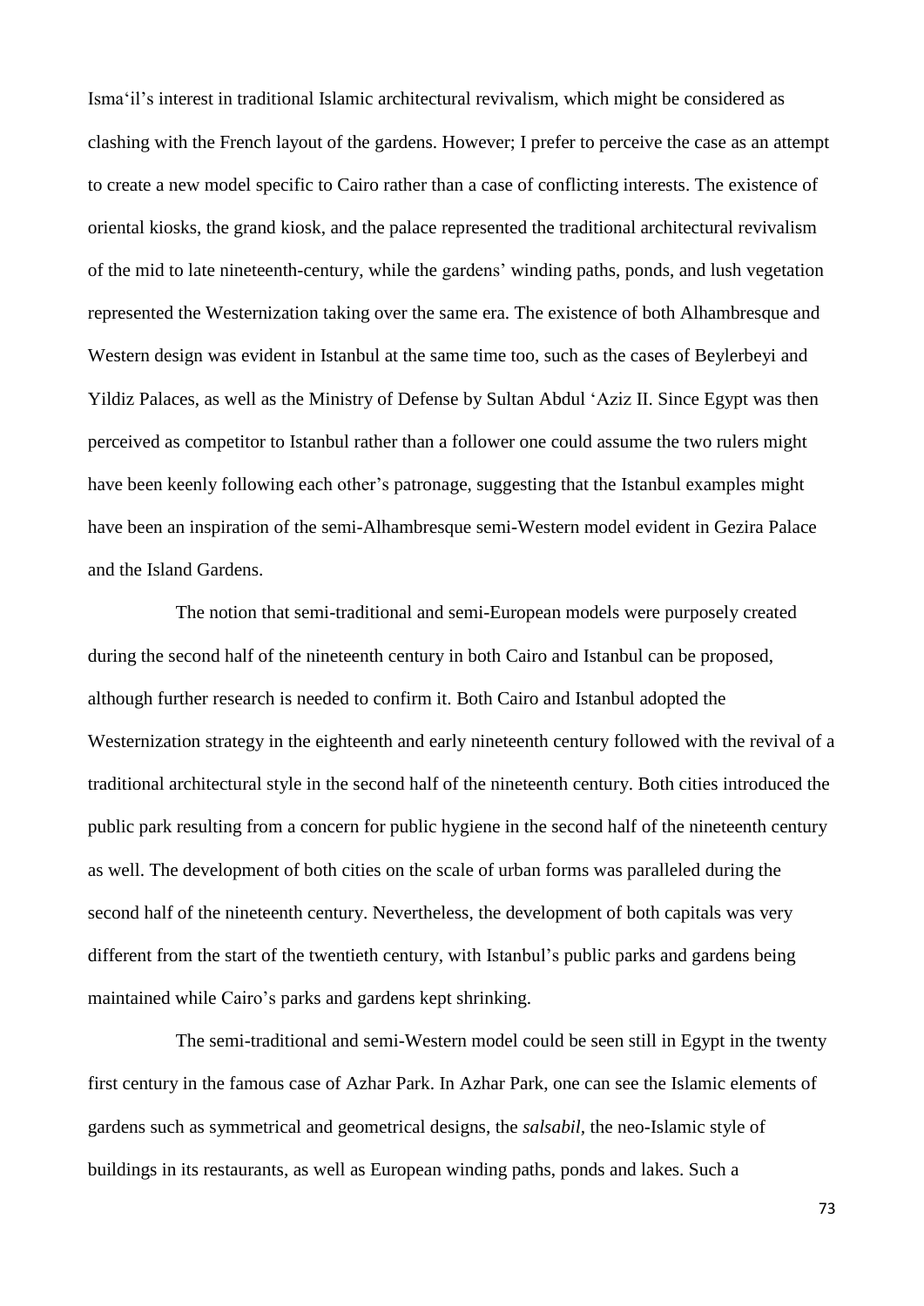Isma'il's interest in traditional Islamic architectural revivalism, which might be considered as clashing with the French layout of the gardens. However; I prefer to perceive the case as an attempt to create a new model specific to Cairo rather than a case of conflicting interests. The existence of oriental kiosks, the grand kiosk, and the palace represented the traditional architectural revivalism of the mid to late nineteenth-century, while the gardens' winding paths, ponds, and lush vegetation represented the Westernization taking over the same era. The existence of both Alhambresque and Western design was evident in Istanbul at the same time too, such as the cases of Beylerbeyi and Yildiz Palaces, as well as the Ministry of Defense by Sultan Abdul 'Aziz II. Since Egypt was then perceived as competitor to Istanbul rather than a follower one could assume the two rulers might have been keenly following each other's patronage, suggesting that the Istanbul examples might have been an inspiration of the semi-Alhambresque semi-Western model evident in Gezira Palace and the Island Gardens.

The notion that semi-traditional and semi-European models were purposely created during the second half of the nineteenth century in both Cairo and Istanbul can be proposed, although further research is needed to confirm it. Both Cairo and Istanbul adopted the Westernization strategy in the eighteenth and early nineteenth century followed with the revival of a traditional architectural style in the second half of the nineteenth century. Both cities introduced the public park resulting from a concern for public hygiene in the second half of the nineteenth century as well. The development of both cities on the scale of urban forms was paralleled during the second half of the nineteenth century. Nevertheless, the development of both capitals was very different from the start of the twentieth century, with Istanbul's public parks and gardens being maintained while Cairo's parks and gardens kept shrinking.

The semi-traditional and semi-Western model could be seen still in Egypt in the twenty first century in the famous case of Azhar Park. In Azhar Park, one can see the Islamic elements of gardens such as symmetrical and geometrical designs, the *salsabil*, the neo-Islamic style of buildings in its restaurants, as well as European winding paths, ponds and lakes. Such a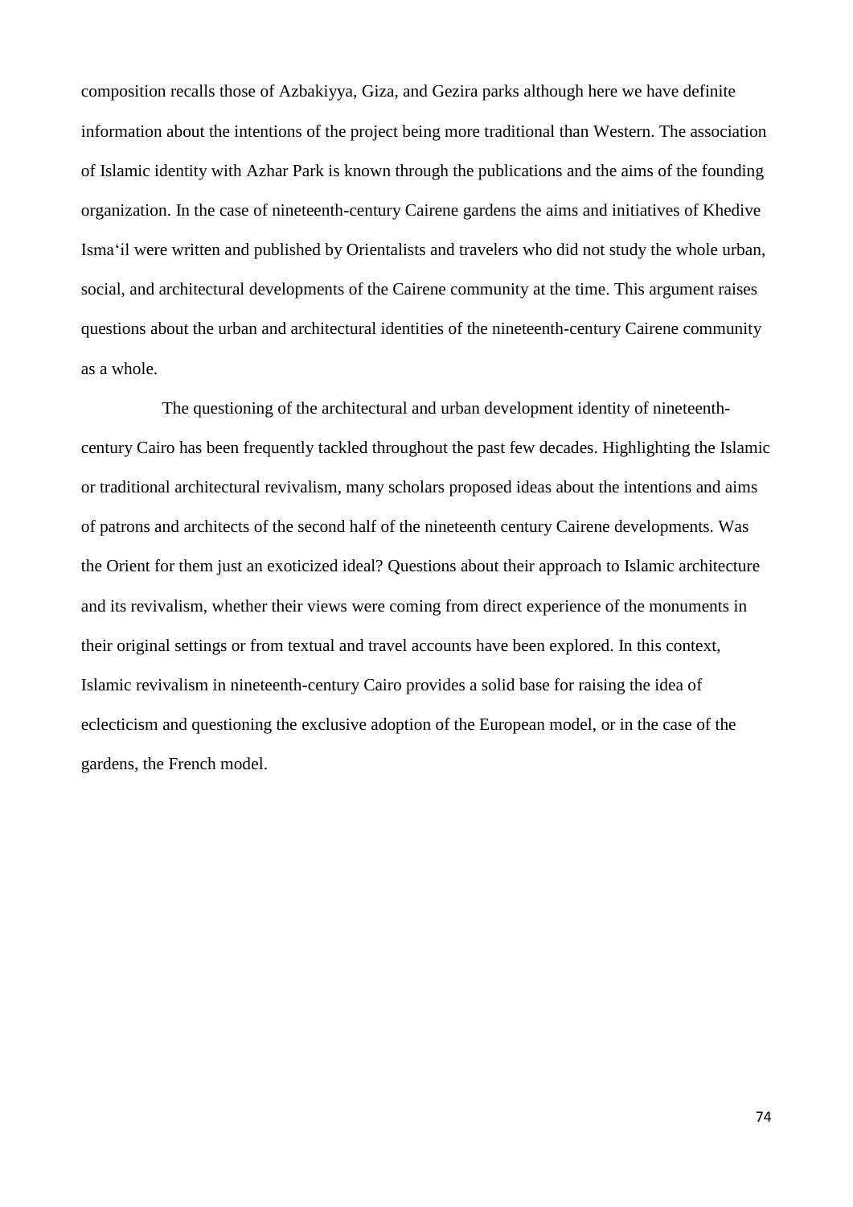composition recalls those of Azbakiyya, Giza, and Gezira parks although here we have definite information about the intentions of the project being more traditional than Western. The association of Islamic identity with Azhar Park is known through the publications and the aims of the founding organization. In the case of nineteenth-century Cairene gardens the aims and initiatives of Khedive Isma'il were written and published by Orientalists and travelers who did not study the whole urban, social, and architectural developments of the Cairene community at the time. This argument raises questions about the urban and architectural identities of the nineteenth-century Cairene community as a whole.

The questioning of the architectural and urban development identity of nineteenth-century Cairo has been frequently tackled throughout the past few decades. Highlighting the Islamic or traditional architectural revivalism, many scholars proposed ideas about the intentions and aims of patrons and architects of the second half of the nineteenth century Cairene developments. Was the Orient for them just an exoticized ideal? Questions about their approach to Islamic architecture and its revivalism, whether their views were coming from direct experience of the monuments in their original settings or from textual and travel accounts have been explored. In this context, Islamic revivalism in nineteenth-century Cairo provides a solid base for raising the idea of eclecticism and questioning the exclusive adoption of the European model, or in the case of the gardens, the French model.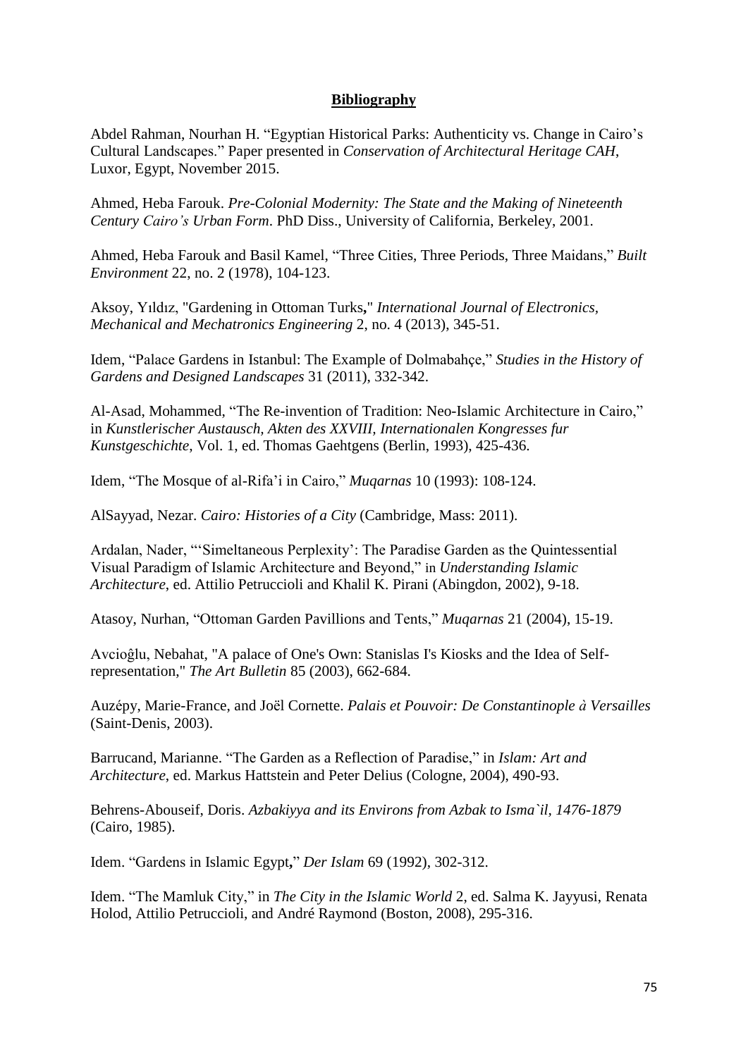## **Bibliography**

Abdel Rahman, Nourhan H. "Egyptian Historical Parks: Authenticity vs. Change in Cairo's Cultural Landscapes." Paper presented in *Conservation of Architectural Heritage CAH*, Luxor, Egypt, November 2015.

Ahmed, Heba Farouk. *Pre-Colonial Modernity: The State and the Making of Nineteenth Century Cairo's Urban Form*. PhD Diss., University of California, Berkeley, 2001.

Ahmed, Heba Farouk and Basil Kamel, "Three Cities, Three Periods, Three Maidans," *Built Environment* 22, no. 2 (1978), 104-123.

Aksoy, Yıldız, "Gardening in Ottoman Turks," *International Journal of Electronics, Mechanical and Mechatronics Engineering* 2, no. 4 (2013), 345-51.

Idem, "Palace Gardens in Istanbul: The Example of Dolmabahçe," *Studies in the History of Gardens and Designed Landscapes* 31 (2011), 332-342.

Al-Asad, Mohammed, "The Re-invention of Tradition: Neo-Islamic Architecture in Cairo," in *Kunstlerischer Austausch, Akten des XXVIII, Internationalen Kongresses fur Kunstgeschichte*, Vol. 1, ed. Thomas Gaehtgens (Berlin, 1993), 425-436.

Idem, "The Mosque of al-Rifa'i in Cairo," *Muqarnas* 10 (1993): 108-124.

AlSayyad, Nezar. *Cairo: Histories of a City* (Cambridge, Mass: 2011).

Ardalan, Nader, "'Simeltaneous Perplexity': The Paradise Garden as the Quintessential Visual Paradigm of Islamic Architecture and Beyond," in *Understanding Islamic Architecture*, ed. Attilio Petruccioli and Khalil K. Pirani (Abingdon, 2002), 9-18.

Atasoy, Nurhan, "Ottoman Garden Pavillions and Tents," *Muqarnas* 21 (2004), 15-19.

Avcioĝlu, Nebahat, "A palace of One's Own: Stanislas I's Kiosks and the Idea of Self-representation," *The Art Bulletin* 85 (2003), 662-684.

Auzépy, Marie-France, and Joël Cornette. *Palais et Pouvoir: De Constantinople à Versailles* (Saint-Denis, 2003).

Barrucand, Marianne. "The Garden as a Reflection of Paradise," in *Islam: Art and Architecture*, ed. Markus Hattstein and Peter Delius (Cologne, 2004), 490-93.

Behrens-Abouseif, Doris. *Azbakiyya and its Environs from Azbak to Isma`il, 1476-1879* (Cairo, 1985).

Idem. "Gardens in Islamic Egypt," *Der Islam* 69 (1992), 302-312.

Idem. "The Mamluk City," in *The City in the Islamic World* 2, ed. Salma K. Jayyusi, Renata Holod, Attilio Petruccioli, and André Raymond (Boston, 2008), 295-316.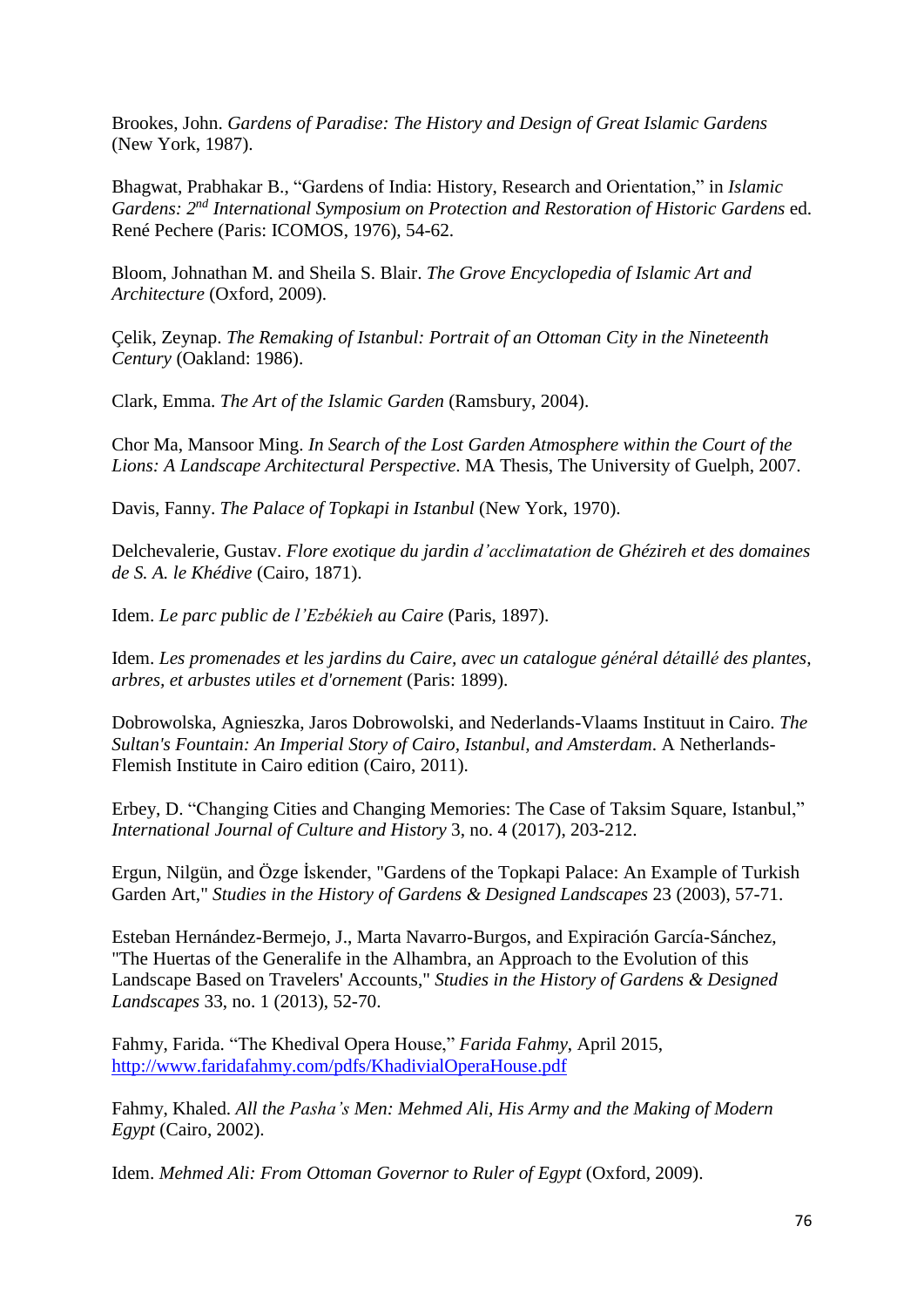Brookes, John. *Gardens of Paradise: The History and Design of Great Islamic Gardens* (New York, 1987).

Bhagwat, Prabhakar B., "Gardens of India: History, Research and Orientation," in *Islamic Gardens: 2nd International Symposium on Protection and Restoration of Historic Gardens* ed. René Pechere (Paris: ICOMOS, 1976), 54-62.

Bloom, Johnathan M. and Sheila S. Blair. *The Grove Encyclopedia of Islamic Art and Architecture* (Oxford, 2009).

Çelik, Zeynap. *The Remaking of Istanbul: Portrait of an Ottoman City in the Nineteenth Century* (Oakland: 1986).

Clark, Emma. *The Art of the Islamic Garden* (Ramsbury, 2004).

Chor Ma, Mansoor Ming. *In Search of the Lost Garden Atmosphere within the Court of the Lions: A Landscape Architectural Perspective*. MA Thesis, The University of Guelph, 2007.

Davis, Fanny. *The Palace of Topkapi in Istanbul* (New York, 1970).

Delchevalerie, Gustav. *Flore exotique du jardin d'acclimatation de Ghézireh et des domaines de S. A. le Khédive* (Cairo, 1871).

Idem. *Le parc public de l'Ezbékieh au Caire* (Paris, 1897).

Idem. *Les promenades et les jardins du Caire, avec un catalogue général détaillé des plantes, arbres, et arbustes utiles et d'ornement* (Paris: 1899).

Dobrowolska, Agnieszka, Jaros Dobrowolski, and Nederlands-Vlaams Instituut in Cairo. *The Sultan's Fountain: An Imperial Story of Cairo, Istanbul, and Amsterdam*. A Netherlands-Flemish Institute in Cairo edition (Cairo, 2011).

Erbey, D. "Changing Cities and Changing Memories: The Case of Taksim Square, Istanbul," *International Journal of Culture and History* 3, no. 4 (2017), 203-212.

Ergun, Nilgün, and Özge İskender, "Gardens of the Topkapi Palace: An Example of Turkish Garden Art," *Studies in the History of Gardens & Designed Landscapes* 23 (2003), 57-71.

Esteban Hernández-Bermejo, J., Marta Navarro-Burgos, and Expiración García-Sánchez, "The Huertas of the Generalife in the Alhambra, an Approach to the Evolution of this Landscape Based on Travelers' Accounts," *Studies in the History of Gardens & Designed Landscapes* 33, no. 1 (2013), 52-70.

Fahmy, Farida. "The Khedival Opera House," *Farida Fahmy*, April 2015, http://www.faridafahmy.com/pdfs/KhadivialOperaHouse.pdf

Fahmy, Khaled. *All the Pasha's Men: Mehmed Ali, His Army and the Making of Modern Egypt* (Cairo, 2002).

Idem. *Mehmed Ali: From Ottoman Governor to Ruler of Egypt* (Oxford, 2009).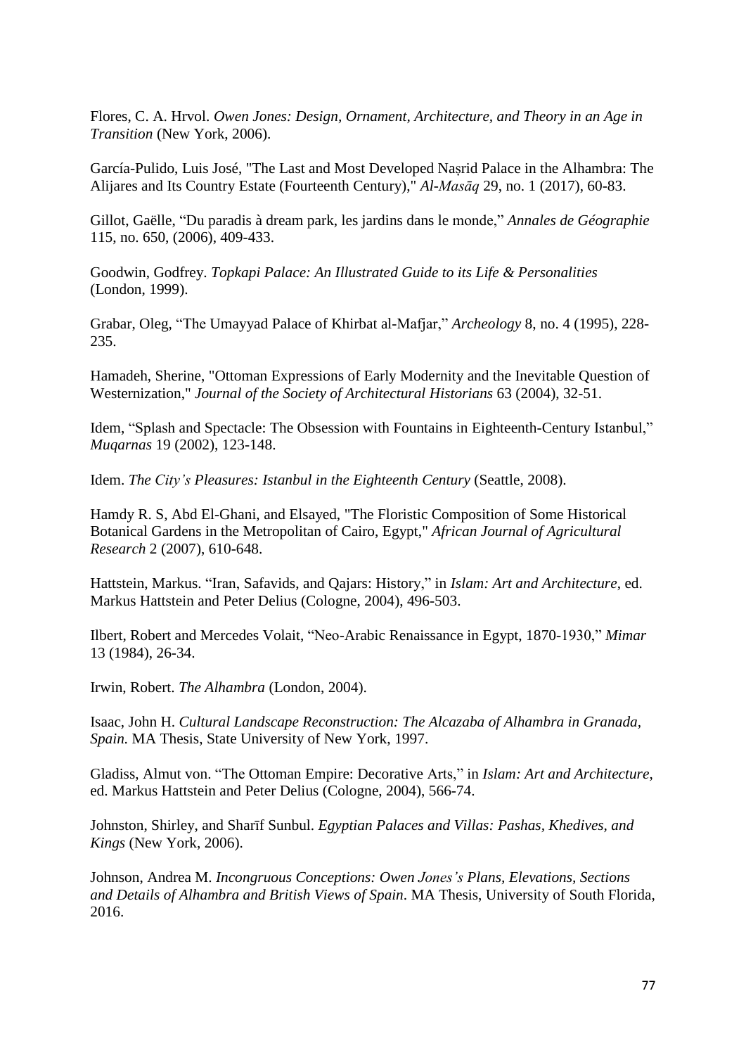Flores, C. A. Hrvol. *Owen Jones: Design, Ornament, Architecture, and Theory in an Age in Transition* (New York, 2006).

García-Pulido, Luis José, "The Last and Most Developed Naṣrid Palace in the Alhambra: The Alijares and Its Country Estate (Fourteenth Century)," *Al-Masāq* 29, no. 1 (2017), 60-83.

Gillot, Gaëlle, "Du paradis à dream park, les jardins dans le monde," *Annales de Géographie* 115, no. 650, (2006), 409-433.

Goodwin, Godfrey. *Topkapi Palace: An Illustrated Guide to its Life & Personalities* (London, 1999).

Grabar, Oleg, "The Umayyad Palace of Khirbat al-Mafjar," *Archeology* 8, no. 4 (1995), 228-235.

Hamadeh, Sherine, "Ottoman Expressions of Early Modernity and the Inevitable Question of Westernization," *Journal of the Society of Architectural Historians* 63 (2004), 32-51.

Idem, "Splash and Spectacle: The Obsession with Fountains in Eighteenth-Century Istanbul," *Muqarnas* 19 (2002), 123-148.

Idem. *The City's Pleasures: Istanbul in the Eighteenth Century* (Seattle, 2008).

Hamdy R. S, Abd El-Ghani, and Elsayed, "The Floristic Composition of Some Historical Botanical Gardens in the Metropolitan of Cairo, Egypt," *African Journal of Agricultural Research* 2 (2007), 610-648.

Hattstein, Markus. "Iran, Safavids, and Qajars: History," in *Islam: Art and Architecture*, ed. Markus Hattstein and Peter Delius (Cologne, 2004), 496-503.

Ilbert, Robert and Mercedes Volait, "Neo-Arabic Renaissance in Egypt, 1870-1930," *Mimar* 13 (1984), 26-34.

Irwin, Robert. *The Alhambra* (London, 2004).

Isaac, John H. *Cultural Landscape Reconstruction: The Alcazaba of Alhambra in Granada, Spain.* MA Thesis, State University of New York, 1997.

Gladiss, Almut von. "The Ottoman Empire: Decorative Arts," in *Islam: Art and Architecture*, ed. Markus Hattstein and Peter Delius (Cologne, 2004), 566-74.

Johnston, Shirley, and Sharīf Sunbul. *Egyptian Palaces and Villas: Pashas, Khedives, and Kings* (New York, 2006).

Johnson, Andrea M. *Incongruous Conceptions: Owen Jones's Plans, Elevations, Sections and Details of Alhambra and British Views of Spain*. MA Thesis, University of South Florida, 2016.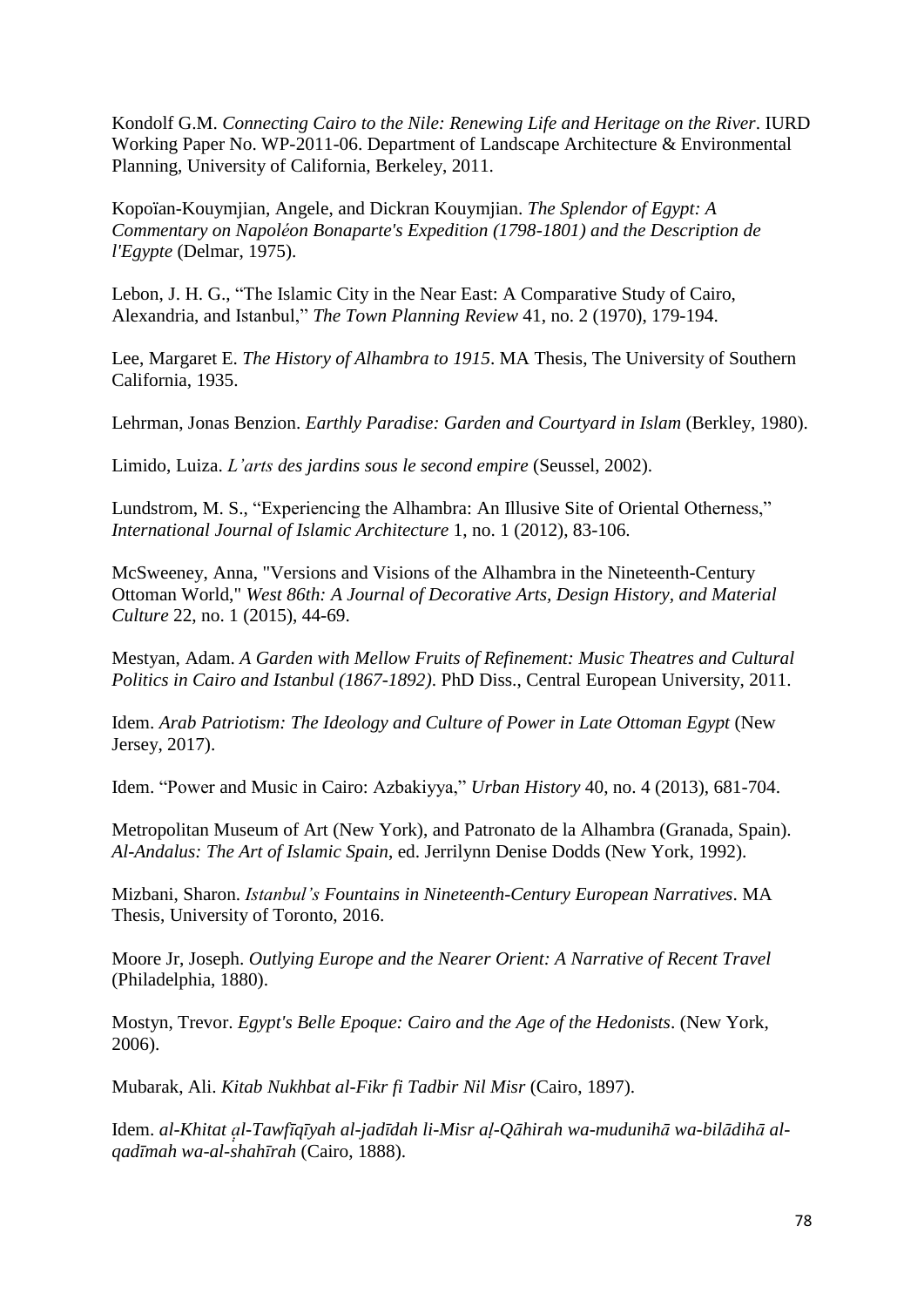Kondolf G.M. *Connecting Cairo to the Nile: Renewing Life and Heritage on the River*. IURD Working Paper No. WP-2011-06. Department of Landscape Architecture & Environmental Planning, University of California, Berkeley, 2011.

Kopoïan-Kouymjian, Angele, and Dickran Kouymjian. *The Splendor of Egypt: A Commentary on Napoléon Bonaparte's Expedition (1798-1801) and the Description de l'Egypte* (Delmar, 1975).

Lebon, J. H. G., "The Islamic City in the Near East: A Comparative Study of Cairo, Alexandria, and Istanbul," *The Town Planning Review* 41, no. 2 (1970), 179-194.

Lee, Margaret E. *The History of Alhambra to 1915*. MA Thesis, The University of Southern California, 1935.

Lehrman, Jonas Benzion. *Earthly Paradise: Garden and Courtyard in Islam* (Berkley, 1980).

Limido, Luiza. *L'arts des jardins sous le second empire* (Seussel, 2002).

Lundstrom, M. S., "Experiencing the Alhambra: An Illusive Site of Oriental Otherness," *International Journal of Islamic Architecture* 1, no. 1 (2012), 83-106.

McSweeney, Anna, "Versions and Visions of the Alhambra in the Nineteenth-Century Ottoman World," *West 86th: A Journal of Decorative Arts, Design History, and Material Culture* 22, no. 1 (2015), 44-69.

Mestyan, Adam. *A Garden with Mellow Fruits of Refinement: Music Theatres and Cultural Politics in Cairo and Istanbul (1867-1892)*. PhD Diss., Central European University, 2011.

Idem. *Arab Patriotism: The Ideology and Culture of Power in Late Ottoman Egypt* (New Jersey, 2017).

Idem. "Power and Music in Cairo: Azbakiyya," *Urban History* 40, no. 4 (2013), 681-704.

Metropolitan Museum of Art (New York), and Patronato de la Alhambra (Granada, Spain). *Al-Andalus: The Art of Islamic Spain*, ed. Jerrilynn Denise Dodds (New York, 1992).

Mizbani, Sharon. *Istanbul's Fountains in Nineteenth-Century European Narratives*. MA Thesis, University of Toronto, 2016.

Moore Jr, Joseph. *Outlying Europe and the Nearer Orient: A Narrative of Recent Travel* (Philadelphia, 1880).

Mostyn, Trevor. *Egypt's Belle Epoque: Cairo and the Age of the Hedonists*. (New York, 2006).

Mubarak, Ali. *Kitab Nukhbat al-Fikr fi Tadbir Nil Misr* (Cairo, 1897).

Idem. *al-Khitat ạl-Tawfīqīyah al-jadīdah li-Misr aḷ-Qāhirah wa-mudunihā wa-bilādihā al-qadīmah wa-al-shahīrah* (Cairo, 1888).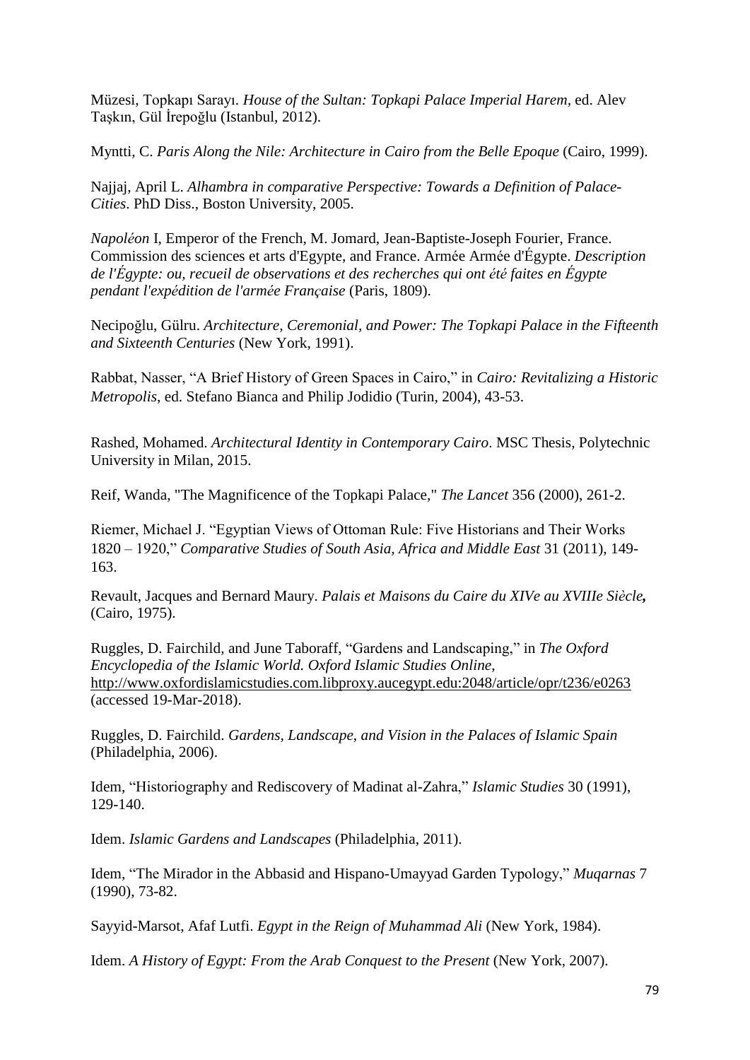Müzesi, Topkapı Sarayı. *House of the Sultan: Topkapi Palace Imperial Harem*, ed. Alev Taşkın, Gül İrepoğlu (Istanbul, 2012).

Myntti, C. *Paris Along the Nile: Architecture in Cairo from the Belle Epoque* (Cairo, 1999).

Najjaj, April L. *Alhambra in comparative Perspective: Towards a Definition of Palace-Cities*. PhD Diss., Boston University, 2005.

*Napoléon* I, Emperor of the French, M. Jomard, Jean-Baptiste-Joseph Fourier, France. Commission des sciences et arts d'Egypte, and France. Armée Armée d'Égypte. *Description de l'Égypte: ou, recueil de observations et des recherches qui ont été faites en Égypte pendant l'expédition de l'armée Française* (Paris, 1809).

Necipoğlu, Gülru. *Architecture, Ceremonial, and Power: The Topkapi Palace in the Fifteenth and Sixteenth Centuries* (New York, 1991).

Rabbat, Nasser, "A Brief History of Green Spaces in Cairo," in *Cairo: Revitalizing a Historic Metropolis*, ed. Stefano Bianca and Philip Jodidio (Turin, 2004), 43-53.

Rashed, Mohamed. *Architectural Identity in Contemporary Cairo*. MSC Thesis, Polytechnic University in Milan, 2015.

Reif, Wanda, "The Magnificence of the Topkapi Palace," *The Lancet* 356 (2000), 261-2.

Riemer, Michael J. "Egyptian Views of Ottoman Rule: Five Historians and Their Works 1820 – 1920," *Comparative Studies of South Asia, Africa and Middle East* 31 (2011), 149-163.

Revault, Jacques and Bernard Maury. *Palais et Maisons du Caire du XIVe au XVIIIe Siècle***,** (Cairo, 1975).

Ruggles, D. Fairchild, and June Taboraff, "Gardens and Landscaping," in *The Oxford Encyclopedia of the Islamic World. Oxford Islamic Studies Online*, http://www.oxfordislamicstudies.com.libproxy.aucegypt.edu:2048/article/opr/t236/e0263 (accessed 19-Mar-2018).

Ruggles, D. Fairchild. *Gardens, Landscape, and Vision in the Palaces of Islamic Spain* (Philadelphia, 2006).

Idem, "Historiography and Rediscovery of Madinat al-Zahra," *Islamic Studies* 30 (1991), 129-140.

Idem. *Islamic Gardens and Landscapes* (Philadelphia, 2011).

Idem, "The Mirador in the Abbasid and Hispano-Umayyad Garden Typology," *Muqarnas* 7 (1990), 73-82.

Sayyid-Marsot, Afaf Lutfi. *Egypt in the Reign of Muhammad Ali* (New York, 1984).

Idem. *A History of Egypt: From the Arab Conquest to the Present* (New York, 2007).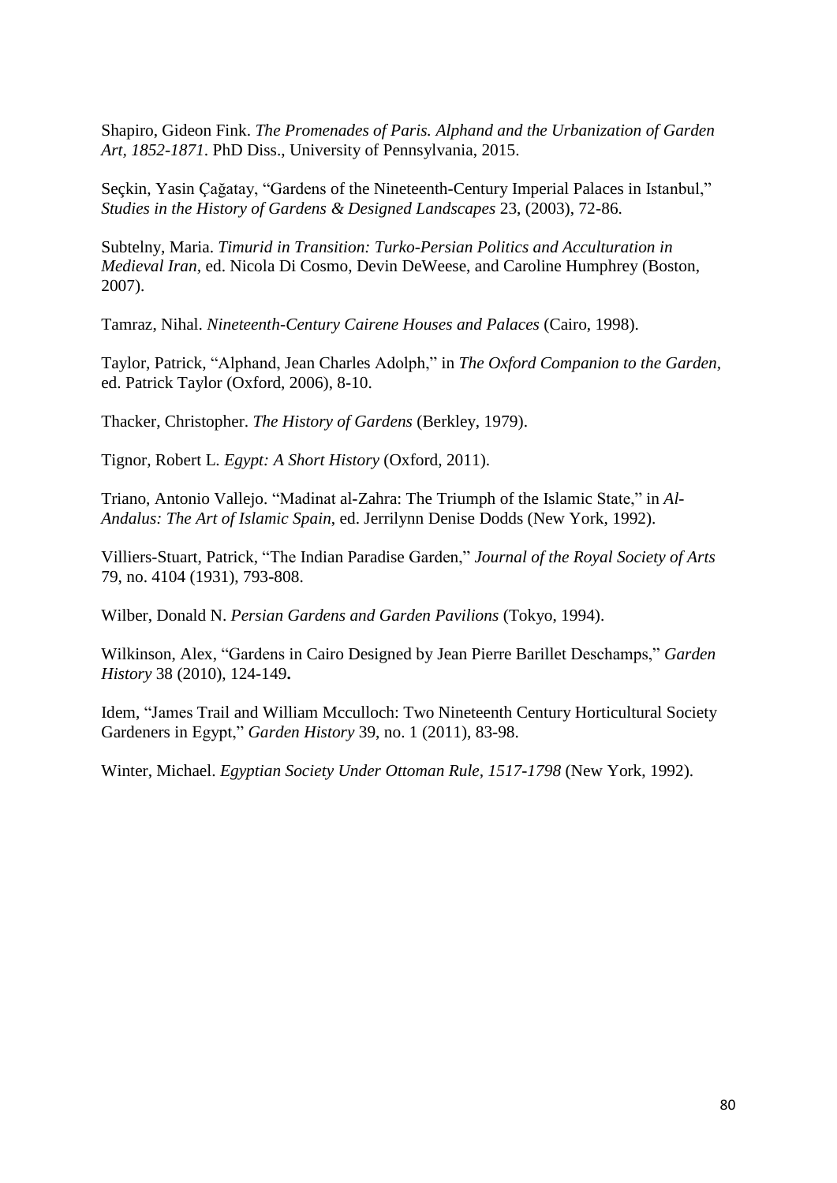Shapiro, Gideon Fink. *The Promenades of Paris. Alphand and the Urbanization of Garden Art, 1852-1871*. PhD Diss., University of Pennsylvania, 2015.

Seçkin, Yasin Çağatay, "Gardens of the Nineteenth-Century Imperial Palaces in Istanbul," *Studies in the History of Gardens & Designed Landscapes* 23, (2003), 72-86.

Subtelny, Maria. *Timurid in Transition: Turko-Persian Politics and Acculturation in Medieval Iran*, ed. Nicola Di Cosmo, Devin DeWeese, and Caroline Humphrey (Boston, 2007).

Tamraz, Nihal. *Nineteenth-Century Cairene Houses and Palaces* (Cairo, 1998).

Taylor, Patrick, "Alphand, Jean Charles Adolph," in *The Oxford Companion to the Garden*, ed. Patrick Taylor (Oxford, 2006), 8-10.

Thacker, Christopher. *The History of Gardens* (Berkley, 1979).

Tignor, Robert L. *Egypt: A Short History* (Oxford, 2011).

Triano, Antonio Vallejo. "Madinat al-Zahra: The Triumph of the Islamic State," in *Al-Andalus: The Art of Islamic Spain*, ed. Jerrilynn Denise Dodds (New York, 1992).

Villiers-Stuart, Patrick, "The Indian Paradise Garden," *Journal of the Royal Society of Arts* 79, no. 4104 (1931), 793-808.

Wilber, Donald N. *Persian Gardens and Garden Pavilions* (Tokyo, 1994).

Wilkinson, Alex, "Gardens in Cairo Designed by Jean Pierre Barillet Deschamps," *Garden History* 38 (2010), 124-149**.**

Idem, "James Trail and William Mcculloch: Two Nineteenth Century Horticultural Society Gardeners in Egypt," *Garden History* 39, no. 1 (2011), 83-98.

Winter, Michael. *Egyptian Society Under Ottoman Rule, 1517-1798* (New York, 1992).